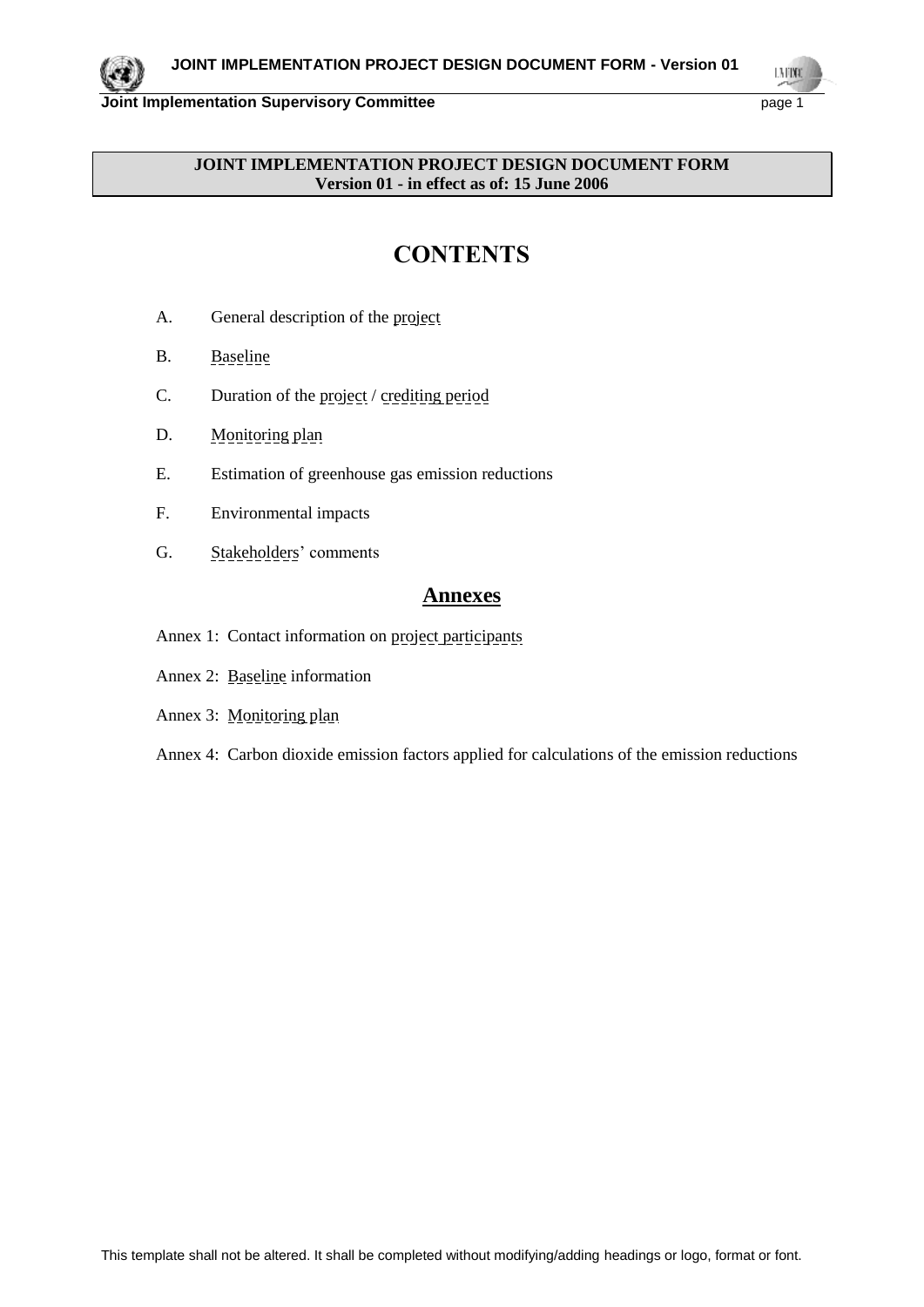**JOINT IMPLEMENTATION PROJECT DESIGN DOCUMENT FORM**
**Version 01 - in effect as of: 15 June 2006**

# CONTENTS

A. General description of the project

B. Baseline

C. Duration of the project / crediting period

D. Monitoring plan

E. Estimation of greenhouse gas emission reductions

F. Environmental impacts

G. Stakeholders' comments

## Annexes

Annex 1: Contact information on project participants

Annex 2: Baseline information

Annex 3: Monitoring plan

Annex 4: Carbon dioxide emission factors applied for calculations of the emission reductions

This template shall not be altered. It shall be completed without modifying/adding headings or logo, format or font.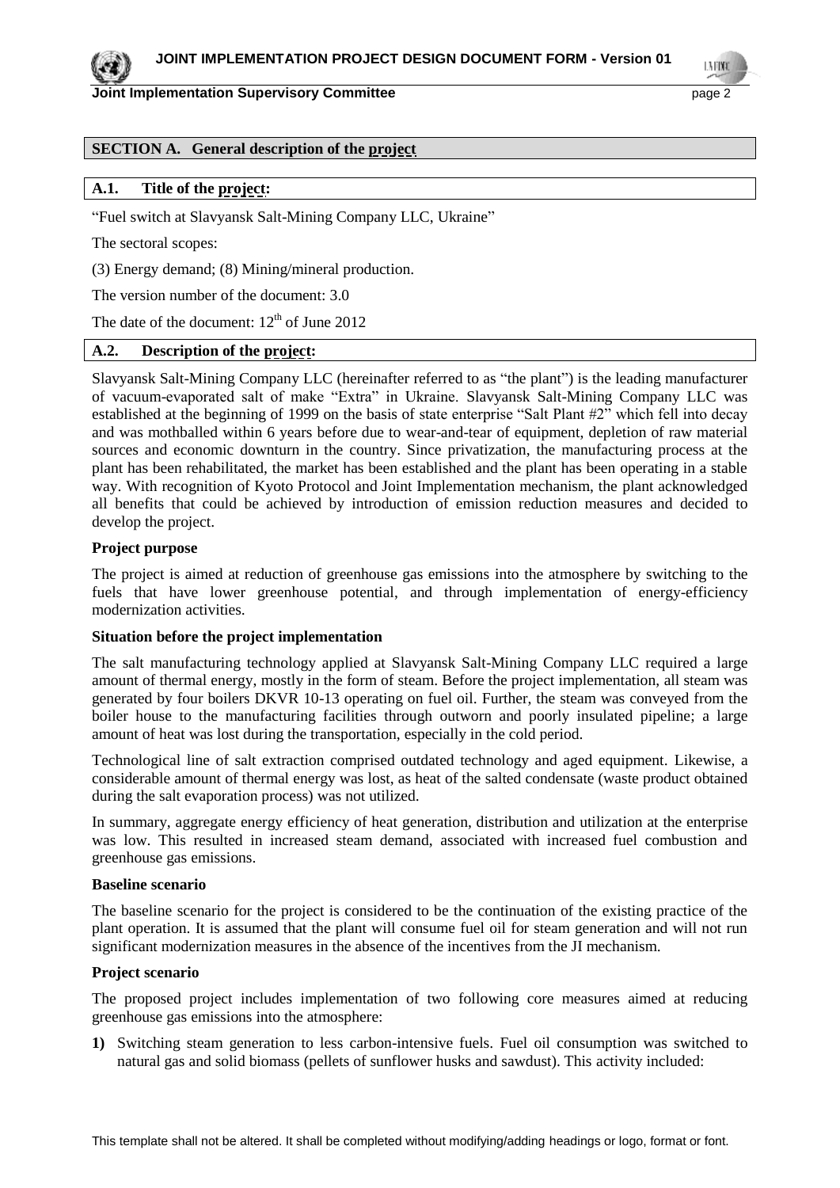## SECTION A. General description of the project

### A.1. Title of the project:

"Fuel switch at Slavyansk Salt-Mining Company LLC, Ukraine"

The sectoral scopes:

(3) Energy demand; (8) Mining/mineral production.

The version number of the document: 3.0

The date of the document: 12th of June 2012

### A.2. Description of the project:

Slavyansk Salt-Mining Company LLC (hereinafter referred to as "the plant") is the leading manufacturer of vacuum-evaporated salt of make "Extra" in Ukraine. Slavyansk Salt-Mining Company LLC was established at the beginning of 1999 on the basis of state enterprise "Salt Plant #2" which fell into decay and was mothballed within 6 years before due to wear-and-tear of equipment, depletion of raw material sources and economic downturn in the country. Since privatization, the manufacturing process at the plant has been rehabilitated, the market has been established and the plant has been operating in a stable way. With recognition of Kyoto Protocol and Joint Implementation mechanism, the plant acknowledged all benefits that could be achieved by introduction of emission reduction measures and decided to develop the project.

**Project purpose**

The project is aimed at reduction of greenhouse gas emissions into the atmosphere by switching to the fuels that have lower greenhouse potential, and through implementation of energy-efficiency modernization activities.

**Situation before the project implementation**

The salt manufacturing technology applied at Slavyansk Salt-Mining Company LLC required a large amount of thermal energy, mostly in the form of steam. Before the project implementation, all steam was generated by four boilers DKVR 10-13 operating on fuel oil. Further, the steam was conveyed from the boiler house to the manufacturing facilities through outworn and poorly insulated pipeline; a large amount of heat was lost during the transportation, especially in the cold period.

Technological line of salt extraction comprised outdated technology and aged equipment. Likewise, a considerable amount of thermal energy was lost, as heat of the salted condensate (waste product obtained during the salt evaporation process) was not utilized.

In summary, aggregate energy efficiency of heat generation, distribution and utilization at the enterprise was low. This resulted in increased steam demand, associated with increased fuel combustion and greenhouse gas emissions.

**Baseline scenario**

The baseline scenario for the project is considered to be the continuation of the existing practice of the plant operation. It is assumed that the plant will consume fuel oil for steam generation and will not run significant modernization measures in the absence of the incentives from the JI mechanism.

**Project scenario**

The proposed project includes implementation of two following core measures aimed at reducing greenhouse gas emissions into the atmosphere:

1) Switching steam generation to less carbon-intensive fuels. Fuel oil consumption was switched to natural gas and solid biomass (pellets of sunflower husks and sawdust). This activity included: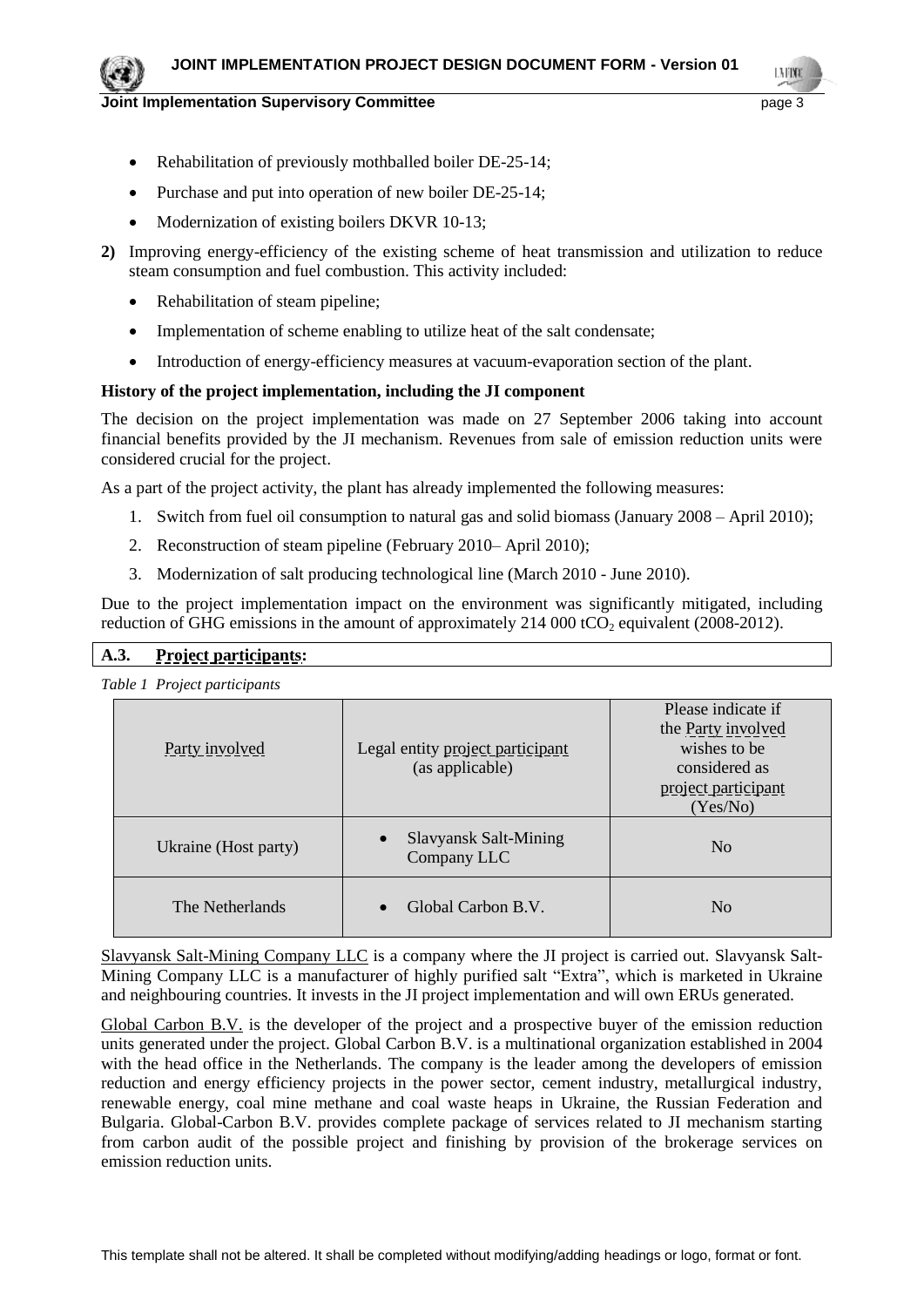- Rehabilitation of previously mothballed boiler DE-25-14;
- Purchase and put into operation of new boiler DE-25-14;
- Modernization of existing boilers DKVR 10-13;

**2)** Improving energy-efficiency of the existing scheme of heat transmission and utilization to reduce steam consumption and fuel combustion. This activity included:

- Rehabilitation of steam pipeline;
- Implementation of scheme enabling to utilize heat of the salt condensate;
- Introduction of energy-efficiency measures at vacuum-evaporation section of the plant.

**History of the project implementation, including the JI component**

The decision on the project implementation was made on 27 September 2006 taking into account financial benefits provided by the JI mechanism. Revenues from sale of emission reduction units were considered crucial for the project.

As a part of the project activity, the plant has already implemented the following measures:

1. Switch from fuel oil consumption to natural gas and solid biomass (January 2008 – April 2010);
2. Reconstruction of steam pipeline (February 2010– April 2010);
3. Modernization of salt producing technological line (March 2010 - June 2010).

Due to the project implementation impact on the environment was significantly mitigated, including reduction of GHG emissions in the amount of approximately 214 000 $tCO_2$ equivalent (2008-2012).

## A.3. Project participants:

*Table 1 Project participants*

| Party involved | Legal entity project participant (as applicable) | Please indicate if the Party involved wishes to be considered as project participant (Yes/No) |
|---|---|---|
| Ukraine (Host party) | • Slavyansk Salt-Mining Company LLC | No |
| The Netherlands | • Global Carbon B.V. | No |

Slavyansk Salt-Mining Company LLC is a company where the JI project is carried out. Slavyansk Salt-Mining Company LLC is a manufacturer of highly purified salt "Extra", which is marketed in Ukraine and neighbouring countries. It invests in the JI project implementation and will own ERUs generated.

Global Carbon B.V. is the developer of the project and a prospective buyer of the emission reduction units generated under the project. Global Carbon B.V. is a multinational organization established in 2004 with the head office in the Netherlands. The company is the leader among the developers of emission reduction and energy efficiency projects in the power sector, cement industry, metallurgical industry, renewable energy, coal mine methane and coal waste heaps in Ukraine, the Russian Federation and Bulgaria. Global-Carbon B.V. provides complete package of services related to JI mechanism starting from carbon audit of the possible project and finishing by provision of the brokerage services on emission reduction units.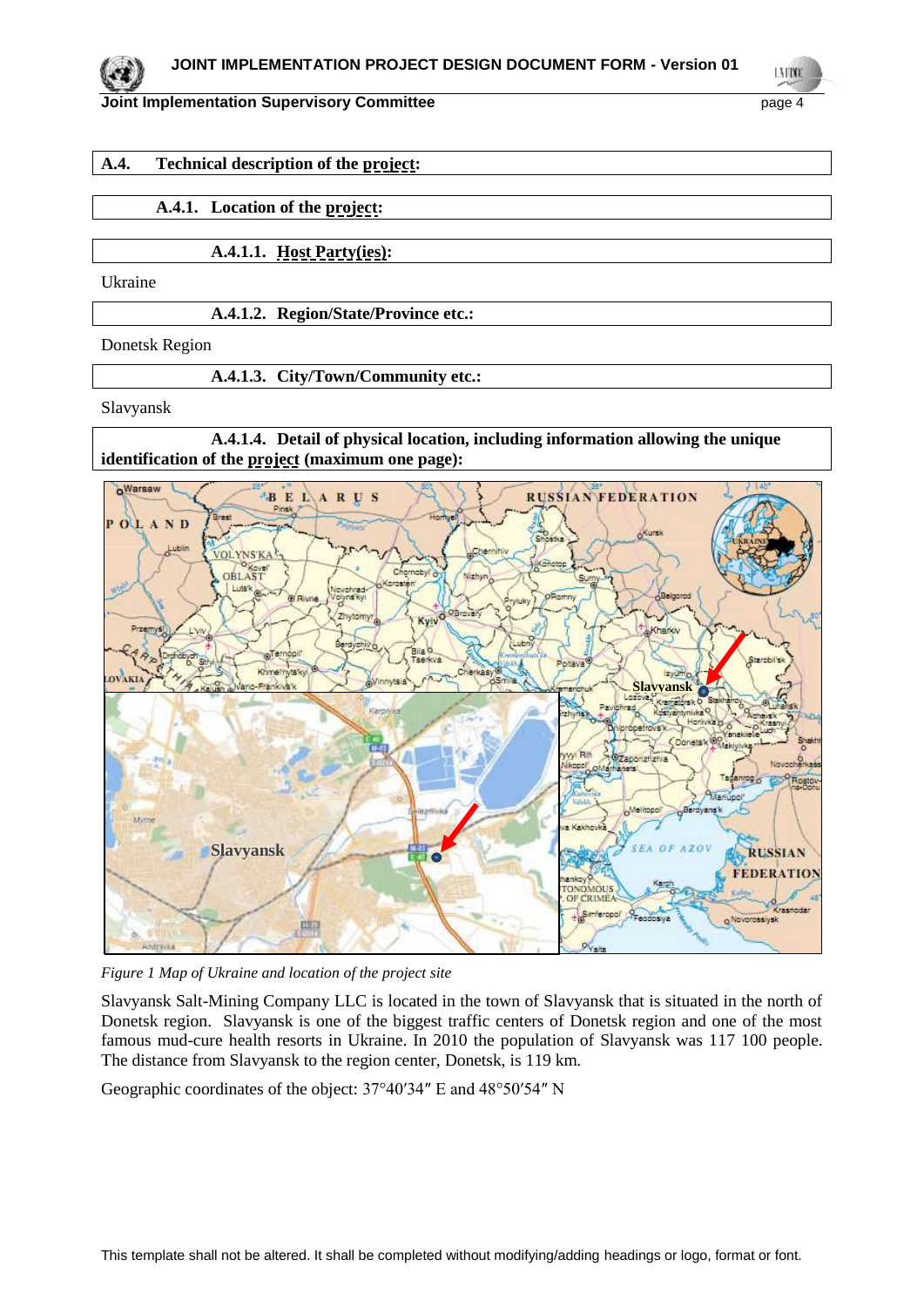## A.4. Technical description of the project:

### A.4.1. Location of the project:

#### A.4.1.1. Host Party(ies):

Ukraine

#### A.4.1.2. Region/State/Province etc.:

Donetsk Region

#### A.4.1.3. City/Town/Community etc.:

Slavyansk

#### A.4.1.4. Detail of physical location, including information allowing the unique identification of the project (maximum one page):

*Figure 1 Map of Ukraine and location of the project site*

Slavyansk Salt-Mining Company LLC is located in the town of Slavyansk that is situated in the north of Donetsk region. Slavyansk is one of the biggest traffic centers of Donetsk region and one of the most famous mud-cure health resorts in Ukraine. In 2010 the population of Slavyansk was 117 100 people. The distance from Slavyansk to the region center, Donetsk, is 119 km.

Geographic coordinates of the object: 37°40′34″ E and 48°50′54″ N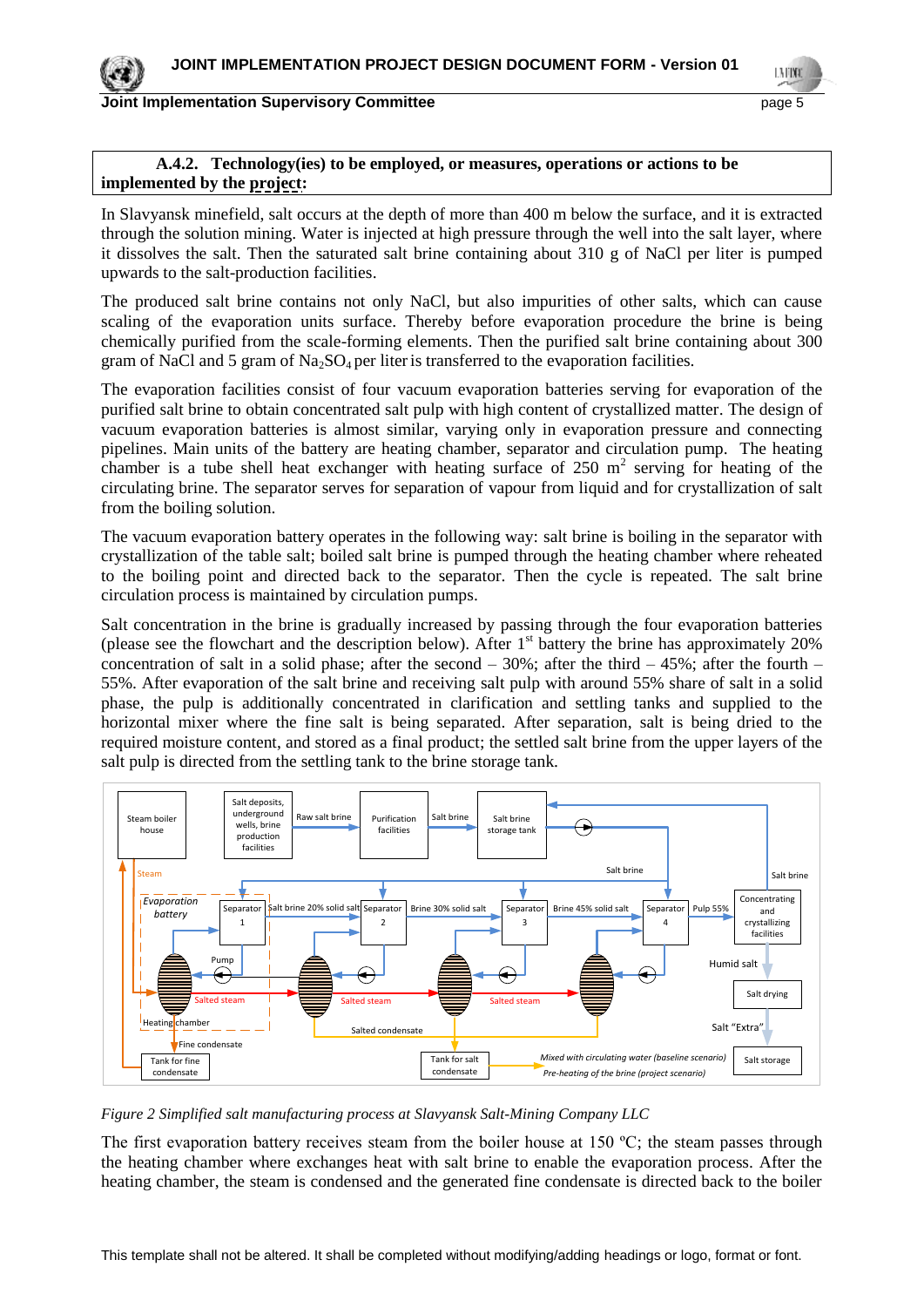### A.4.2. Technology(ies) to be employed, or measures, operations or actions to be implemented by the project:

In Slavyansk minefield, salt occurs at the depth of more than 400 m below the surface, and it is extracted through the solution mining. Water is injected at high pressure through the well into the salt layer, where it dissolves the salt. Then the saturated salt brine containing about 310 g of NaCl per liter is pumped upwards to the salt-production facilities.

The produced salt brine contains not only NaCl, but also impurities of other salts, which can cause scaling of the evaporation units surface. Thereby before evaporation procedure the brine is being chemically purified from the scale-forming elements. Then the purified salt brine containing about 300 gram of NaCl and 5 gram of $Na_2SO_4$ per liter is transferred to the evaporation facilities.

The evaporation facilities consist of four vacuum evaporation batteries serving for evaporation of the purified salt brine to obtain concentrated salt pulp with high content of crystallized matter. The design of vacuum evaporation batteries is almost similar, varying only in evaporation pressure and connecting pipelines. Main units of the battery are heating chamber, separator and circulation pump. The heating chamber is a tube shell heat exchanger with heating surface of 250 $m^2$ serving for heating of the circulating brine. The separator serves for separation of vapour from liquid and for crystallization of salt from the boiling solution.

The vacuum evaporation battery operates in the following way: salt brine is boiling in the separator with crystallization of the table salt; boiled salt brine is pumped through the heating chamber where reheated to the boiling point and directed back to the separator. Then the cycle is repeated. The salt brine circulation process is maintained by circulation pumps.

Salt concentration in the brine is gradually increased by passing through the four evaporation batteries (please see the flowchart and the description below). After 1st battery the brine has approximately 20% concentration of salt in a solid phase; after the second – 30%; after the third – 45%; after the fourth – 55%. After evaporation of the salt brine and receiving salt pulp with around 55% share of salt in a solid phase, the pulp is additionally concentrated in clarification and settling tanks and supplied to the horizontal mixer where the fine salt is being separated. After separation, salt is being dried to the required moisture content, and stored as a final product; the settled salt brine from the upper layers of the salt pulp is directed from the settling tank to the brine storage tank.

*Figure 2 Simplified salt manufacturing process at Slavyansk Salt-Mining Company LLC*

The first evaporation battery receives steam from the boiler house at 150 ºC; the steam passes through the heating chamber where exchanges heat with salt brine to enable the evaporation process. After the heating chamber, the steam is condensed and the generated fine condensate is directed back to the boiler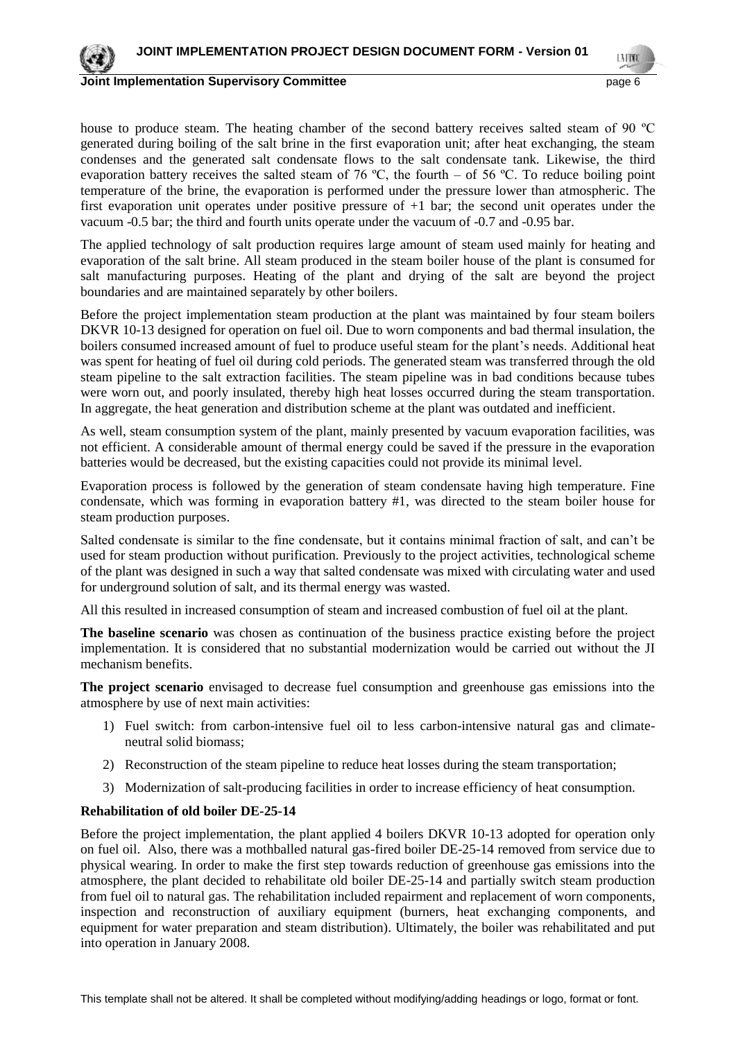house to produce steam. The heating chamber of the second battery receives salted steam of 90 ºC generated during boiling of the salt brine in the first evaporation unit; after heat exchanging, the steam condenses and the generated salt condensate flows to the salt condensate tank. Likewise, the third evaporation battery receives the salted steam of 76 ºC, the fourth – of 56 ºC. To reduce boiling point temperature of the brine, the evaporation is performed under the pressure lower than atmospheric. The first evaporation unit operates under positive pressure of +1 bar; the second unit operates under the vacuum -0.5 bar; the third and fourth units operate under the vacuum of -0.7 and -0.95 bar.

The applied technology of salt production requires large amount of steam used mainly for heating and evaporation of the salt brine. All steam produced in the steam boiler house of the plant is consumed for salt manufacturing purposes. Heating of the plant and drying of the salt are beyond the project boundaries and are maintained separately by other boilers.

Before the project implementation steam production at the plant was maintained by four steam boilers DKVR 10-13 designed for operation on fuel oil. Due to worn components and bad thermal insulation, the boilers consumed increased amount of fuel to produce useful steam for the plant's needs. Additional heat was spent for heating of fuel oil during cold periods. The generated steam was transferred through the old steam pipeline to the salt extraction facilities. The steam pipeline was in bad conditions because tubes were worn out, and poorly insulated, thereby high heat losses occurred during the steam transportation. In aggregate, the heat generation and distribution scheme at the plant was outdated and inefficient.

As well, steam consumption system of the plant, mainly presented by vacuum evaporation facilities, was not efficient. A considerable amount of thermal energy could be saved if the pressure in the evaporation batteries would be decreased, but the existing capacities could not provide its minimal level.

Evaporation process is followed by the generation of steam condensate having high temperature. Fine condensate, which was forming in evaporation battery #1, was directed to the steam boiler house for steam production purposes.

Salted condensate is similar to the fine condensate, but it contains minimal fraction of salt, and can't be used for steam production without purification. Previously to the project activities, technological scheme of the plant was designed in such a way that salted condensate was mixed with circulating water and used for underground solution of salt, and its thermal energy was wasted.

All this resulted in increased consumption of steam and increased combustion of fuel oil at the plant.

**The baseline scenario** was chosen as continuation of the business practice existing before the project implementation. It is considered that no substantial modernization would be carried out without the JI mechanism benefits.

**The project scenario** envisaged to decrease fuel consumption and greenhouse gas emissions into the atmosphere by use of next main activities:

1) Fuel switch: from carbon-intensive fuel oil to less carbon-intensive natural gas and climate-neutral solid biomass;
2) Reconstruction of the steam pipeline to reduce heat losses during the steam transportation;
3) Modernization of salt-producing facilities in order to increase efficiency of heat consumption.

**Rehabilitation of old boiler DE-25-14**

Before the project implementation, the plant applied 4 boilers DKVR 10-13 adopted for operation only on fuel oil. Also, there was a mothballed natural gas-fired boiler DE-25-14 removed from service due to physical wearing. In order to make the first step towards reduction of greenhouse gas emissions into the atmosphere, the plant decided to rehabilitate old boiler DE-25-14 and partially switch steam production from fuel oil to natural gas. The rehabilitation included repairment and replacement of worn components, inspection and reconstruction of auxiliary equipment (burners, heat exchanging components, and equipment for water preparation and steam distribution). Ultimately, the boiler was rehabilitated and put into operation in January 2008.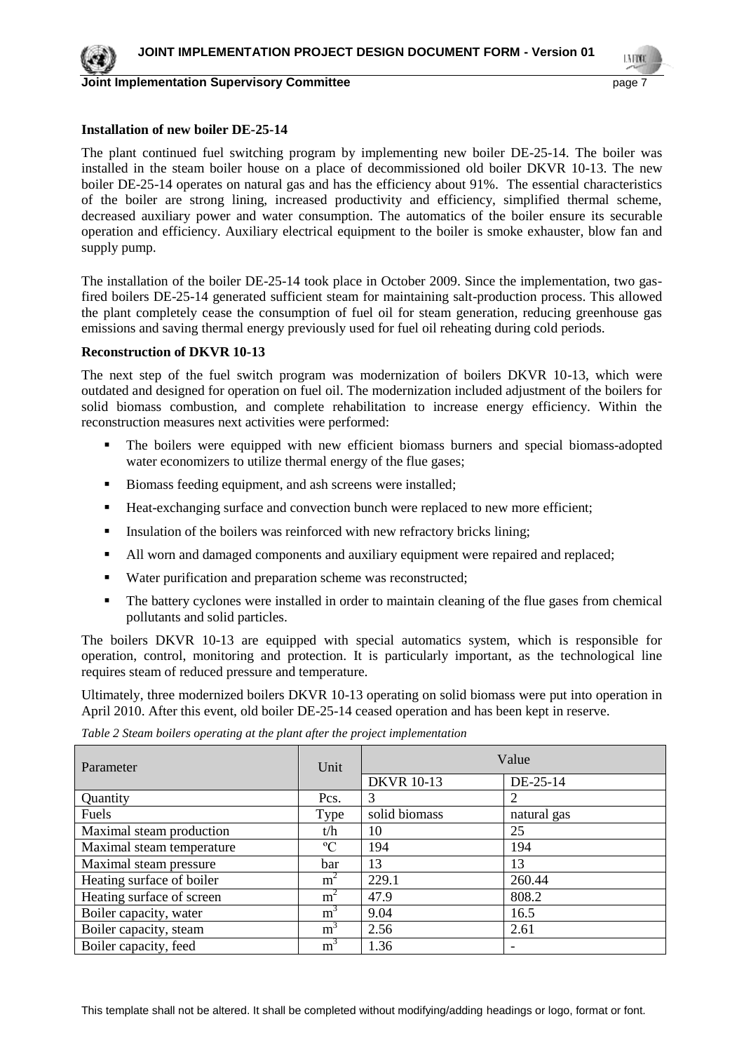**Installation of new boiler DE-25-14**

The plant continued fuel switching program by implementing new boiler DE-25-14. The boiler was installed in the steam boiler house on a place of decommissioned old boiler DKVR 10-13. The new boiler DE-25-14 operates on natural gas and has the efficiency about 91%. The essential characteristics of the boiler are strong lining, increased productivity and efficiency, simplified thermal scheme, decreased auxiliary power and water consumption. The automatics of the boiler ensure its securable operation and efficiency. Auxiliary electrical equipment to the boiler is smoke exhauster, blow fan and supply pump.

The installation of the boiler DE-25-14 took place in October 2009. Since the implementation, two gas-fired boilers DE-25-14 generated sufficient steam for maintaining salt-production process. This allowed the plant completely cease the consumption of fuel oil for steam generation, reducing greenhouse gas emissions and saving thermal energy previously used for fuel oil reheating during cold periods.

**Reconstruction of DKVR 10-13**

The next step of the fuel switch program was modernization of boilers DKVR 10-13, which were outdated and designed for operation on fuel oil. The modernization included adjustment of the boilers for solid biomass combustion, and complete rehabilitation to increase energy efficiency. Within the reconstruction measures next activities were performed:

- The boilers were equipped with new efficient biomass burners and special biomass-adopted water economizers to utilize thermal energy of the flue gases;
- Biomass feeding equipment, and ash screens were installed;
- Heat-exchanging surface and convection bunch were replaced to new more efficient;
- Insulation of the boilers was reinforced with new refractory bricks lining;
- All worn and damaged components and auxiliary equipment were repaired and replaced;
- Water purification and preparation scheme was reconstructed;
- The battery cyclones were installed in order to maintain cleaning of the flue gases from chemical pollutants and solid particles.

The boilers DKVR 10-13 are equipped with special automatics system, which is responsible for operation, control, monitoring and protection. It is particularly important, as the technological line requires steam of reduced pressure and temperature.

Ultimately, three modernized boilers DKVR 10-13 operating on solid biomass were put into operation in April 2010. After this event, old boiler DE-25-14 ceased operation and has been kept in reserve.

*Table 2 Steam boilers operating at the plant after the project implementation*

| Parameter | Unit | Value | |
|---|---|---|---|
| | | DKVR 10-13 | DE-25-14 |
| Quantity | Pcs. | 3 | 2 |
| Fuels | Type | solid biomass | natural gas |
| Maximal steam production | t/h | 10 | 25 |
| Maximal steam temperature | ºC | 194 | 194 |
| Maximal steam pressure | bar | 13 | 13 |
| Heating surface of boiler | $m^2$ | 229.1 | 260.44 |
| Heating surface of screen | $m^2$ | 47.9 | 808.2 |
| Boiler capacity, water | $m^3$ | 9.04 | 16.5 |
| Boiler capacity, steam | $m^3$ | 2.56 | 2.61 |
| Boiler capacity, feed | $m^3$ | 1.36 | - |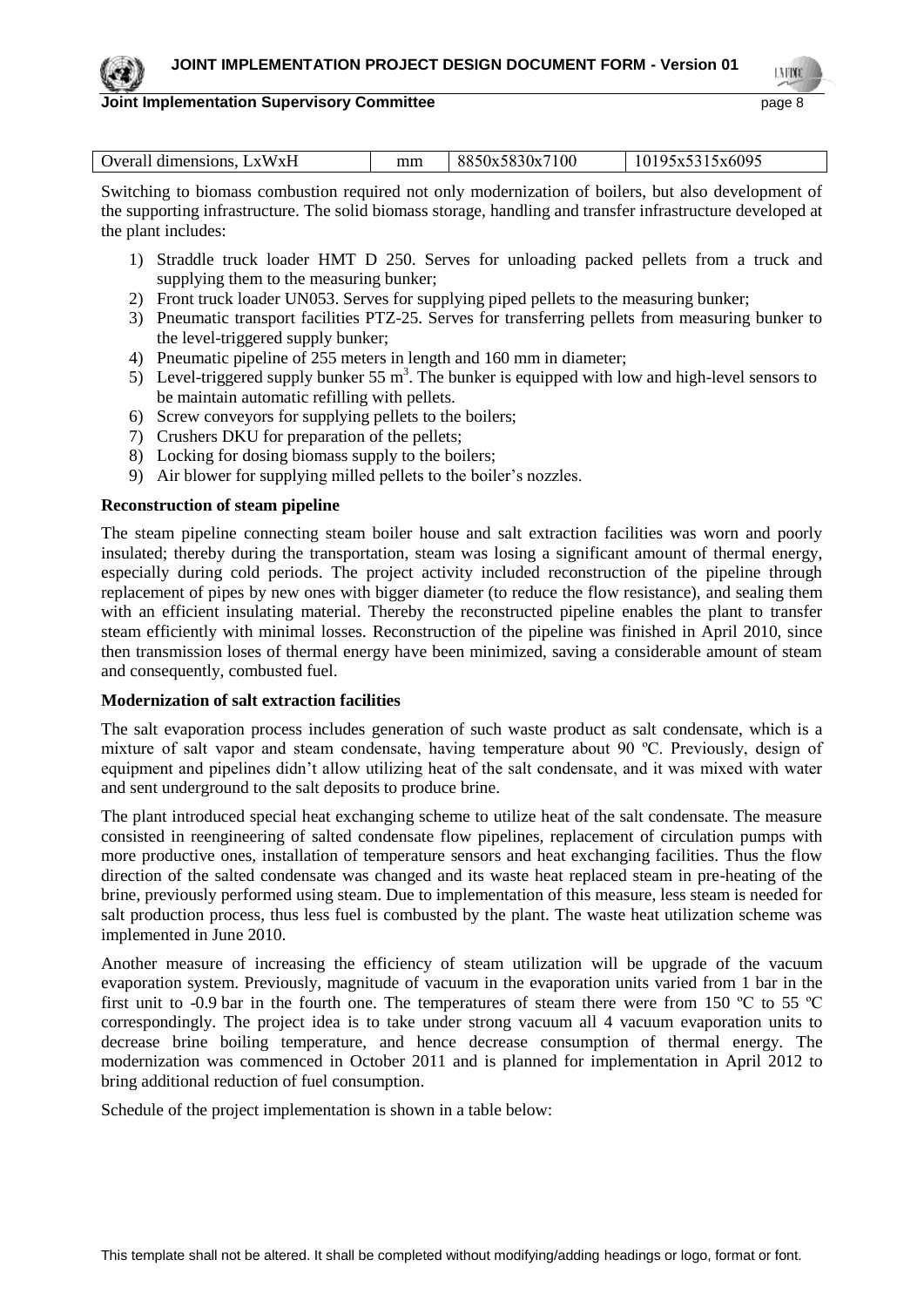| Overall dimensions, LxWxH | mm | 8850x5830x7100 | 10195x5315x6095 |
|---|---|---|---|

Switching to biomass combustion required not only modernization of boilers, but also development of the supporting infrastructure. The solid biomass storage, handling and transfer infrastructure developed at the plant includes:

1) Straddle truck loader HMT D 250. Serves for unloading packed pellets from a truck and supplying them to the measuring bunker;
2) Front truck loader UN053. Serves for supplying piped pellets to the measuring bunker;
3) Pneumatic transport facilities PTZ-25. Serves for transferring pellets from measuring bunker to the level-triggered supply bunker;
4) Pneumatic pipeline of 255 meters in length and 160 mm in diameter;
5) Level-triggered supply bunker 55 $m^3$. The bunker is equipped with low and high-level sensors to be maintain automatic refilling with pellets.
6) Screw conveyors for supplying pellets to the boilers;
7) Crushers DKU for preparation of the pellets;
8) Locking for dosing biomass supply to the boilers;
9) Air blower for supplying milled pellets to the boiler's nozzles.

**Reconstruction of steam pipeline**

The steam pipeline connecting steam boiler house and salt extraction facilities was worn and poorly insulated; thereby during the transportation, steam was losing a significant amount of thermal energy, especially during cold periods. The project activity included reconstruction of the pipeline through replacement of pipes by new ones with bigger diameter (to reduce the flow resistance), and sealing them with an efficient insulating material. Thereby the reconstructed pipeline enables the plant to transfer steam efficiently with minimal losses. Reconstruction of the pipeline was finished in April 2010, since then transmission loses of thermal energy have been minimized, saving a considerable amount of steam and consequently, combusted fuel.

**Modernization of salt extraction facilities**

The salt evaporation process includes generation of such waste product as salt condensate, which is a mixture of salt vapor and steam condensate, having temperature about 90 ºC. Previously, design of equipment and pipelines didn't allow utilizing heat of the salt condensate, and it was mixed with water and sent underground to the salt deposits to produce brine.

The plant introduced special heat exchanging scheme to utilize heat of the salt condensate. The measure consisted in reengineering of salted condensate flow pipelines, replacement of circulation pumps with more productive ones, installation of temperature sensors and heat exchanging facilities. Thus the flow direction of the salted condensate was changed and its waste heat replaced steam in pre-heating of the brine, previously performed using steam. Due to implementation of this measure, less steam is needed for salt production process, thus less fuel is combusted by the plant. The waste heat utilization scheme was implemented in June 2010.

Another measure of increasing the efficiency of steam utilization will be upgrade of the vacuum evaporation system. Previously, magnitude of vacuum in the evaporation units varied from 1 bar in the first unit to -0.9 bar in the fourth one. The temperatures of steam there were from 150 ºC to 55 ºC correspondingly. The project idea is to take under strong vacuum all 4 vacuum evaporation units to decrease brine boiling temperature, and hence decrease consumption of thermal energy. The modernization was commenced in October 2011 and is planned for implementation in April 2012 to bring additional reduction of fuel consumption.

Schedule of the project implementation is shown in a table below: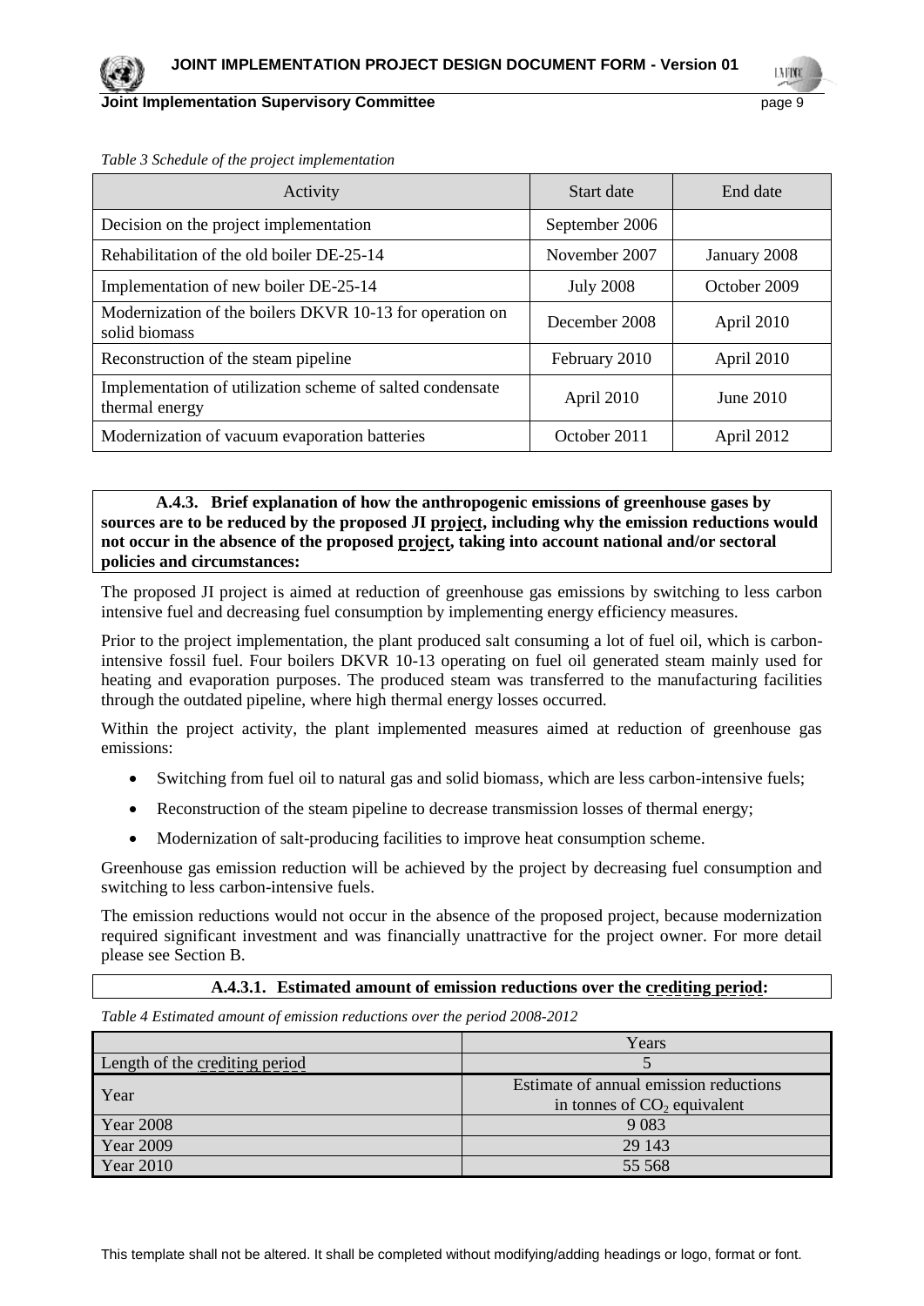*Table 3 Schedule of the project implementation*

| Activity | Start date | End date |
|---|---|---|
| Decision on the project implementation | September 2006 | |
| Rehabilitation of the old boiler DE-25-14 | November 2007 | January 2008 |
| Implementation of new boiler DE-25-14 | July 2008 | October 2009 |
| Modernization of the boilers DKVR 10-13 for operation on solid biomass | December 2008 | April 2010 |
| Reconstruction of the steam pipeline | February 2010 | April 2010 |
| Implementation of utilization scheme of salted condensate thermal energy | April 2010 | June 2010 |
| Modernization of vacuum evaporation batteries | October 2011 | April 2012 |

**A.4.3. Brief explanation of how the anthropogenic emissions of greenhouse gases by sources are to be reduced by the proposed JI project, including why the emission reductions would not occur in the absence of the proposed project, taking into account national and/or sectoral policies and circumstances:**

The proposed JI project is aimed at reduction of greenhouse gas emissions by switching to less carbon intensive fuel and decreasing fuel consumption by implementing energy efficiency measures.

Prior to the project implementation, the plant produced salt consuming a lot of fuel oil, which is carbon-intensive fossil fuel. Four boilers DKVR 10-13 operating on fuel oil generated steam mainly used for heating and evaporation purposes. The produced steam was transferred to the manufacturing facilities through the outdated pipeline, where high thermal energy losses occurred.

Within the project activity, the plant implemented measures aimed at reduction of greenhouse gas emissions:

- Switching from fuel oil to natural gas and solid biomass, which are less carbon-intensive fuels;
- Reconstruction of the steam pipeline to decrease transmission losses of thermal energy;
- Modernization of salt-producing facilities to improve heat consumption scheme.

Greenhouse gas emission reduction will be achieved by the project by decreasing fuel consumption and switching to less carbon-intensive fuels.

The emission reductions would not occur in the absence of the proposed project, because modernization required significant investment and was financially unattractive for the project owner. For more detail please see Section B.

**A.4.3.1. Estimated amount of emission reductions over the crediting period:**

*Table 4 Estimated amount of emission reductions over the period 2008-2012*

| | Years |
|---|---|
| Length of the crediting period | 5 |
| Year | Estimate of annual emission reductions in tonnes of $CO_2$ equivalent |
| Year 2008 | 9 083 |
| Year 2009 | 29 143 |
| Year 2010 | 55 568 |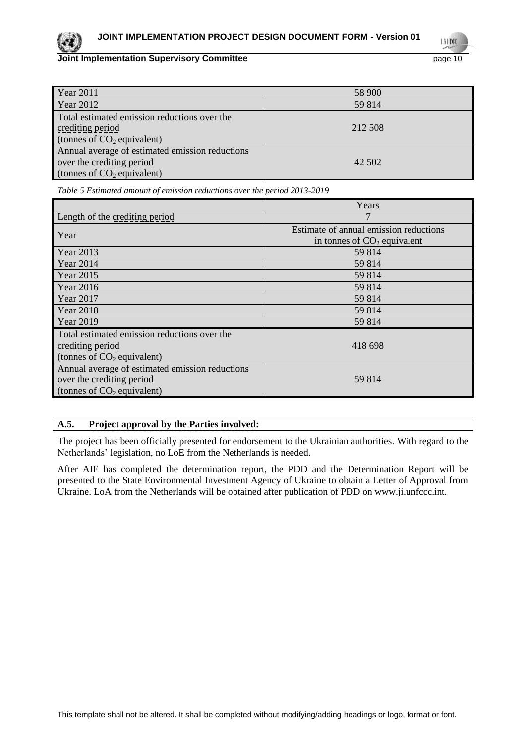| | |
|---|---|
| Year 2011 | 58 900 |
| Year 2012 | 59 814 |
| Total estimated emission reductions over the crediting period (tonnes of $CO_2$ equivalent) | 212 508 |
| Annual average of estimated emission reductions over the crediting period (tonnes of $CO_2$ equivalent) | 42 502 |

*Table 5 Estimated amount of emission reductions over the period 2013-2019*

| | Years |
|---|---|
| Length of the crediting period | 7 |
| Year | Estimate of annual emission reductions in tonnes of $CO_2$ equivalent |
| Year 2013 | 59 814 |
| Year 2014 | 59 814 |
| Year 2015 | 59 814 |
| Year 2016 | 59 814 |
| Year 2017 | 59 814 |
| Year 2018 | 59 814 |
| Year 2019 | 59 814 |
| Total estimated emission reductions over the crediting period (tonnes of $CO_2$ equivalent) | 418 698 |
| Annual average of estimated emission reductions over the crediting period (tonnes of $CO_2$ equivalent) | 59 814 |

### A.5. Project approval by the Parties involved:

The project has been officially presented for endorsement to the Ukrainian authorities. With regard to the Netherlands' legislation, no LoE from the Netherlands is needed.

After AIE has completed the determination report, the PDD and the Determination Report will be presented to the State Environmental Investment Agency of Ukraine to obtain a Letter of Approval from Ukraine. LoA from the Netherlands will be obtained after publication of PDD on www.ji.unfccc.int.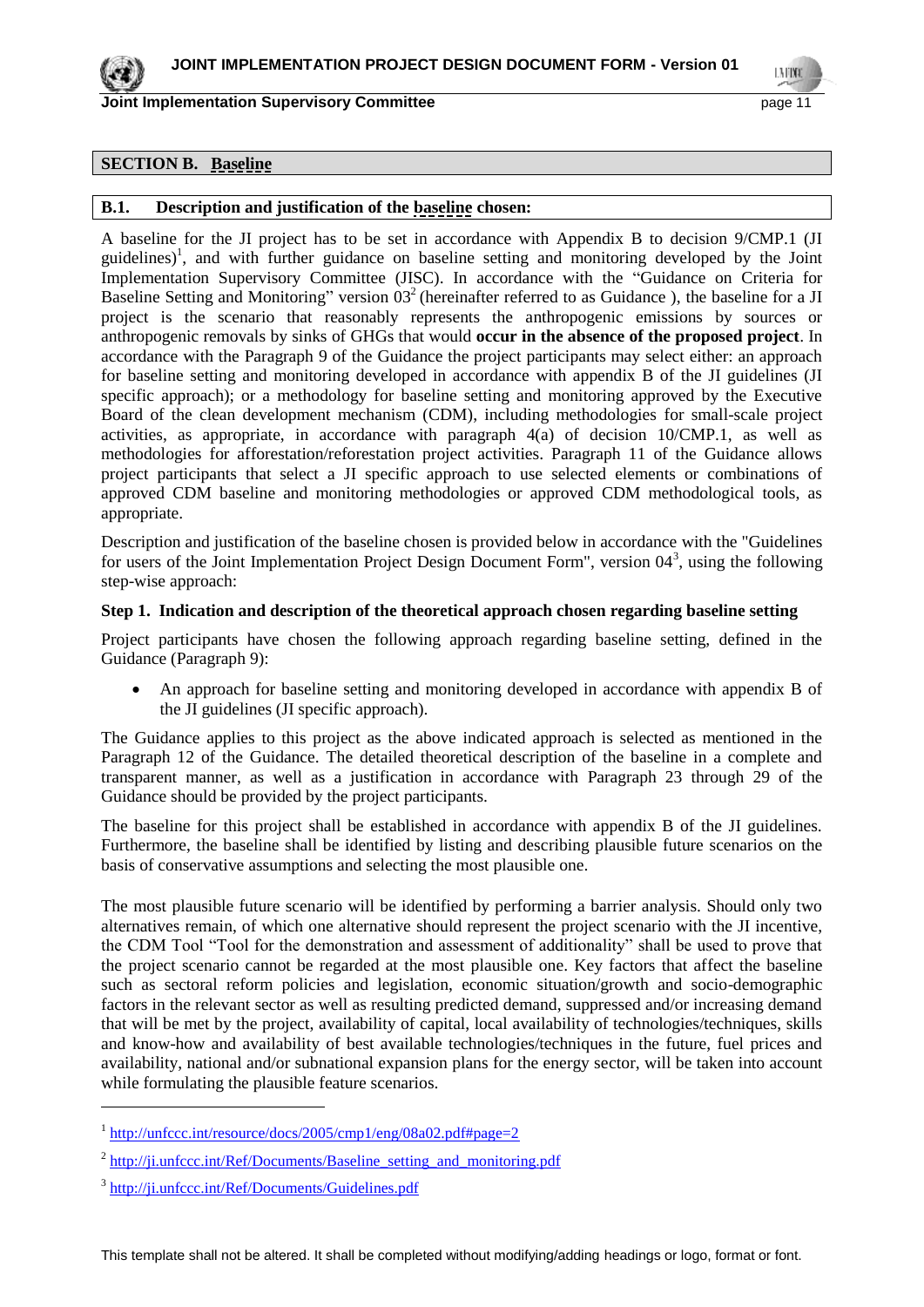## SECTION B. Baseline

### B.1. Description and justification of the baseline chosen:

A baseline for the JI project has to be set in accordance with Appendix B to decision 9/CMP.1 (JI guidelines)[1], and with further guidance on baseline setting and monitoring developed by the Joint Implementation Supervisory Committee (JISC). In accordance with the "Guidance on Criteria for Baseline Setting and Monitoring" version 03[2] (hereinafter referred to as Guidance ), the baseline for a JI project is the scenario that reasonably represents the anthropogenic emissions by sources or anthropogenic removals by sinks of GHGs that would **occur in the absence of the proposed project**. In accordance with the Paragraph 9 of the Guidance the project participants may select either: an approach for baseline setting and monitoring developed in accordance with appendix B of the JI guidelines (JI specific approach); or a methodology for baseline setting and monitoring approved by the Executive Board of the clean development mechanism (CDM), including methodologies for small-scale project activities, as appropriate, in accordance with paragraph 4(a) of decision 10/CMP.1, as well as methodologies for afforestation/reforestation project activities. Paragraph 11 of the Guidance allows project participants that select a JI specific approach to use selected elements or combinations of approved CDM baseline and monitoring methodologies or approved CDM methodological tools, as appropriate.

Description and justification of the baseline chosen is provided below in accordance with the "Guidelines for users of the Joint Implementation Project Design Document Form", version 04[3], using the following step-wise approach:

**Step 1. Indication and description of the theoretical approach chosen regarding baseline setting**

Project participants have chosen the following approach regarding baseline setting, defined in the Guidance (Paragraph 9):

- An approach for baseline setting and monitoring developed in accordance with appendix B of the JI guidelines (JI specific approach).

The Guidance applies to this project as the above indicated approach is selected as mentioned in the Paragraph 12 of the Guidance. The detailed theoretical description of the baseline in a complete and transparent manner, as well as a justification in accordance with Paragraph 23 through 29 of the Guidance should be provided by the project participants.

The baseline for this project shall be established in accordance with appendix B of the JI guidelines. Furthermore, the baseline shall be identified by listing and describing plausible future scenarios on the basis of conservative assumptions and selecting the most plausible one.

The most plausible future scenario will be identified by performing a barrier analysis. Should only two alternatives remain, of which one alternative should represent the project scenario with the JI incentive, the CDM Tool "Tool for the demonstration and assessment of additionality" shall be used to prove that the project scenario cannot be regarded at the most plausible one. Key factors that affect the baseline such as sectoral reform policies and legislation, economic situation/growth and socio-demographic factors in the relevant sector as well as resulting predicted demand, suppressed and/or increasing demand that will be met by the project, availability of capital, local availability of technologies/techniques, skills and know-how and availability of best available technologies/techniques in the future, fuel prices and availability, national and/or subnational expansion plans for the energy sector, will be taken into account while formulating the plausible feature scenarios.

---

[1] http://unfccc.int/resource/docs/2005/cmp1/eng/08a02.pdf#page=2

[2] http://ji.unfccc.int/Ref/Documents/Baseline_setting_and_monitoring.pdf

[3] http://ji.unfccc.int/Ref/Documents/Guidelines.pdf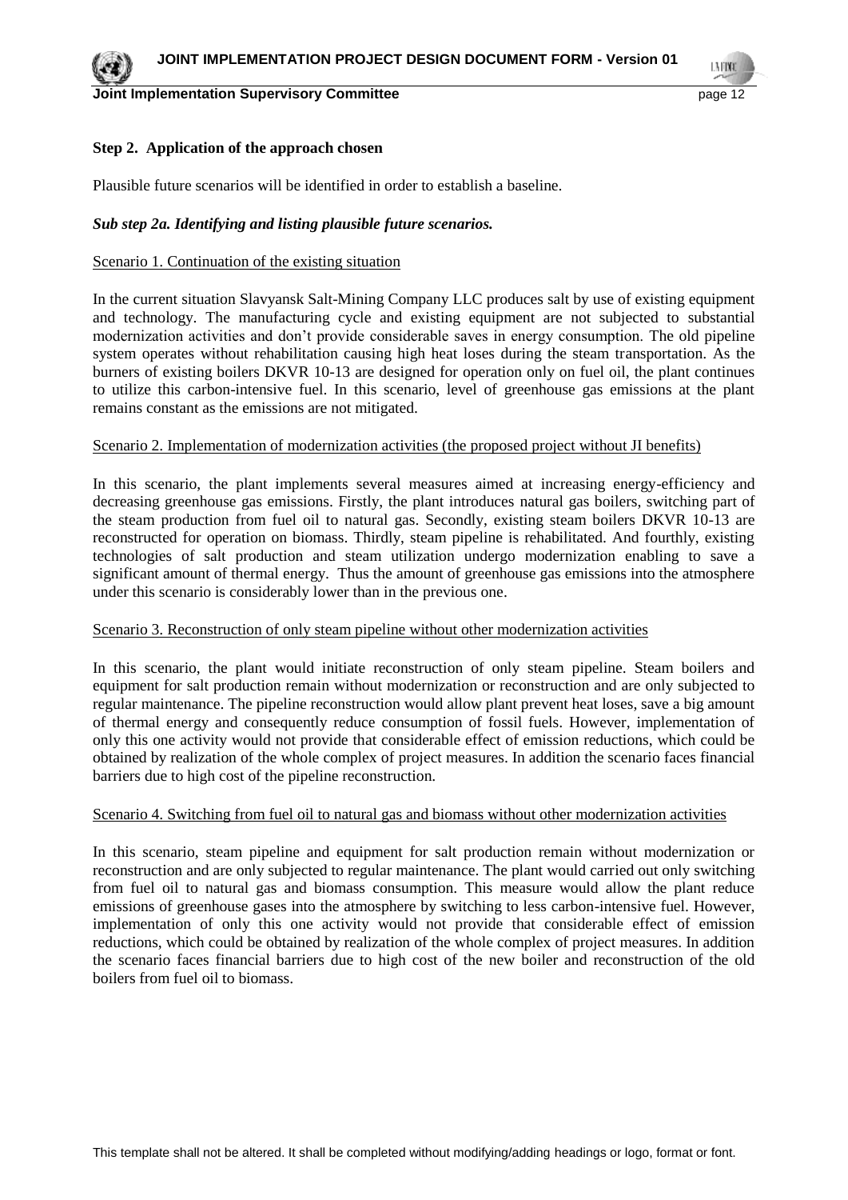**Step 2. Application of the approach chosen**

Plausible future scenarios will be identified in order to establish a baseline.

***Sub step 2a. Identifying and listing plausible future scenarios.***

Scenario 1. Continuation of the existing situation

In the current situation Slavyansk Salt-Mining Company LLC produces salt by use of existing equipment and technology. The manufacturing cycle and existing equipment are not subjected to substantial modernization activities and don't provide considerable saves in energy consumption. The old pipeline system operates without rehabilitation causing high heat loses during the steam transportation. As the burners of existing boilers DKVR 10-13 are designed for operation only on fuel oil, the plant continues to utilize this carbon-intensive fuel. In this scenario, level of greenhouse gas emissions at the plant remains constant as the emissions are not mitigated.

Scenario 2. Implementation of modernization activities (the proposed project without JI benefits)

In this scenario, the plant implements several measures aimed at increasing energy-efficiency and decreasing greenhouse gas emissions. Firstly, the plant introduces natural gas boilers, switching part of the steam production from fuel oil to natural gas. Secondly, existing steam boilers DKVR 10-13 are reconstructed for operation on biomass. Thirdly, steam pipeline is rehabilitated. And fourthly, existing technologies of salt production and steam utilization undergo modernization enabling to save a significant amount of thermal energy. Thus the amount of greenhouse gas emissions into the atmosphere under this scenario is considerably lower than in the previous one.

Scenario 3. Reconstruction of only steam pipeline without other modernization activities

In this scenario, the plant would initiate reconstruction of only steam pipeline. Steam boilers and equipment for salt production remain without modernization or reconstruction and are only subjected to regular maintenance. The pipeline reconstruction would allow plant prevent heat loses, save a big amount of thermal energy and consequently reduce consumption of fossil fuels. However, implementation of only this one activity would not provide that considerable effect of emission reductions, which could be obtained by realization of the whole complex of project measures. In addition the scenario faces financial barriers due to high cost of the pipeline reconstruction.

Scenario 4. Switching from fuel oil to natural gas and biomass without other modernization activities

In this scenario, steam pipeline and equipment for salt production remain without modernization or reconstruction and are only subjected to regular maintenance. The plant would carried out only switching from fuel oil to natural gas and biomass consumption. This measure would allow the plant reduce emissions of greenhouse gases into the atmosphere by switching to less carbon-intensive fuel. However, implementation of only this one activity would not provide that considerable effect of emission reductions, which could be obtained by realization of the whole complex of project measures. In addition the scenario faces financial barriers due to high cost of the new boiler and reconstruction of the old boilers from fuel oil to biomass.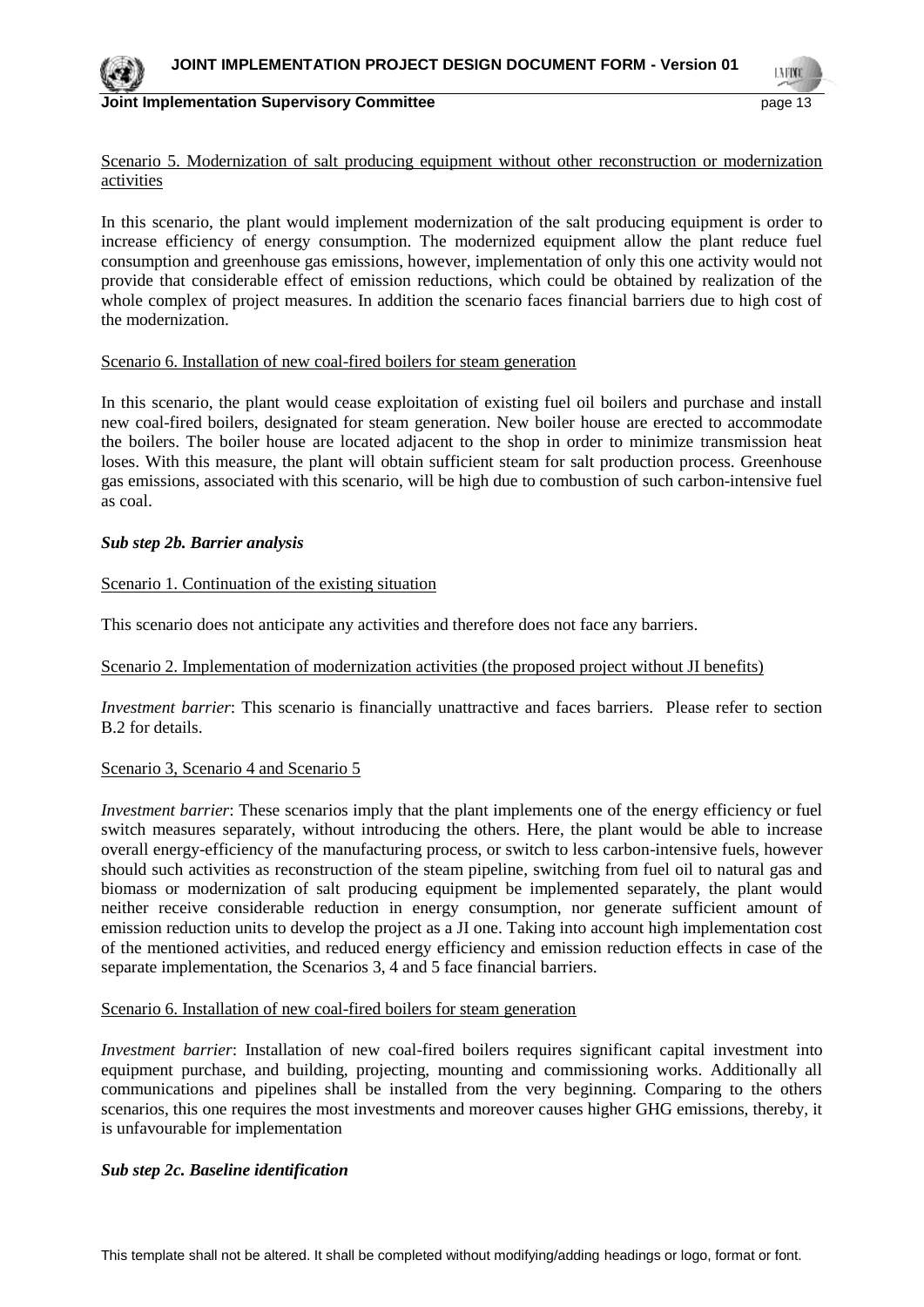Scenario 5. Modernization of salt producing equipment without other reconstruction or modernization activities

In this scenario, the plant would implement modernization of the salt producing equipment is order to increase efficiency of energy consumption. The modernized equipment allow the plant reduce fuel consumption and greenhouse gas emissions, however, implementation of only this one activity would not provide that considerable effect of emission reductions, which could be obtained by realization of the whole complex of project measures. In addition the scenario faces financial barriers due to high cost of the modernization.

Scenario 6. Installation of new coal-fired boilers for steam generation

In this scenario, the plant would cease exploitation of existing fuel oil boilers and purchase and install new coal-fired boilers, designated for steam generation. New boiler house are erected to accommodate the boilers. The boiler house are located adjacent to the shop in order to minimize transmission heat loses. With this measure, the plant will obtain sufficient steam for salt production process. Greenhouse gas emissions, associated with this scenario, will be high due to combustion of such carbon-intensive fuel as coal.

***Sub step 2b. Barrier analysis***

Scenario 1. Continuation of the existing situation

This scenario does not anticipate any activities and therefore does not face any barriers.

Scenario 2. Implementation of modernization activities (the proposed project without JI benefits)

*Investment barrier*: This scenario is financially unattractive and faces barriers. Please refer to section B.2 for details.

Scenario 3, Scenario 4 and Scenario 5

*Investment barrier*: These scenarios imply that the plant implements one of the energy efficiency or fuel switch measures separately, without introducing the others. Here, the plant would be able to increase overall energy-efficiency of the manufacturing process, or switch to less carbon-intensive fuels, however should such activities as reconstruction of the steam pipeline, switching from fuel oil to natural gas and biomass or modernization of salt producing equipment be implemented separately, the plant would neither receive considerable reduction in energy consumption, nor generate sufficient amount of emission reduction units to develop the project as a JI one. Taking into account high implementation cost of the mentioned activities, and reduced energy efficiency and emission reduction effects in case of the separate implementation, the Scenarios 3, 4 and 5 face financial barriers.

Scenario 6. Installation of new coal-fired boilers for steam generation

*Investment barrier*: Installation of new coal-fired boilers requires significant capital investment into equipment purchase, and building, projecting, mounting and commissioning works. Additionally all communications and pipelines shall be installed from the very beginning. Comparing to the others scenarios, this one requires the most investments and moreover causes higher GHG emissions, thereby, it is unfavourable for implementation

***Sub step 2c. Baseline identification***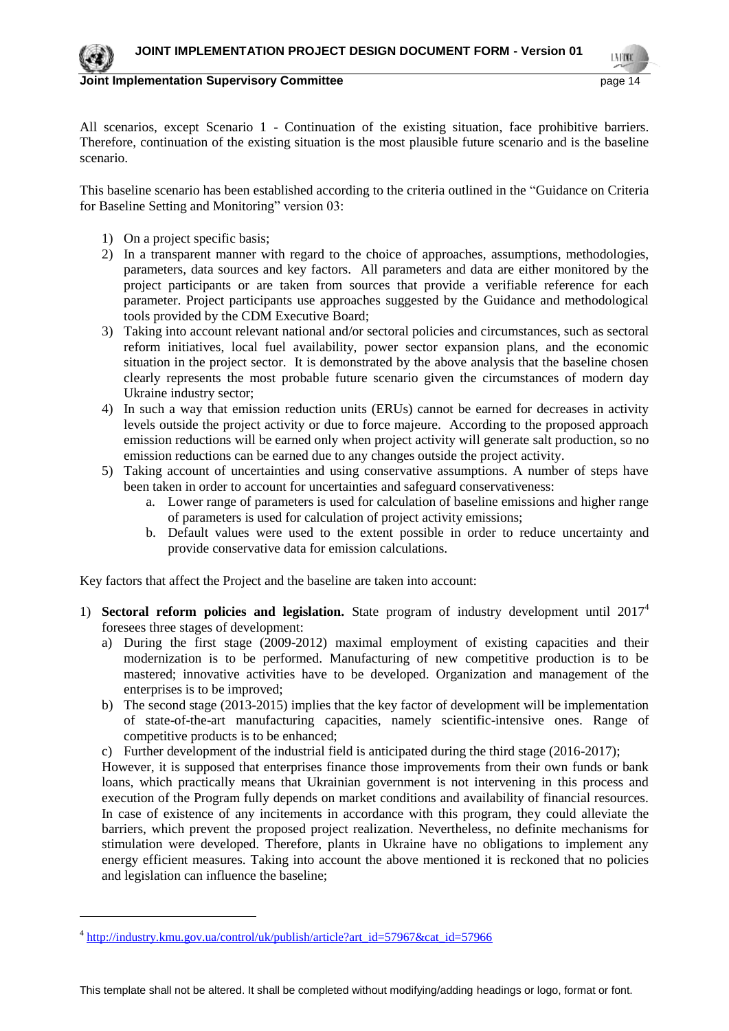All scenarios, except Scenario 1 - Continuation of the existing situation, face prohibitive barriers. Therefore, continuation of the existing situation is the most plausible future scenario and is the baseline scenario.

This baseline scenario has been established according to the criteria outlined in the "Guidance on Criteria for Baseline Setting and Monitoring" version 03:

1) On a project specific basis;
2) In a transparent manner with regard to the choice of approaches, assumptions, methodologies, parameters, data sources and key factors. All parameters and data are either monitored by the project participants or are taken from sources that provide a verifiable reference for each parameter. Project participants use approaches suggested by the Guidance and methodological tools provided by the CDM Executive Board;
3) Taking into account relevant national and/or sectoral policies and circumstances, such as sectoral reform initiatives, local fuel availability, power sector expansion plans, and the economic situation in the project sector. It is demonstrated by the above analysis that the baseline chosen clearly represents the most probable future scenario given the circumstances of modern day Ukraine industry sector;
4) In such a way that emission reduction units (ERUs) cannot be earned for decreases in activity levels outside the project activity or due to force majeure. According to the proposed approach emission reductions will be earned only when project activity will generate salt production, so no emission reductions can be earned due to any changes outside the project activity.
5) Taking account of uncertainties and using conservative assumptions. A number of steps have been taken in order to account for uncertainties and safeguard conservativeness:
   a. Lower range of parameters is used for calculation of baseline emissions and higher range of parameters is used for calculation of project activity emissions;
   b. Default values were used to the extent possible in order to reduce uncertainty and provide conservative data for emission calculations.

Key factors that affect the Project and the baseline are taken into account:

1) **Sectoral reform policies and legislation.** State program of industry development until 2017[4] foresees three stages of development:
   a) During the first stage (2009-2012) maximal employment of existing capacities and their modernization is to be performed. Manufacturing of new competitive production is to be mastered; innovative activities have to be developed. Organization and management of the enterprises is to be improved;
   b) The second stage (2013-2015) implies that the key factor of development will be implementation of state-of-the-art manufacturing capacities, namely scientific-intensive ones. Range of competitive products is to be enhanced;
   c) Further development of the industrial field is anticipated during the third stage (2016-2017);

   However, it is supposed that enterprises finance those improvements from their own funds or bank loans, which practically means that Ukrainian government is not intervening in this process and execution of the Program fully depends on market conditions and availability of financial resources. In case of existence of any incitements in accordance with this program, they could alleviate the barriers, which prevent the proposed project realization. Nevertheless, no definite mechanisms for stimulation were developed. Therefore, plants in Ukraine have no obligations to implement any energy efficient measures. Taking into account the above mentioned it is reckoned that no policies and legislation can influence the baseline;

[4] http://industry.kmu.gov.ua/control/uk/publish/article?art_id=57967&cat_id=57966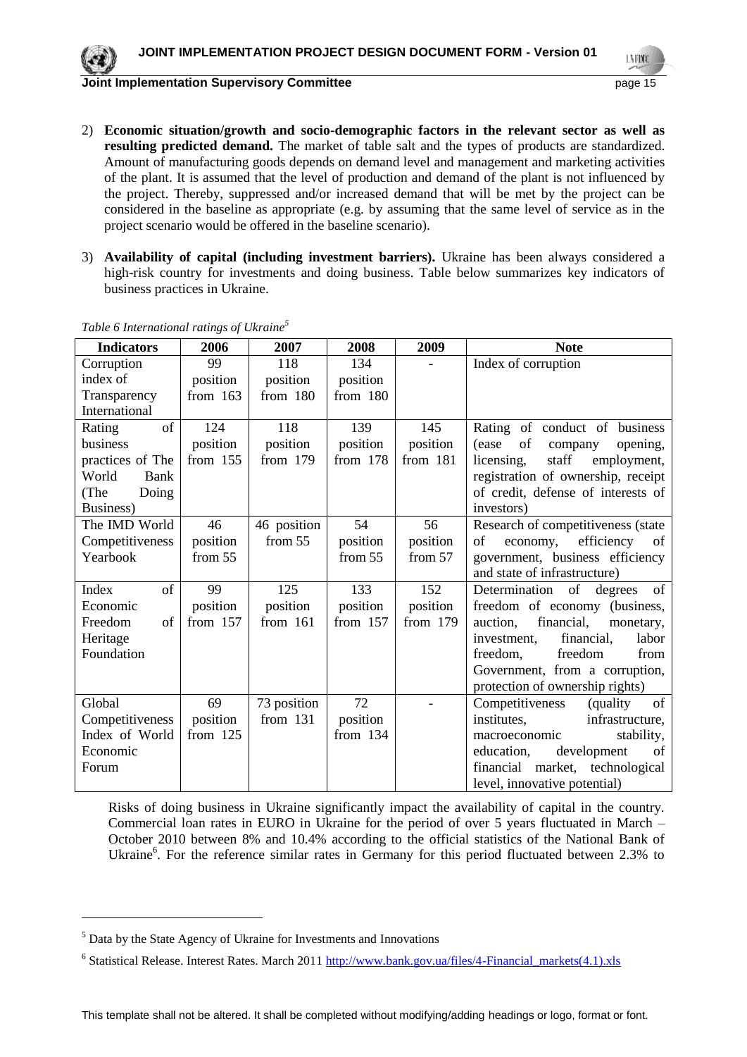2) **Economic situation/growth and socio-demographic factors in the relevant sector as well as resulting predicted demand.** The market of table salt and the types of products are standardized. Amount of manufacturing goods depends on demand level and management and marketing activities of the plant. It is assumed that the level of production and demand of the plant is not influenced by the project. Thereby, suppressed and/or increased demand that will be met by the project can be considered in the baseline as appropriate (e.g. by assuming that the same level of service as in the project scenario would be offered in the baseline scenario).

3) **Availability of capital (including investment barriers).** Ukraine has been always considered a high-risk country for investments and doing business. Table below summarizes key indicators of business practices in Ukraine.

*Table 6 International ratings of Ukraine*[5]

| Indicators | 2006 | 2007 | 2008 | 2009 | Note |
|---|---|---|---|---|---|
| Corruption index of Transparency International | 99 position from 163 | 118 position from 180 | 134 position from 180 | - | Index of corruption |
| Rating of business practices of The World Bank (The Doing Business) | 124 position from 155 | 118 position from 179 | 139 position from 178 | 145 position from 181 | Rating of conduct of business (ease of company opening, licensing, staff employment, registration of ownership, receipt of credit, defense of interests of investors) |
| The IMD World Competitiveness Yearbook | 46 position from 55 | 46 position from 55 | 54 position from 55 | 56 position from 57 | Research of competitiveness (state of economy, efficiency of government, business efficiency and state of infrastructure) |
| Index of Economic Freedom of Heritage Foundation | 99 position from 157 | 125 position from 161 | 133 position from 157 | 152 position from 179 | Determination of degrees of freedom of economy (business, auction, financial, monetary, investment, financial, labor freedom, freedom from Government, from a corruption, protection of ownership rights) |
| Global Competitiveness Index of World Economic Forum | 69 position from 125 | 73 position from 131 | 72 position from 134 | - | Competitiveness (quality of institutes, infrastructure, macroeconomic stability, education, development of financial market, technological level, innovative potential) |

Risks of doing business in Ukraine significantly impact the availability of capital in the country. Commercial loan rates in EURO in Ukraine for the period of over 5 years fluctuated in March – October 2010 between 8% and 10.4% according to the official statistics of the National Bank of Ukraine[6]. For the reference similar rates in Germany for this period fluctuated between 2.3% to

[5] Data by the State Agency of Ukraine for Investments and Innovations

[6] Statistical Release. Interest Rates. March 2011 http://www.bank.gov.ua/files/4-Financial_markets(4.1).xls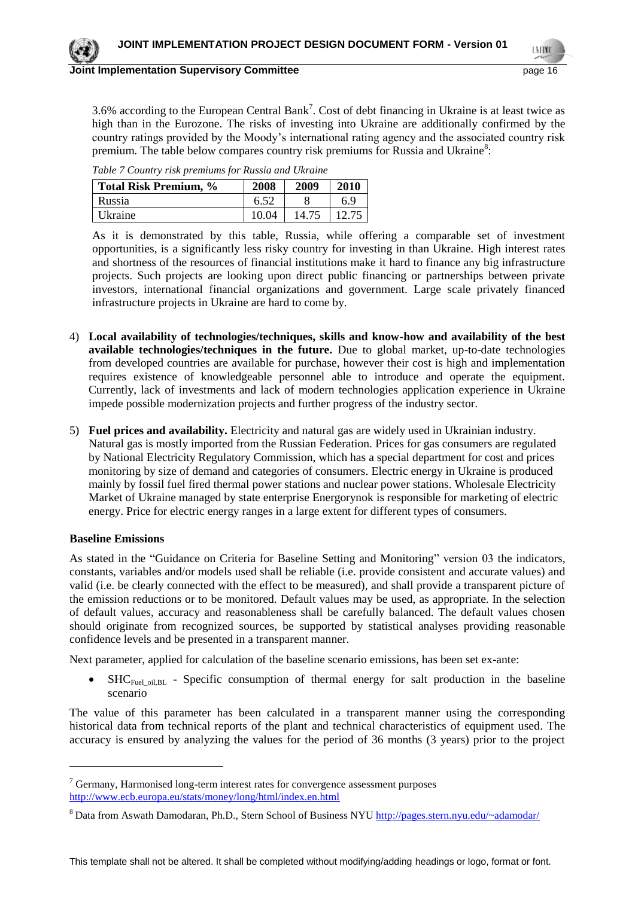3.6% according to the European Central Bank[7]. Cost of debt financing in Ukraine is at least twice as high than in the Eurozone. The risks of investing into Ukraine are additionally confirmed by the country ratings provided by the Moody's international rating agency and the associated country risk premium. The table below compares country risk premiums for Russia and Ukraine[8]:

*Table 7 Country risk premiums for Russia and Ukraine*

| Total Risk Premium, % | 2008 | 2009 | 2010 |
|---|---|---|---|
| Russia | 6.52 | 8 | 6.9 |
| Ukraine | 10.04 | 14.75 | 12.75 |

As it is demonstrated by this table, Russia, while offering a comparable set of investment opportunities, is a significantly less risky country for investing in than Ukraine. High interest rates and shortness of the resources of financial institutions make it hard to finance any big infrastructure projects. Such projects are looking upon direct public financing or partnerships between private investors, international financial organizations and government. Large scale privately financed infrastructure projects in Ukraine are hard to come by.

4) **Local availability of technologies/techniques, skills and know-how and availability of the best available technologies/techniques in the future.** Due to global market, up-to-date technologies from developed countries are available for purchase, however their cost is high and implementation requires existence of knowledgeable personnel able to introduce and operate the equipment. Currently, lack of investments and lack of modern technologies application experience in Ukraine impede possible modernization projects and further progress of the industry sector.

5) **Fuel prices and availability.** Electricity and natural gas are widely used in Ukrainian industry. Natural gas is mostly imported from the Russian Federation. Prices for gas consumers are regulated by National Electricity Regulatory Commission, which has a special department for cost and prices monitoring by size of demand and categories of consumers. Electric energy in Ukraine is produced mainly by fossil fuel fired thermal power stations and nuclear power stations. Wholesale Electricity Market of Ukraine managed by state enterprise Energorynok is responsible for marketing of electric energy. Price for electric energy ranges in a large extent for different types of consumers.

**Baseline Emissions**

As stated in the "Guidance on Criteria for Baseline Setting and Monitoring" version 03 the indicators, constants, variables and/or models used shall be reliable (i.e. provide consistent and accurate values) and valid (i.e. be clearly connected with the effect to be measured), and shall provide a transparent picture of the emission reductions or to be monitored. Default values may be used, as appropriate. In the selection of default values, accuracy and reasonableness shall be carefully balanced. The default values chosen should originate from recognized sources, be supported by statistical analyses providing reasonable confidence levels and be presented in a transparent manner.

Next parameter, applied for calculation of the baseline scenario emissions, has been set ex-ante:

- $SHC_{Fuel\_oil,BL}$ - Specific consumption of thermal energy for salt production in the baseline scenario

The value of this parameter has been calculated in a transparent manner using the corresponding historical data from technical reports of the plant and technical characteristics of equipment used. The accuracy is ensured by analyzing the values for the period of 36 months (3 years) prior to the project

[7] Germany, Harmonised long-term interest rates for convergence assessment purposes http://www.ecb.europa.eu/stats/money/long/html/index.en.html

[8] Data from Aswath Damodaran, Ph.D., Stern School of Business NYU http://pages.stern.nyu.edu/~adamodar/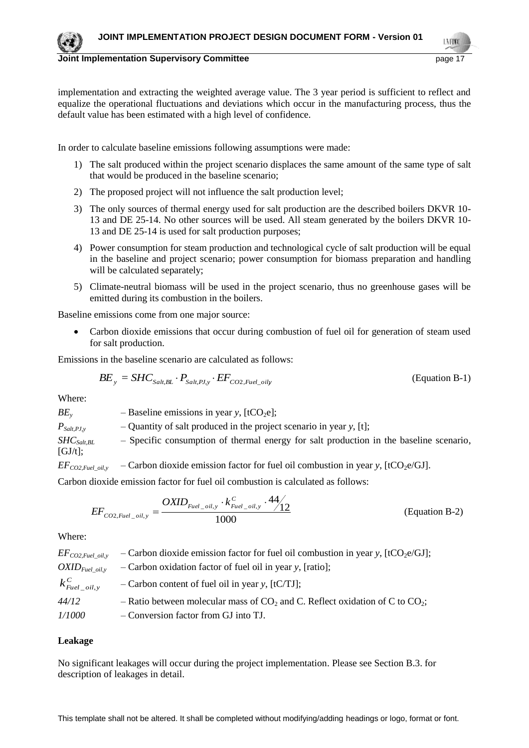implementation and extracting the weighted average value. The 3 year period is sufficient to reflect and equalize the operational fluctuations and deviations which occur in the manufacturing process, thus the default value has been estimated with a high level of confidence.

In order to calculate baseline emissions following assumptions were made:

1) The salt produced within the project scenario displaces the same amount of the same type of salt that would be produced in the baseline scenario;
2) The proposed project will not influence the salt production level;
3) The only sources of thermal energy used for salt production are the described boilers DKVR 10-13 and DE 25-14. No other sources will be used. All steam generated by the boilers DKVR 10-13 and DE 25-14 is used for salt production purposes;
4) Power consumption for steam production and technological cycle of salt production will be equal in the baseline and project scenario; power consumption for biomass preparation and handling will be calculated separately;
5) Climate-neutral biomass will be used in the project scenario, thus no greenhouse gases will be emitted during its combustion in the boilers.

Baseline emissions come from one major source:

- Carbon dioxide emissions that occur during combustion of fuel oil for generation of steam used for salt production.

Emissions in the baseline scenario are calculated as follows:

$$BE_y = SHC_{Salt,BL} \cdot P_{Salt,PJ,y} \cdot EF_{CO2,Fuel\_oily} \quad \text{(Equation B-1)}$$

Where:

$BE_y$ – Baseline emissions in year *y*, [$tCO_2e$];

$P_{Salt,PJ,y}$ – Quantity of salt produced in the project scenario in year *y*, [t];

$SHC_{Salt,BL}$ – Specific consumption of thermal energy for salt production in the baseline scenario, [GJ/t];

$EF_{CO2,Fuel\_oil,y}$ – Carbon dioxide emission factor for fuel oil combustion in year *y*, [$tCO_2e$/GJ].

Carbon dioxide emission factor for fuel oil combustion is calculated as follows:

$$EF_{CO2,Fuel\_oil,y} = \frac{OXID_{Fuel\_oil,y} \cdot k^{C}_{Fuel\_oil,y} \cdot 44/12}{1000} \quad \text{(Equation B-2)}$$

Where:

$EF_{CO2,Fuel\_oil,y}$ – Carbon dioxide emission factor for fuel oil combustion in year *y*, [$tCO_2e$/GJ];

$OXID_{Fuel\_oil,y}$ – Carbon oxidation factor of fuel oil in year *y*, [ratio];

$k^{C}_{Fuel\_oil,y}$ – Carbon content of fuel oil in year *y*, [tC/TJ];

*44/12* – Ratio between molecular mass of $CO_2$ and C. Reflect oxidation of C to $CO_2$;

*1/1000* – Conversion factor from GJ into TJ.

**Leakage**

No significant leakages will occur during the project implementation. Please see Section B.3. for description of leakages in detail.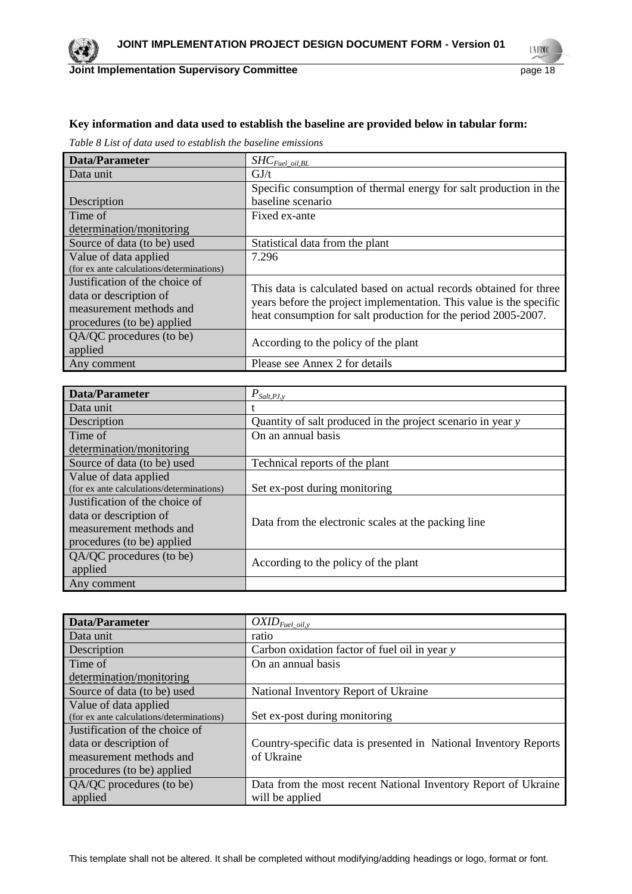**Key information and data used to establish the baseline are provided below in tabular form:**

*Table 8 List of data used to establish the baseline emissions*

| Data/Parameter | $SHC_{Fuel\_oil,BL}$ |
|---|---|
| Data unit | GJ/t |
| Description | Specific consumption of thermal energy for salt production in the baseline scenario |
| Time of determination/monitoring | Fixed ex-ante |
| Source of data (to be) used | Statistical data from the plant |
| Value of data applied (for ex ante calculations/determinations) | 7.296 |
| Justification of the choice of data or description of measurement methods and procedures (to be) applied | This data is calculated based on actual records obtained for three years before the project implementation. This value is the specific heat consumption for salt production for the period 2005-2007. |
| QA/QC procedures (to be) applied | According to the policy of the plant |
| Any comment | Please see Annex 2 for details |

| Data/Parameter | $P_{Salt,PJ,y}$ |
|---|---|
| Data unit | t |
| Description | Quantity of salt produced in the project scenario in year *y* |
| Time of determination/monitoring | On an annual basis |
| Source of data (to be) used | Technical reports of the plant |
| Value of data applied (for ex ante calculations/determinations) | Set ex-post during monitoring |
| Justification of the choice of data or description of measurement methods and procedures (to be) applied | Data from the electronic scales at the packing line |
| QA/QC procedures (to be) applied | According to the policy of the plant |
| Any comment | |

| Data/Parameter | $OXID_{Fuel\_oil,y}$ |
|---|---|
| Data unit | ratio |
| Description | Carbon oxidation factor of fuel oil in year *y* |
| Time of determination/monitoring | On an annual basis |
| Source of data (to be) used | National Inventory Report of Ukraine |
| Value of data applied (for ex ante calculations/determinations) | Set ex-post during monitoring |
| Justification of the choice of data or description of measurement methods and procedures (to be) applied | Country-specific data is presented in National Inventory Reports of Ukraine |
| QA/QC procedures (to be) applied | Data from the most recent National Inventory Report of Ukraine will be applied |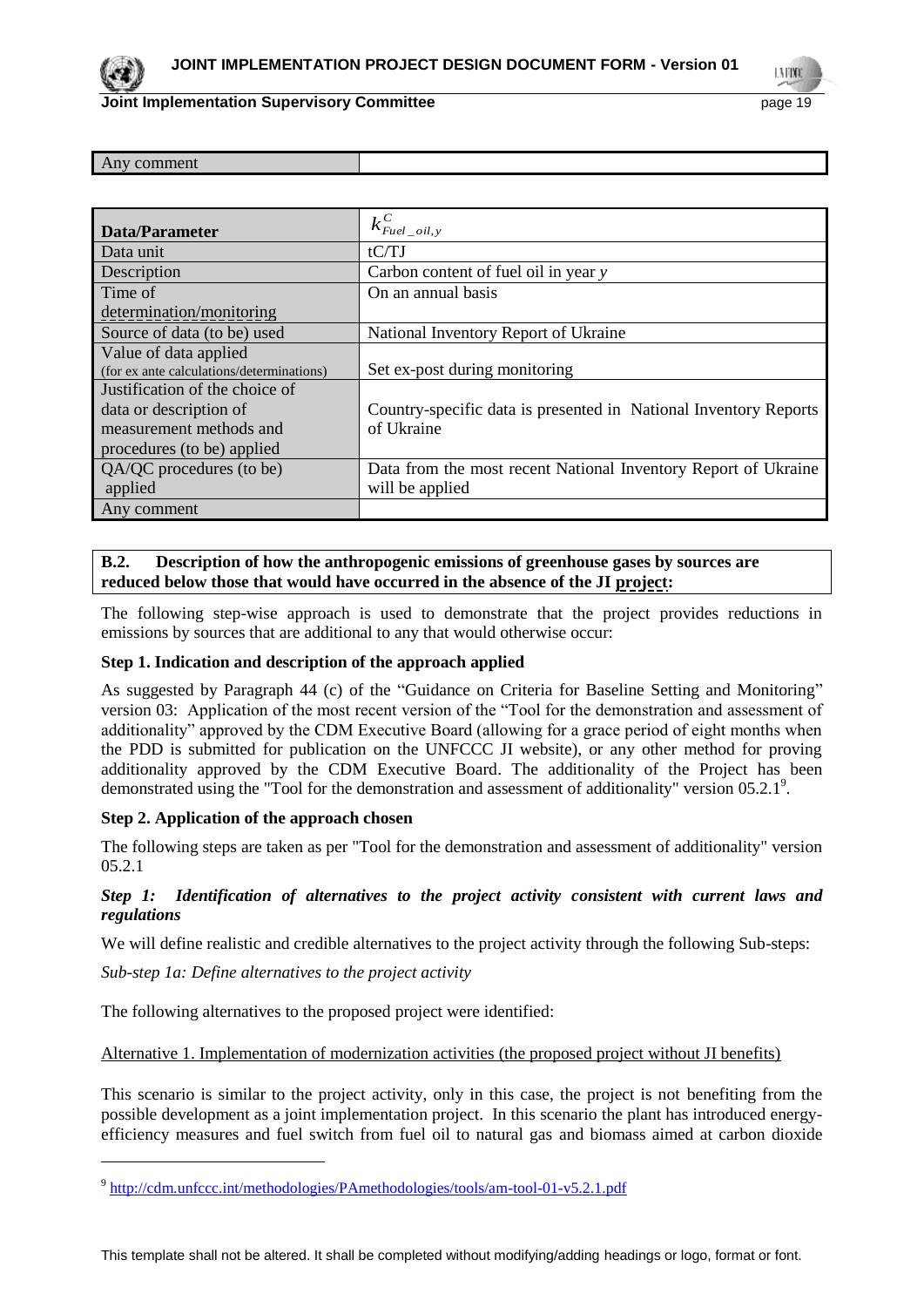| Any comment | |
|---|---|

| Data/Parameter | $k^{C}_{Fuel\_oil,y}$ |
|---|---|
| Data unit | tC/TJ |
| Description | Carbon content of fuel oil in year *y* |
| Time of determination/monitoring | On an annual basis |
| Source of data (to be) used | National Inventory Report of Ukraine |
| Value of data applied (for ex ante calculations/determinations) | Set ex-post during monitoring |
| Justification of the choice of data or description of measurement methods and procedures (to be) applied | Country-specific data is presented in National Inventory Reports of Ukraine |
| QA/QC procedures (to be) applied | Data from the most recent National Inventory Report of Ukraine will be applied |
| Any comment | |

**B.2. Description of how the anthropogenic emissions of greenhouse gases by sources are reduced below those that would have occurred in the absence of the JI project:**

The following step-wise approach is used to demonstrate that the project provides reductions in emissions by sources that are additional to any that would otherwise occur:

**Step 1. Indication and description of the approach applied**

As suggested by Paragraph 44 (c) of the "Guidance on Criteria for Baseline Setting and Monitoring" version 03: Application of the most recent version of the "Tool for the demonstration and assessment of additionality" approved by the CDM Executive Board (allowing for a grace period of eight months when the PDD is submitted for publication on the UNFCCC JI website), or any other method for proving additionality approved by the CDM Executive Board. The additionality of the Project has been demonstrated using the "Tool for the demonstration and assessment of additionality" version 05.2.1[9].

**Step 2. Application of the approach chosen**

The following steps are taken as per "Tool for the demonstration and assessment of additionality" version 05.2.1

***Step 1: Identification of alternatives to the project activity consistent with current laws and regulations***

We will define realistic and credible alternatives to the project activity through the following Sub-steps:

*Sub-step 1a: Define alternatives to the project activity*

The following alternatives to the proposed project were identified:

Alternative 1. Implementation of modernization activities (the proposed project without JI benefits)

This scenario is similar to the project activity, only in this case, the project is not benefiting from the possible development as a joint implementation project. In this scenario the plant has introduced energy-efficiency measures and fuel switch from fuel oil to natural gas and biomass aimed at carbon dioxide

[9] http://cdm.unfccc.int/methodologies/PAmethodologies/tools/am-tool-01-v5.2.1.pdf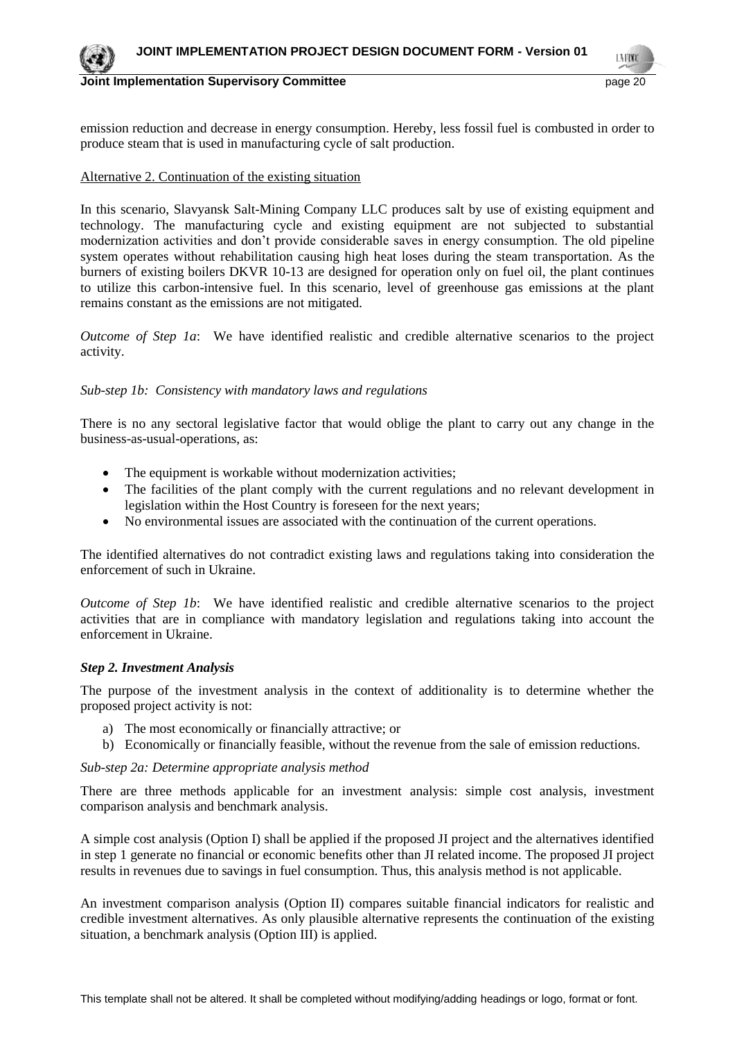emission reduction and decrease in energy consumption. Hereby, less fossil fuel is combusted in order to produce steam that is used in manufacturing cycle of salt production.

Alternative 2. Continuation of the existing situation

In this scenario, Slavyansk Salt-Mining Company LLC produces salt by use of existing equipment and technology. The manufacturing cycle and existing equipment are not subjected to substantial modernization activities and don't provide considerable saves in energy consumption. The old pipeline system operates without rehabilitation causing high heat loses during the steam transportation. As the burners of existing boilers DKVR 10-13 are designed for operation only on fuel oil, the plant continues to utilize this carbon-intensive fuel. In this scenario, level of greenhouse gas emissions at the plant remains constant as the emissions are not mitigated.

*Outcome of Step 1a*: We have identified realistic and credible alternative scenarios to the project activity.

*Sub-step 1b: Consistency with mandatory laws and regulations*

There is no any sectoral legislative factor that would oblige the plant to carry out any change in the business-as-usual-operations, as:

- The equipment is workable without modernization activities;
- The facilities of the plant comply with the current regulations and no relevant development in legislation within the Host Country is foreseen for the next years;
- No environmental issues are associated with the continuation of the current operations.

The identified alternatives do not contradict existing laws and regulations taking into consideration the enforcement of such in Ukraine.

*Outcome of Step 1b*: We have identified realistic and credible alternative scenarios to the project activities that are in compliance with mandatory legislation and regulations taking into account the enforcement in Ukraine.

***Step 2. Investment Analysis***

The purpose of the investment analysis in the context of additionality is to determine whether the proposed project activity is not:

a) The most economically or financially attractive; or
b) Economically or financially feasible, without the revenue from the sale of emission reductions.

*Sub-step 2a: Determine appropriate analysis method*

There are three methods applicable for an investment analysis: simple cost analysis, investment comparison analysis and benchmark analysis.

A simple cost analysis (Option I) shall be applied if the proposed JI project and the alternatives identified in step 1 generate no financial or economic benefits other than JI related income. The proposed JI project results in revenues due to savings in fuel consumption. Thus, this analysis method is not applicable.

An investment comparison analysis (Option II) compares suitable financial indicators for realistic and credible investment alternatives. As only plausible alternative represents the continuation of the existing situation, a benchmark analysis (Option III) is applied.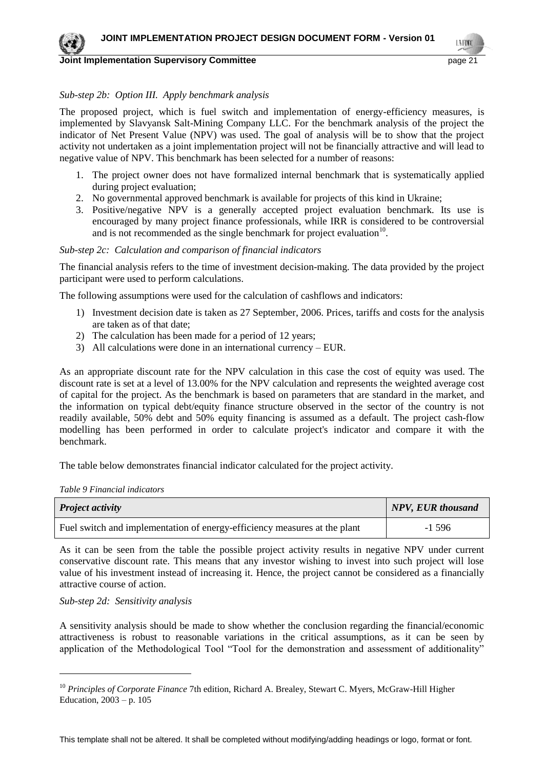*Sub-step 2b: Option III. Apply benchmark analysis*

The proposed project, which is fuel switch and implementation of energy-efficiency measures, is implemented by Slavyansk Salt-Mining Company LLC. For the benchmark analysis of the project the indicator of Net Present Value (NPV) was used. The goal of analysis will be to show that the project activity not undertaken as a joint implementation project will not be financially attractive and will lead to negative value of NPV. This benchmark has been selected for a number of reasons:

1. The project owner does not have formalized internal benchmark that is systematically applied during project evaluation;
2. No governmental approved benchmark is available for projects of this kind in Ukraine;
3. Positive/negative NPV is a generally accepted project evaluation benchmark. Its use is encouraged by many project finance professionals, while IRR is considered to be controversial and is not recommended as the single benchmark for project evaluation[10].

*Sub-step 2c: Calculation and comparison of financial indicators*

The financial analysis refers to the time of investment decision-making. The data provided by the project participant were used to perform calculations.

The following assumptions were used for the calculation of cashflows and indicators:

1) Investment decision date is taken as 27 September, 2006. Prices, tariffs and costs for the analysis are taken as of that date;
2) The calculation has been made for a period of 12 years;
3) All calculations were done in an international currency – EUR.

As an appropriate discount rate for the NPV calculation in this case the cost of equity was used. The discount rate is set at a level of 13.00% for the NPV calculation and represents the weighted average cost of capital for the project. As the benchmark is based on parameters that are standard in the market, and the information on typical debt/equity finance structure observed in the sector of the country is not readily available, 50% debt and 50% equity financing is assumed as a default. The project cash-flow modelling has been performed in order to calculate project's indicator and compare it with the benchmark.

The table below demonstrates financial indicator calculated for the project activity.

*Table 9 Financial indicators*

| *Project activity* | *NPV, EUR thousand* |
|---|---|
| Fuel switch and implementation of energy-efficiency measures at the plant | -1 596 |

As it can be seen from the table the possible project activity results in negative NPV under current conservative discount rate. This means that any investor wishing to invest into such project will lose value of his investment instead of increasing it. Hence, the project cannot be considered as a financially attractive course of action.

*Sub-step 2d: Sensitivity analysis*

A sensitivity analysis should be made to show whether the conclusion regarding the financial/economic attractiveness is robust to reasonable variations in the critical assumptions, as it can be seen by application of the Methodological Tool "Tool for the demonstration and assessment of additionality"

[10] *Principles of Corporate Finance* 7th edition, Richard A. Brealey, Stewart C. Myers, McGraw-Hill Higher Education, 2003 – p. 105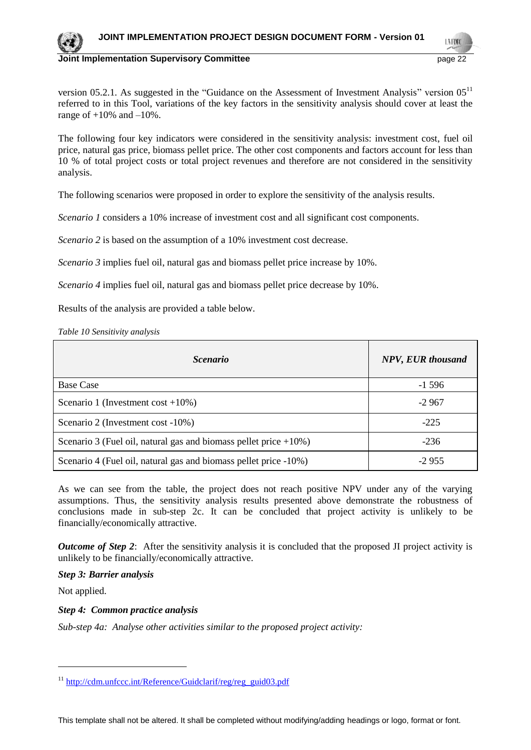version 05.2.1. As suggested in the "Guidance on the Assessment of Investment Analysis" version 05[11] referred to in this Tool, variations of the key factors in the sensitivity analysis should cover at least the range of +10% and –10%.

The following four key indicators were considered in the sensitivity analysis: investment cost, fuel oil price, natural gas price, biomass pellet price. The other cost components and factors account for less than 10 % of total project costs or total project revenues and therefore are not considered in the sensitivity analysis.

The following scenarios were proposed in order to explore the sensitivity of the analysis results.

*Scenario 1* considers a 10% increase of investment cost and all significant cost components.

*Scenario 2* is based on the assumption of a 10% investment cost decrease.

*Scenario 3* implies fuel oil, natural gas and biomass pellet price increase by 10%.

*Scenario 4* implies fuel oil, natural gas and biomass pellet price decrease by 10%.

Results of the analysis are provided a table below.

*Table 10 Sensitivity analysis*

| ***Scenario*** | ***NPV, EUR thousand*** |
|---|---|
| Base Case | -1 596 |
| Scenario 1 (Investment cost +10%) | -2 967 |
| Scenario 2 (Investment cost -10%) | -225 |
| Scenario 3 (Fuel oil, natural gas and biomass pellet price +10%) | -236 |
| Scenario 4 (Fuel oil, natural gas and biomass pellet price -10%) | -2 955 |

As we can see from the table, the project does not reach positive NPV under any of the varying assumptions. Thus, the sensitivity analysis results presented above demonstrate the robustness of conclusions made in sub-step 2c. It can be concluded that project activity is unlikely to be financially/economically attractive.

***Outcome of Step 2***: After the sensitivity analysis it is concluded that the proposed JI project activity is unlikely to be financially/economically attractive.

***Step 3: Barrier analysis***

Not applied.

***Step 4: Common practice analysis***

*Sub-step 4a: Analyse other activities similar to the proposed project activity:*

[11] http://cdm.unfccc.int/Reference/Guidclarif/reg/reg_guid03.pdf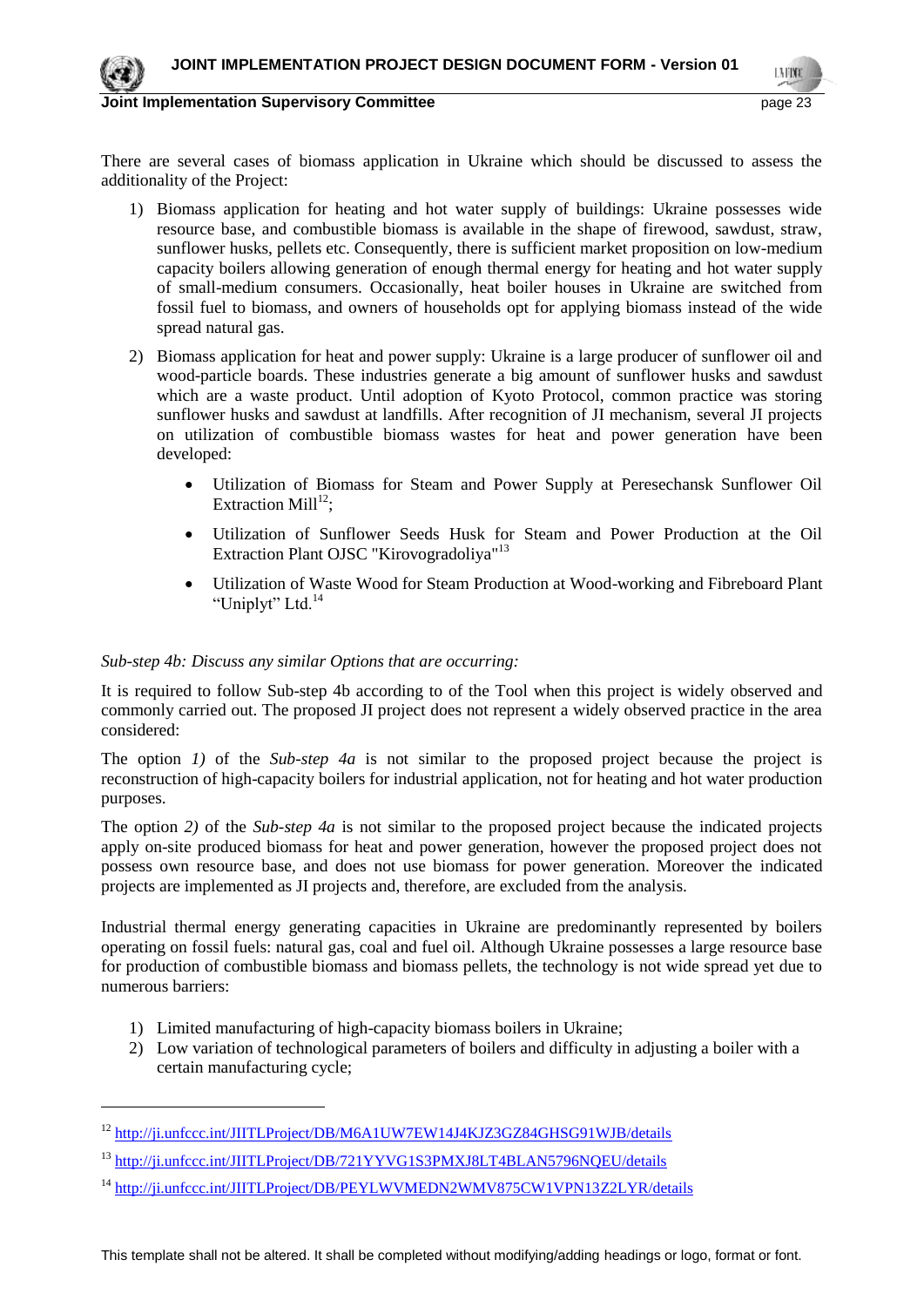There are several cases of biomass application in Ukraine which should be discussed to assess the additionality of the Project:

1) Biomass application for heating and hot water supply of buildings: Ukraine possesses wide resource base, and combustible biomass is available in the shape of firewood, sawdust, straw, sunflower husks, pellets etc. Consequently, there is sufficient market proposition on low-medium capacity boilers allowing generation of enough thermal energy for heating and hot water supply of small-medium consumers. Occasionally, heat boiler houses in Ukraine are switched from fossil fuel to biomass, and owners of households opt for applying biomass instead of the wide spread natural gas.

2) Biomass application for heat and power supply: Ukraine is a large producer of sunflower oil and wood-particle boards. These industries generate a big amount of sunflower husks and sawdust which are a waste product. Until adoption of Kyoto Protocol, common practice was storing sunflower husks and sawdust at landfills. After recognition of JI mechanism, several JI projects on utilization of combustible biomass wastes for heat and power generation have been developed:

   - Utilization of Biomass for Steam and Power Supply at Peresechansk Sunflower Oil Extraction Mill[12];
   - Utilization of Sunflower Seeds Husk for Steam and Power Production at the Oil Extraction Plant OJSC "Kirovogradoliya"[13]
   - Utilization of Waste Wood for Steam Production at Wood-working and Fibreboard Plant "Uniplyt" Ltd.[14]

*Sub-step 4b: Discuss any similar Options that are occurring:*

It is required to follow Sub-step 4b according to of the Tool when this project is widely observed and commonly carried out. The proposed JI project does not represent a widely observed practice in the area considered:

The option *1)* of the *Sub-step 4a* is not similar to the proposed project because the project is reconstruction of high-capacity boilers for industrial application, not for heating and hot water production purposes.

The option *2)* of the *Sub-step 4a* is not similar to the proposed project because the indicated projects apply on-site produced biomass for heat and power generation, however the proposed project does not possess own resource base, and does not use biomass for power generation. Moreover the indicated projects are implemented as JI projects and, therefore, are excluded from the analysis.

Industrial thermal energy generating capacities in Ukraine are predominantly represented by boilers operating on fossil fuels: natural gas, coal and fuel oil. Although Ukraine possesses a large resource base for production of combustible biomass and biomass pellets, the technology is not wide spread yet due to numerous barriers:

1) Limited manufacturing of high-capacity biomass boilers in Ukraine;
2) Low variation of technological parameters of boilers and difficulty in adjusting a boiler with a certain manufacturing cycle;

---

[12] http://ji.unfccc.int/JIITLProject/DB/M6A1UW7EW14J4KJZ3GZ84GHSG91WJB/details

[13] http://ji.unfccc.int/JIITLProject/DB/721YYVG1S3PMXJ8LT4BLAN5796NQEU/details

[14] http://ji.unfccc.int/JIITLProject/DB/PEYLWVMEDN2WMV875CW1VPN13Z2LYR/details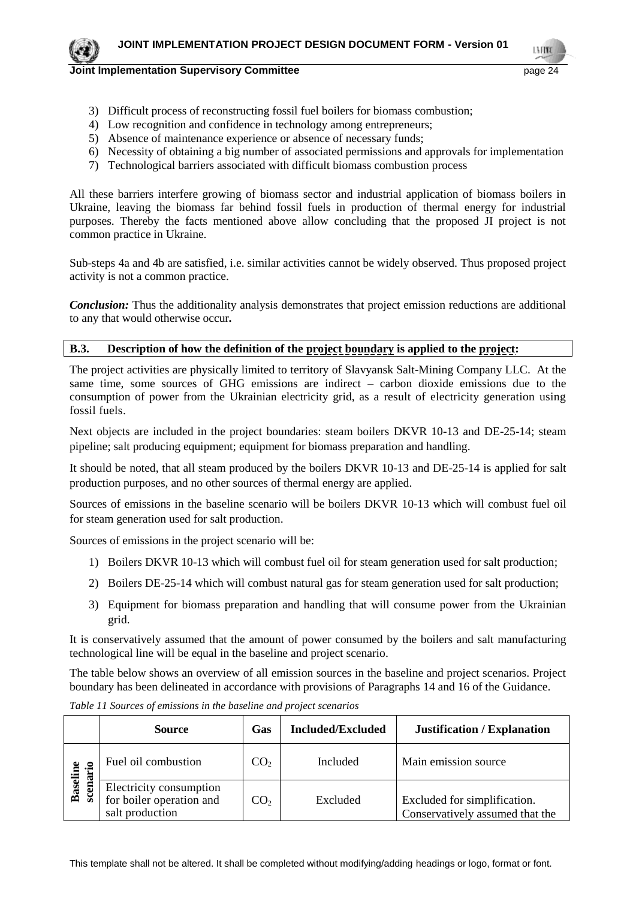3) Difficult process of reconstructing fossil fuel boilers for biomass combustion;
4) Low recognition and confidence in technology among entrepreneurs;
5) Absence of maintenance experience or absence of necessary funds;
6) Necessity of obtaining a big number of associated permissions and approvals for implementation
7) Technological barriers associated with difficult biomass combustion process

All these barriers interfere growing of biomass sector and industrial application of biomass boilers in Ukraine, leaving the biomass far behind fossil fuels in production of thermal energy for industrial purposes. Thereby the facts mentioned above allow concluding that the proposed JI project is not common practice in Ukraine.

Sub-steps 4a and 4b are satisfied, i.e. similar activities cannot be widely observed. Thus proposed project activity is not a common practice.

***Conclusion:*** Thus the additionality analysis demonstrates that project emission reductions are additional to any that would otherwise occur**.**

## B.3. Description of how the definition of the project boundary is applied to the project:

The project activities are physically limited to territory of Slavyansk Salt-Mining Company LLC. At the same time, some sources of GHG emissions are indirect – carbon dioxide emissions due to the consumption of power from the Ukrainian electricity grid, as a result of electricity generation using fossil fuels.

Next objects are included in the project boundaries: steam boilers DKVR 10-13 and DE-25-14; steam pipeline; salt producing equipment; equipment for biomass preparation and handling.

It should be noted, that all steam produced by the boilers DKVR 10-13 and DE-25-14 is applied for salt production purposes, and no other sources of thermal energy are applied.

Sources of emissions in the baseline scenario will be boilers DKVR 10-13 which will combust fuel oil for steam generation used for salt production.

Sources of emissions in the project scenario will be:

1) Boilers DKVR 10-13 which will combust fuel oil for steam generation used for salt production;
2) Boilers DE-25-14 which will combust natural gas for steam generation used for salt production;
3) Equipment for biomass preparation and handling that will consume power from the Ukrainian grid.

It is conservatively assumed that the amount of power consumed by the boilers and salt manufacturing technological line will be equal in the baseline and project scenario.

The table below shows an overview of all emission sources in the baseline and project scenarios. Project boundary has been delineated in accordance with provisions of Paragraphs 14 and 16 of the Guidance.

*Table 11 Sources of emissions in the baseline and project scenarios*

| | Source | Gas | Included/Excluded | Justification / Explanation |
|---|---|---|---|---|
| **Baseline scenario** | Fuel oil combustion | $CO_2$ | Included | Main emission source |
| | Electricity consumption for boiler operation and salt production | $CO_2$ | Excluded | Excluded for simplification. Conservatively assumed that the |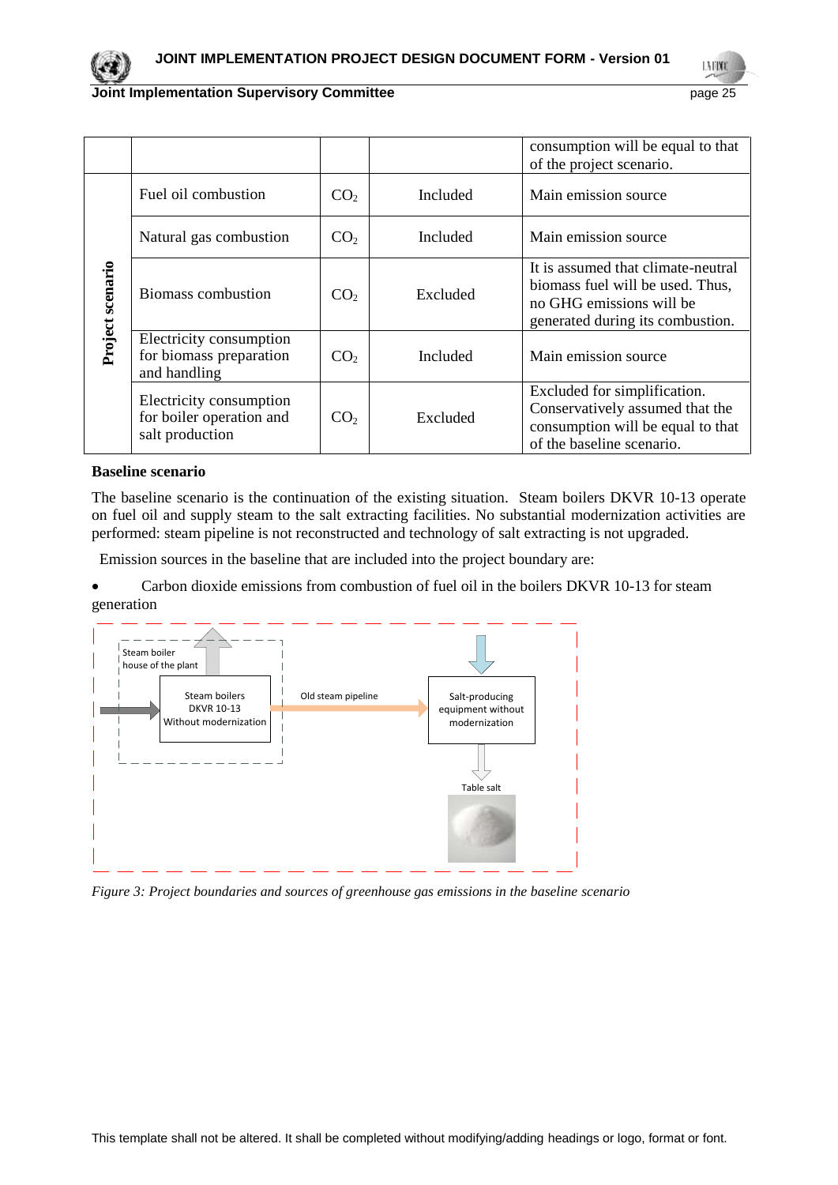|  |  |  |  | consumption will be equal to that of the project scenario. |
|---|---|---|---|---|
| **Project scenario** | Fuel oil combustion | $CO_2$ | Included | Main emission source |
|  | Natural gas combustion | $CO_2$ | Included | Main emission source |
|  | Biomass combustion | $CO_2$ | Excluded | It is assumed that climate-neutral biomass fuel will be used. Thus, no GHG emissions will be generated during its combustion. |
|  | Electricity consumption for biomass preparation and handling | $CO_2$ | Included | Main emission source |
|  | Electricity consumption for boiler operation and salt production | $CO_2$ | Excluded | Excluded for simplification. Conservatively assumed that the consumption will be equal to that of the baseline scenario. |

**Baseline scenario**

The baseline scenario is the continuation of the existing situation. Steam boilers DKVR 10-13 operate on fuel oil and supply steam to the salt extracting facilities. No substantial modernization activities are performed: steam pipeline is not reconstructed and technology of salt extracting is not upgraded.

Emission sources in the baseline that are included into the project boundary are:

- Carbon dioxide emissions from combustion of fuel oil in the boilers DKVR 10-13 for steam generation

Steam boiler house of the plant

Steam boilers DKVR 10-13 Without modernization

Old steam pipeline

Salt-producing equipment without modernization

Table salt

*Figure 3: Project boundaries and sources of greenhouse gas emissions in the baseline scenario*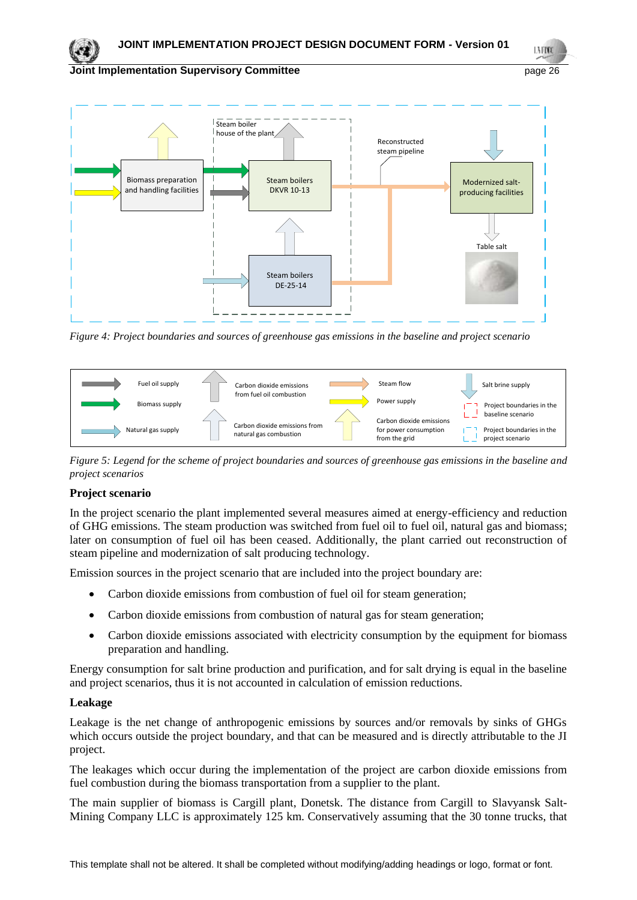*Figure 4: Project boundaries and sources of greenhouse gas emissions in the baseline and project scenario*

*Figure 5: Legend for the scheme of project boundaries and sources of greenhouse gas emissions in the baseline and project scenarios*

**Project scenario**

In the project scenario the plant implemented several measures aimed at energy-efficiency and reduction of GHG emissions. The steam production was switched from fuel oil to fuel oil, natural gas and biomass; later on consumption of fuel oil has been ceased. Additionally, the plant carried out reconstruction of steam pipeline and modernization of salt producing technology.

Emission sources in the project scenario that are included into the project boundary are:

- Carbon dioxide emissions from combustion of fuel oil for steam generation;
- Carbon dioxide emissions from combustion of natural gas for steam generation;
- Carbon dioxide emissions associated with electricity consumption by the equipment for biomass preparation and handling.

Energy consumption for salt brine production and purification, and for salt drying is equal in the baseline and project scenarios, thus it is not accounted in calculation of emission reductions.

**Leakage**

Leakage is the net change of anthropogenic emissions by sources and/or removals by sinks of GHGs which occurs outside the project boundary, and that can be measured and is directly attributable to the JI project.

The leakages which occur during the implementation of the project are carbon dioxide emissions from fuel combustion during the biomass transportation from a supplier to the plant.

The main supplier of biomass is Cargill plant, Donetsk. The distance from Cargill to Slavyansk Salt-Mining Company LLC is approximately 125 km. Conservatively assuming that the 30 tonne trucks, that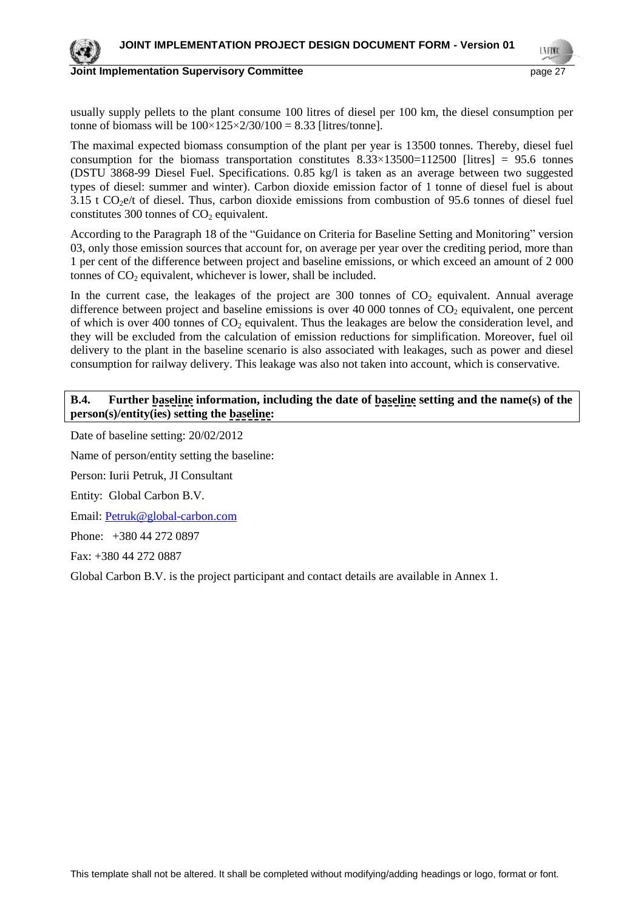usually supply pellets to the plant consume 100 litres of diesel per 100 km, the diesel consumption per tonne of biomass will be $100 \times 125 \times 2/30/100 = 8.33$ [litres/tonne].

The maximal expected biomass consumption of the plant per year is 13500 tonnes. Thereby, diesel fuel consumption for the biomass transportation constitutes $8.33 \times 13500 = 112500$ [litres] = 95.6 tonnes (DSTU 3868-99 Diesel Fuel. Specifications. 0.85 kg/l is taken as an average between two suggested types of diesel: summer and winter). Carbon dioxide emission factor of 1 tonne of diesel fuel is about 3.15 t $CO_2$e/t of diesel. Thus, carbon dioxide emissions from combustion of 95.6 tonnes of diesel fuel constitutes 300 tonnes of $CO_2$ equivalent.

According to the Paragraph 18 of the "Guidance on Criteria for Baseline Setting and Monitoring" version 03, only those emission sources that account for, on average per year over the crediting period, more than 1 per cent of the difference between project and baseline emissions, or which exceed an amount of 2 000 tonnes of $CO_2$ equivalent, whichever is lower, shall be included.

In the current case, the leakages of the project are 300 tonnes of $CO_2$ equivalent. Annual average difference between project and baseline emissions is over 40 000 tonnes of $CO_2$ equivalent, one percent of which is over 400 tonnes of $CO_2$ equivalent. Thus the leakages are below the consideration level, and they will be excluded from the calculation of emission reductions for simplification. Moreover, fuel oil delivery to the plant in the baseline scenario is also associated with leakages, such as power and diesel consumption for railway delivery. This leakage was also not taken into account, which is conservative.

**B.4. Further baseline information, including the date of baseline setting and the name(s) of the person(s)/entity(ies) setting the baseline:**

Date of baseline setting: 20/02/2012

Name of person/entity setting the baseline:

Person: Iurii Petruk, JI Consultant

Entity: Global Carbon B.V.

Email: Petruk@global-carbon.com

Phone: +380 44 272 0897

Fax: +380 44 272 0887

Global Carbon B.V. is the project participant and contact details are available in Annex 1.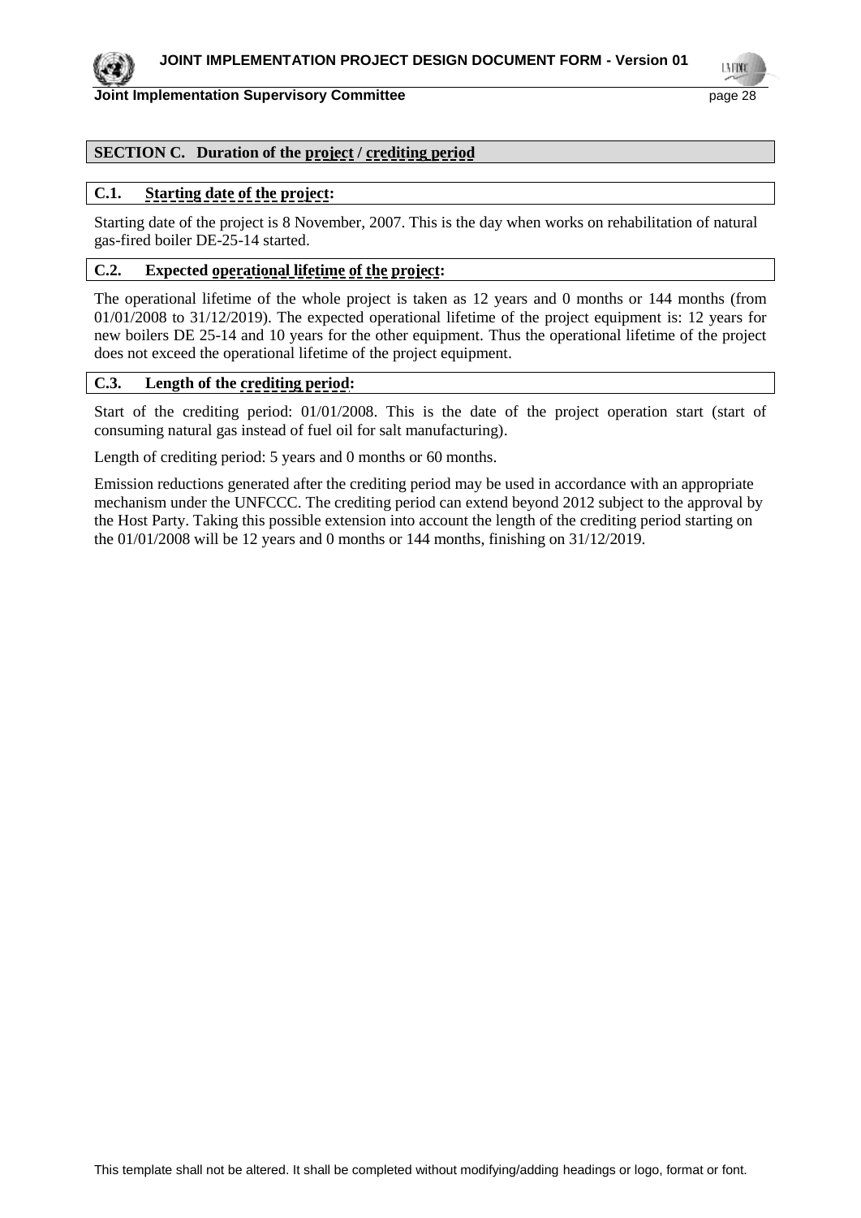## SECTION C. Duration of the project / crediting period

### C.1. Starting date of the project:

Starting date of the project is 8 November, 2007. This is the day when works on rehabilitation of natural gas-fired boiler DE-25-14 started.

### C.2. Expected operational lifetime of the project:

The operational lifetime of the whole project is taken as 12 years and 0 months or 144 months (from 01/01/2008 to 31/12/2019). The expected operational lifetime of the project equipment is: 12 years for new boilers DE 25-14 and 10 years for the other equipment. Thus the operational lifetime of the project does not exceed the operational lifetime of the project equipment.

### C.3. Length of the crediting period:

Start of the crediting period: 01/01/2008. This is the date of the project operation start (start of consuming natural gas instead of fuel oil for salt manufacturing).

Length of crediting period: 5 years and 0 months or 60 months.

Emission reductions generated after the crediting period may be used in accordance with an appropriate mechanism under the UNFCCC. The crediting period can extend beyond 2012 subject to the approval by the Host Party. Taking this possible extension into account the length of the crediting period starting on the 01/01/2008 will be 12 years and 0 months or 144 months, finishing on 31/12/2019.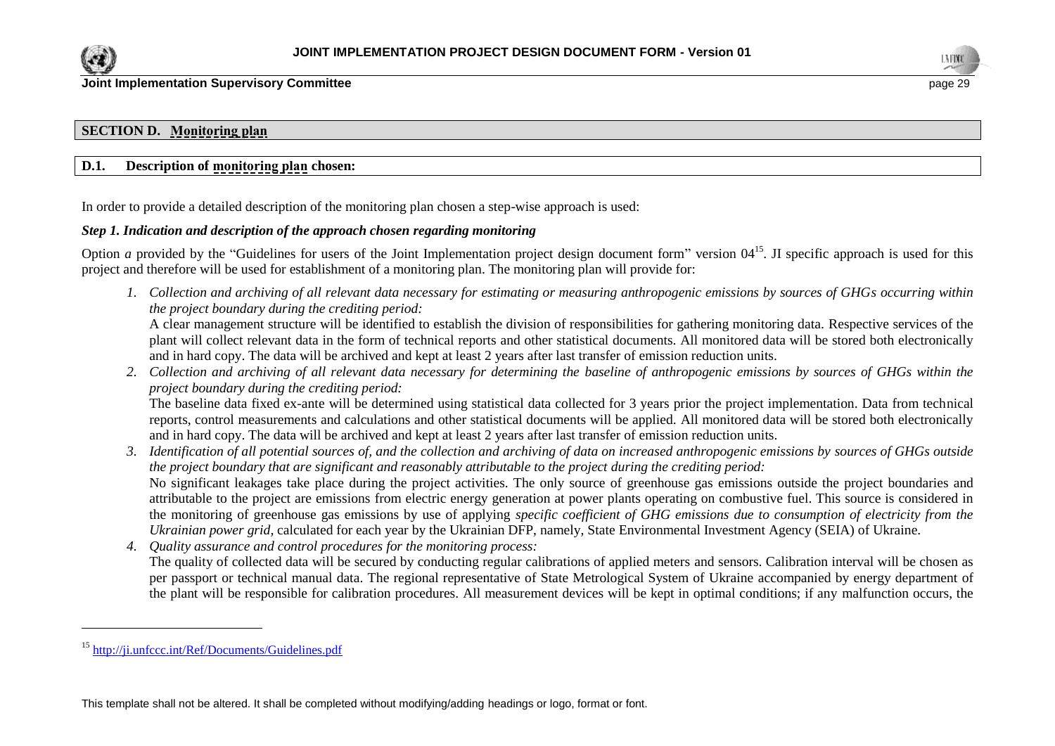## SECTION D. Monitoring plan

### D.1. Description of monitoring plan chosen:

In order to provide a detailed description of the monitoring plan chosen a step-wise approach is used:

***Step 1. Indication and description of the approach chosen regarding monitoring***

Option *a* provided by the "Guidelines for users of the Joint Implementation project design document form" version 04[15]. JI specific approach is used for this project and therefore will be used for establishment of a monitoring plan. The monitoring plan will provide for:

1. *Collection and archiving of all relevant data necessary for estimating or measuring anthropogenic emissions by sources of GHGs occurring within the project boundary during the crediting period:*
   A clear management structure will be identified to establish the division of responsibilities for gathering monitoring data. Respective services of the plant will collect relevant data in the form of technical reports and other statistical documents. All monitored data will be stored both electronically and in hard copy. The data will be archived and kept at least 2 years after last transfer of emission reduction units.
2. *Collection and archiving of all relevant data necessary for determining the baseline of anthropogenic emissions by sources of GHGs within the project boundary during the crediting period:*
   The baseline data fixed ex-ante will be determined using statistical data collected for 3 years prior the project implementation. Data from technical reports, control measurements and calculations and other statistical documents will be applied. All monitored data will be stored both electronically and in hard copy. The data will be archived and kept at least 2 years after last transfer of emission reduction units.
3. *Identification of all potential sources of, and the collection and archiving of data on increased anthropogenic emissions by sources of GHGs outside the project boundary that are significant and reasonably attributable to the project during the crediting period:*
   No significant leakages take place during the project activities. The only source of greenhouse gas emissions outside the project boundaries and attributable to the project are emissions from electric energy generation at power plants operating on combustive fuel. This source is considered in the monitoring of greenhouse gas emissions by use of applying *specific coefficient of GHG emissions due to consumption of electricity from the Ukrainian power grid,* calculated for each year by the Ukrainian DFP, namely, State Environmental Investment Agency (SEIA) of Ukraine.
4. *Quality assurance and control procedures for the monitoring process:*
   The quality of collected data will be secured by conducting regular calibrations of applied meters and sensors. Calibration interval will be chosen as per passport or technical manual data. The regional representative of State Metrological System of Ukraine accompanied by energy department of the plant will be responsible for calibration procedures. All measurement devices will be kept in optimal conditions; if any malfunction occurs, the

[15] http://ji.unfccc.int/Ref/Documents/Guidelines.pdf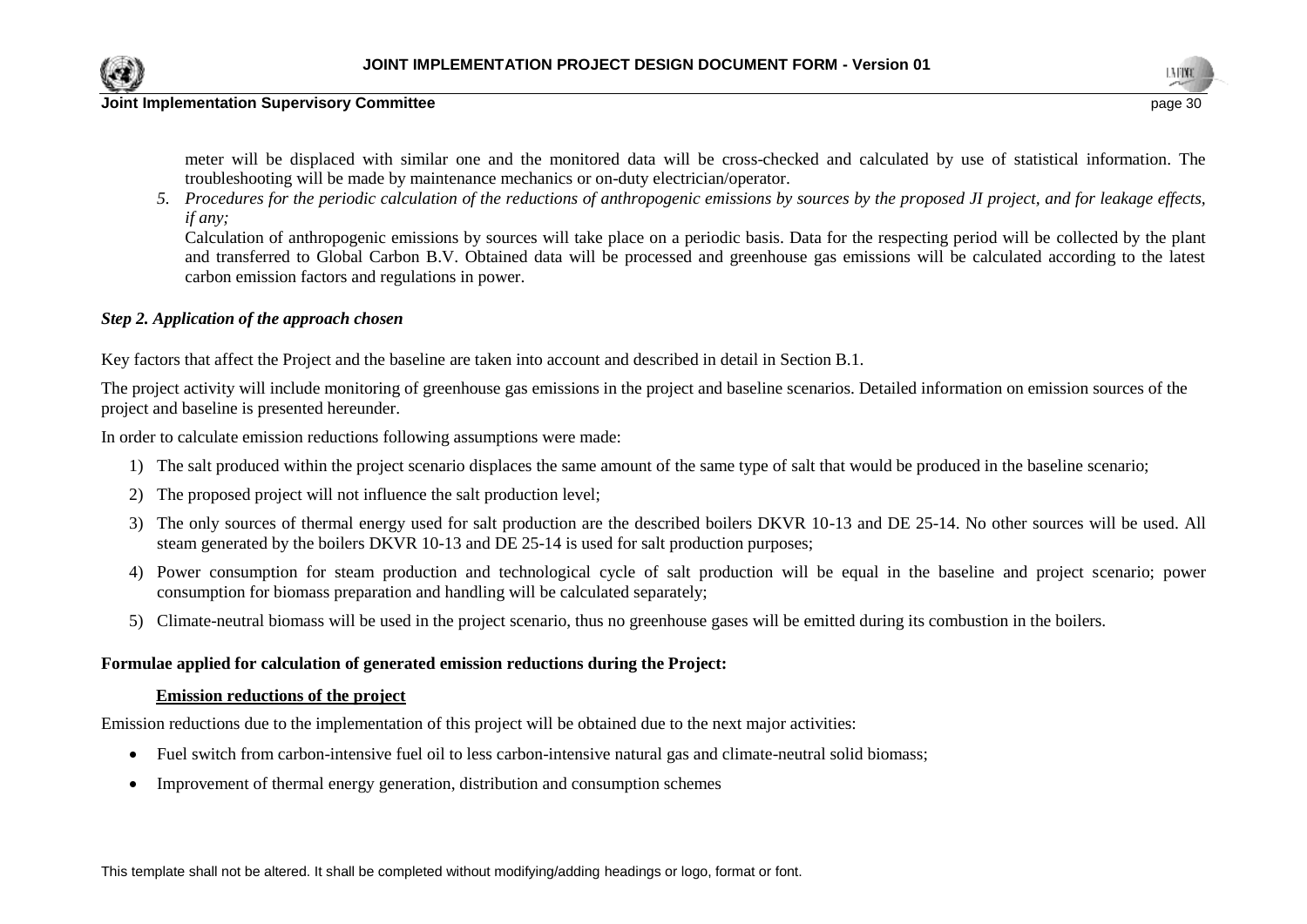meter will be displaced with similar one and the monitored data will be cross-checked and calculated by use of statistical information. The troubleshooting will be made by maintenance mechanics or on-duty electrician/operator.

5. *Procedures for the periodic calculation of the reductions of anthropogenic emissions by sources by the proposed JI project, and for leakage effects, if any;*

   Calculation of anthropogenic emissions by sources will take place on a periodic basis. Data for the respecting period will be collected by the plant and transferred to Global Carbon B.V. Obtained data will be processed and greenhouse gas emissions will be calculated according to the latest carbon emission factors and regulations in power.

***Step 2. Application of the approach chosen***

Key factors that affect the Project and the baseline are taken into account and described in detail in Section B.1.

The project activity will include monitoring of greenhouse gas emissions in the project and baseline scenarios. Detailed information on emission sources of the project and baseline is presented hereunder.

In order to calculate emission reductions following assumptions were made:

1) The salt produced within the project scenario displaces the same amount of the same type of salt that would be produced in the baseline scenario;
2) The proposed project will not influence the salt production level;
3) The only sources of thermal energy used for salt production are the described boilers DKVR 10-13 and DE 25-14. No other sources will be used. All steam generated by the boilers DKVR 10-13 and DE 25-14 is used for salt production purposes;
4) Power consumption for steam production and technological cycle of salt production will be equal in the baseline and project scenario; power consumption for biomass preparation and handling will be calculated separately;
5) Climate-neutral biomass will be used in the project scenario, thus no greenhouse gases will be emitted during its combustion in the boilers.

**Formulae applied for calculation of generated emission reductions during the Project:**

**Emission reductions of the project**

Emission reductions due to the implementation of this project will be obtained due to the next major activities:

- Fuel switch from carbon-intensive fuel oil to less carbon-intensive natural gas and climate-neutral solid biomass;
- Improvement of thermal energy generation, distribution and consumption schemes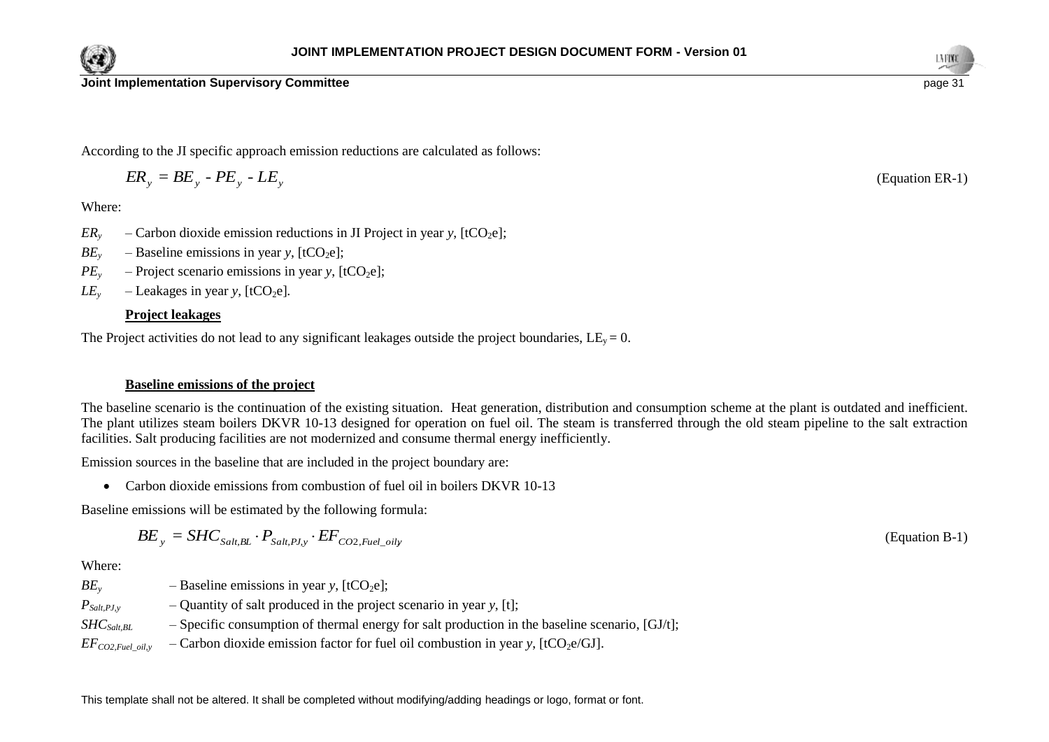According to the JI specific approach emission reductions are calculated as follows:

$$ER_y = BE_y - PE_y - LE_y \qquad \text{(Equation ER-1)}$$

Where:

$ER_y$ – Carbon dioxide emission reductions in JI Project in year $y$, [$tCO_2e$];

$BE_y$ – Baseline emissions in year $y$, [$tCO_2e$];

$PE_y$ – Project scenario emissions in year $y$, [$tCO_2e$];

$LE_y$ – Leakages in year $y$, [$tCO_2e$].

**Project leakages**

The Project activities do not lead to any significant leakages outside the project boundaries, $LE_y = 0$.

**Baseline emissions of the project**

The baseline scenario is the continuation of the existing situation. Heat generation, distribution and consumption scheme at the plant is outdated and inefficient. The plant utilizes steam boilers DKVR 10-13 designed for operation on fuel oil. The steam is transferred through the old steam pipeline to the salt extraction facilities. Salt producing facilities are not modernized and consume thermal energy inefficiently.

Emission sources in the baseline that are included in the project boundary are:

- Carbon dioxide emissions from combustion of fuel oil in boilers DKVR 10-13

Baseline emissions will be estimated by the following formula:

$$BE_y = SHC_{Salt,BL} \cdot P_{Salt,PJ,y} \cdot EF_{CO2,Fuel\_oil,y} \qquad \text{(Equation B-1)}$$

Where:

$BE_y$ – Baseline emissions in year $y$, [$tCO_2e$];

$P_{Salt,PJ,y}$ – Quantity of salt produced in the project scenario in year $y$, [t];

$SHC_{Salt,BL}$ – Specific consumption of thermal energy for salt production in the baseline scenario, [GJ/t];

$EF_{CO2,Fuel\_oil,y}$ – Carbon dioxide emission factor for fuel oil combustion in year $y$, [$tCO_2e$/GJ].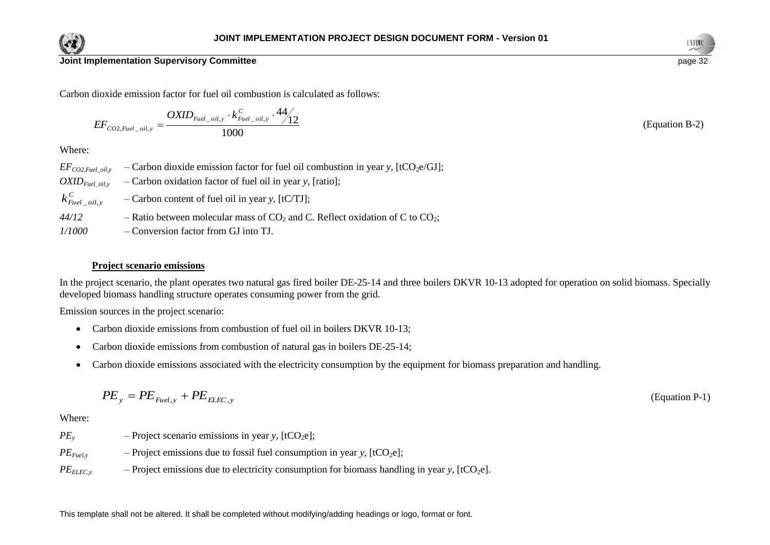Carbon dioxide emission factor for fuel oil combustion is calculated as follows:

$$EF_{CO2,Fuel\_oil,y} = \frac{OXID_{Fuel\_oil,y} \cdot k^{C}_{Fuel\_oil,y} \cdot 44/12}{1000} \qquad \text{(Equation B-2)}$$

Where:

$EF_{CO2,Fuel\_oil,y}$ – Carbon dioxide emission factor for fuel oil combustion in year *y*, [$tCO_2e$/GJ];

$OXID_{Fuel\_oil,y}$ – Carbon oxidation factor of fuel oil in year *y*, [ratio];

$k^{C}_{Fuel\_oil,y}$ – Carbon content of fuel oil in year *y*, [tC/TJ];

*44/12* – Ratio between molecular mass of $CO_2$ and C. Reflect oxidation of C to $CO_2$;

*1/1000* – Conversion factor from GJ into TJ.

**Project scenario emissions**

In the project scenario, the plant operates two natural gas fired boiler DE-25-14 and three boilers DKVR 10-13 adopted for operation on solid biomass. Specially developed biomass handling structure operates consuming power from the grid.

Emission sources in the project scenario:

- Carbon dioxide emissions from combustion of fuel oil in boilers DKVR 10-13;
- Carbon dioxide emissions from combustion of natural gas in boilers DE-25-14;
- Carbon dioxide emissions associated with the electricity consumption by the equipment for biomass preparation and handling.

$$PE_y = PE_{Fuel,y} + PE_{ELEC,y} \qquad \text{(Equation P-1)}$$

Where:

$PE_y$ – Project scenario emissions in year *y*, [$tCO_2e$];

$PE_{Fuel,y}$ – Project emissions due to fossil fuel consumption in year *y*, [$tCO_2e$];

$PE_{ELEC,y}$ – Project emissions due to electricity consumption for biomass handling in year *y*, [$tCO_2e$].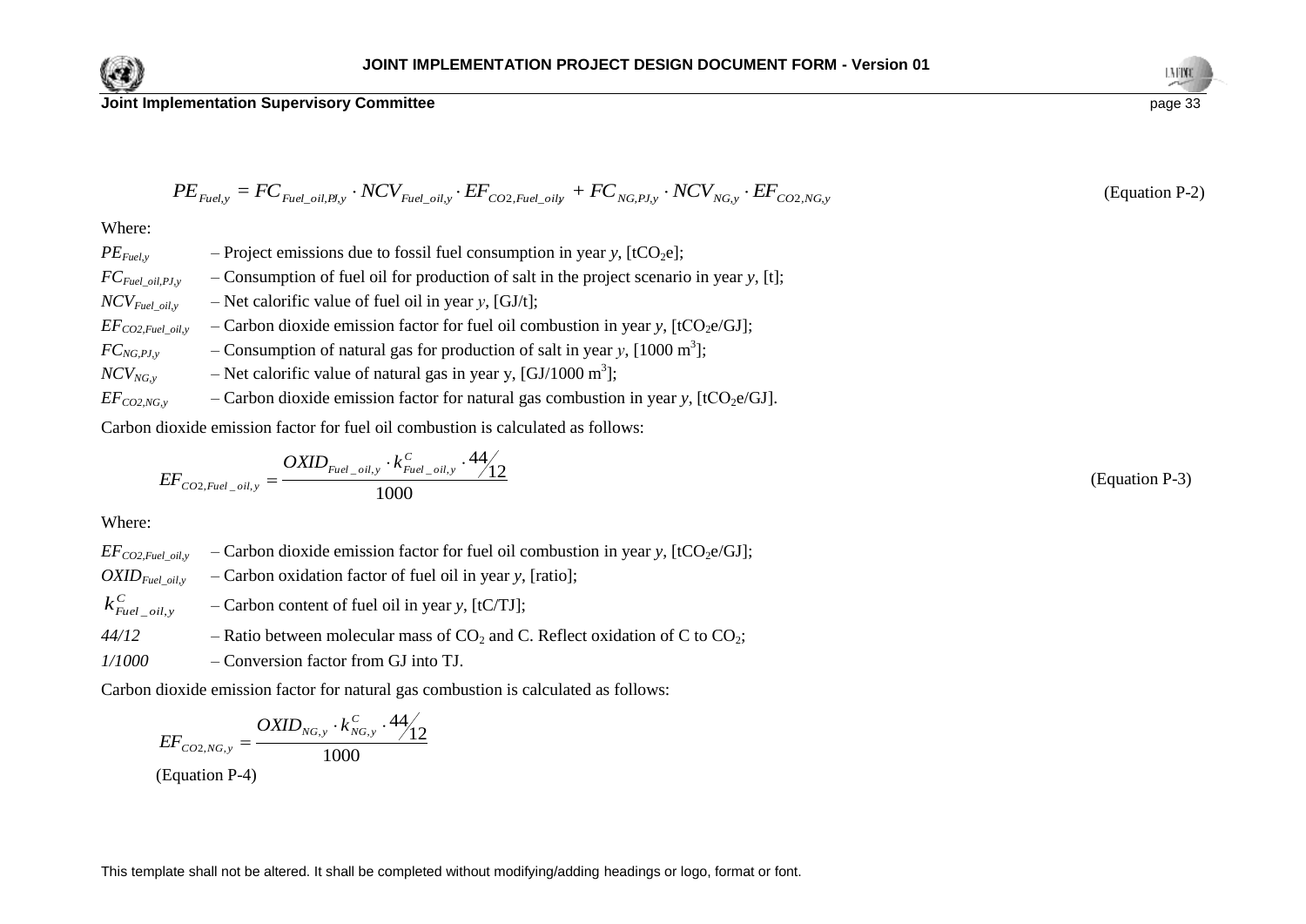$$PE_{Fuel,y} = FC_{Fuel\_oil,PJ,y} \cdot NCV_{Fuel\_oil,y} \cdot EF_{CO2,Fuel\_oily} + FC_{NG,PJ,y} \cdot NCV_{NG,y} \cdot EF_{CO2,NG,y} \quad \text{(Equation P-2)}$$

Where:

$PE_{Fuel,y}$ – Project emissions due to fossil fuel consumption in year $y$, [$tCO_2e$];
$FC_{Fuel\_oil,PJ,y}$ – Consumption of fuel oil for production of salt in the project scenario in year $y$, [t];
$NCV_{Fuel\_oil,y}$ – Net calorific value of fuel oil in year $y$, [GJ/t];
$EF_{CO2,Fuel\_oil,y}$ – Carbon dioxide emission factor for fuel oil combustion in year $y$, [$tCO_2e$/GJ];
$FC_{NG,PJ,y}$ – Consumption of natural gas for production of salt in year $y$, [1000 $m^3$];
$NCV_{NG,y}$ – Net calorific value of natural gas in year y, [GJ/1000 $m^3$];
$EF_{CO2,NG,y}$ – Carbon dioxide emission factor for natural gas combustion in year $y$, [$tCO_2e$/GJ].

Carbon dioxide emission factor for fuel oil combustion is calculated as follows:

$$EF_{CO2,Fuel\_oil,y} = \frac{OXID_{Fuel\_oil,y} \cdot k^{C}_{Fuel\_oil,y} \cdot 44/12}{1000} \quad \text{(Equation P-3)}$$

Where:

$EF_{CO2,Fuel\_oil,y}$ – Carbon dioxide emission factor for fuel oil combustion in year $y$, [$tCO_2e$/GJ];
$OXID_{Fuel\_oil,y}$ – Carbon oxidation factor of fuel oil in year $y$, [ratio];
$k^{C}_{Fuel\_oil,y}$ – Carbon content of fuel oil in year $y$, [tC/TJ];
*44/12* – Ratio between molecular mass of $CO_2$ and C. Reflect oxidation of C to $CO_2$;
*1/1000* – Conversion factor from GJ into TJ.

Carbon dioxide emission factor for natural gas combustion is calculated as follows:

$$EF_{CO2,NG,y} = \frac{OXID_{NG,y} \cdot k^{C}_{NG,y} \cdot 44/12}{1000}$$

(Equation P-4)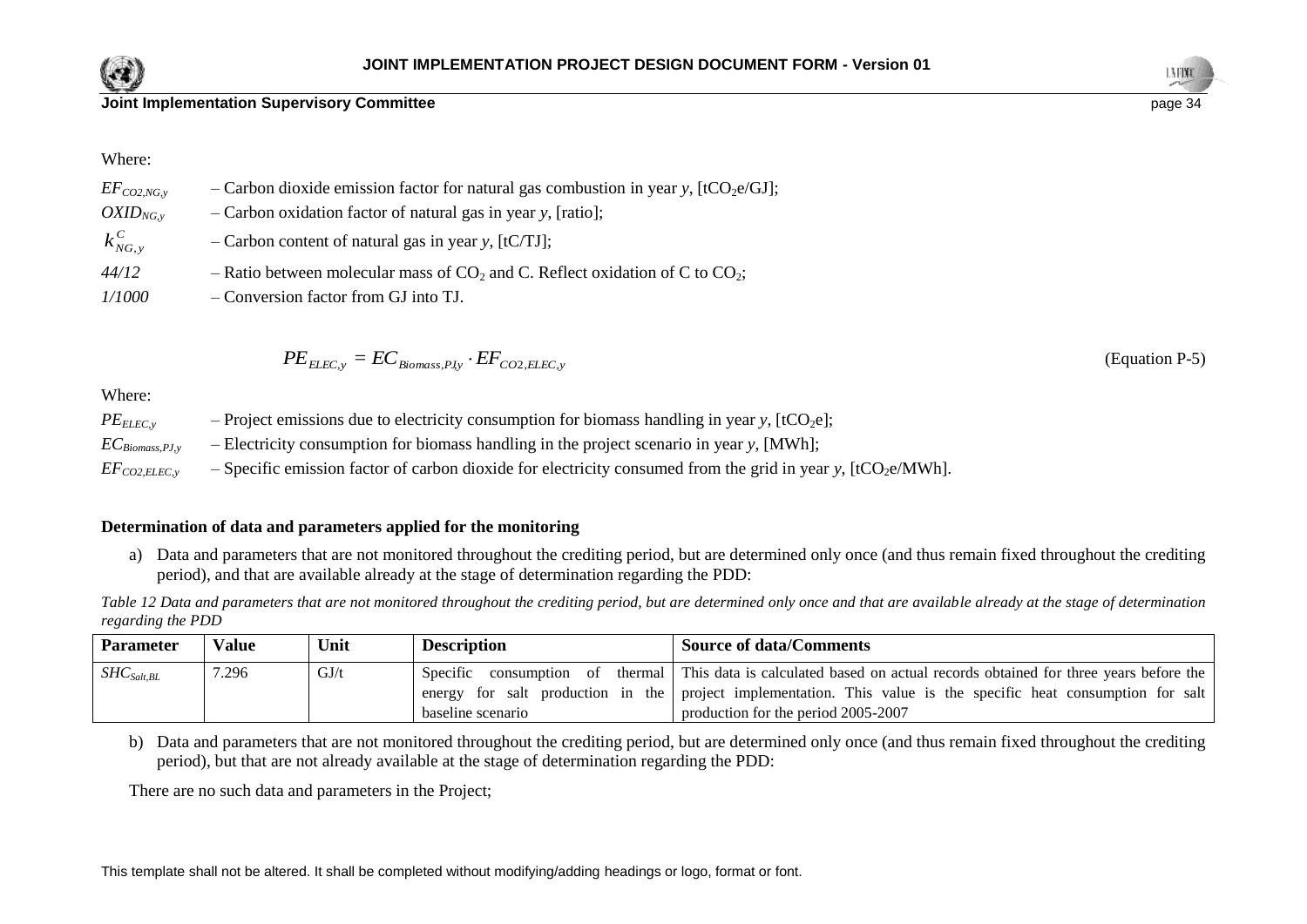Where:

$EF_{CO2,NG,y}$ – Carbon dioxide emission factor for natural gas combustion in year $y$, [$tCO_2e$/GJ];

$OXID_{NG,y}$ – Carbon oxidation factor of natural gas in year $y$, [ratio];

$k_{NG,y}^{C}$ – Carbon content of natural gas in year $y$, [tC/TJ];

*44/12* – Ratio between molecular mass of $CO_2$ and C. Reflect oxidation of C to $CO_2$;

*1/1000* – Conversion factor from GJ into TJ.

$$PE_{ELEC,y} = EC_{Biomass,PJ,y} \cdot EF_{CO2,ELEC,y} \quad \text{(Equation P-5)}$$

Where:

$PE_{ELEC,y}$ – Project emissions due to electricity consumption for biomass handling in year $y$, [$tCO_2e$];

$EC_{Biomass,PJ,y}$ – Electricity consumption for biomass handling in the project scenario in year $y$, [MWh];

$EF_{CO2,ELEC,y}$ – Specific emission factor of carbon dioxide for electricity consumed from the grid in year $y$, [$tCO_2e$/MWh].

**Determination of data and parameters applied for the monitoring**

a) Data and parameters that are not monitored throughout the crediting period, but are determined only once (and thus remain fixed throughout the crediting period), and that are available already at the stage of determination regarding the PDD:

*Table 12 Data and parameters that are not monitored throughout the crediting period, but are determined only once and that are available already at the stage of determination regarding the PDD*

| Parameter | Value | Unit | Description | Source of data/Comments |
|---|---|---|---|---|
| $SHC_{Salt,BL}$ | 7.296 | GJ/t | Specific consumption of thermal energy for salt production in the baseline scenario | This data is calculated based on actual records obtained for three years before the project implementation. This value is the specific heat consumption for salt production for the period 2005-2007 |

b) Data and parameters that are not monitored throughout the crediting period, but are determined only once (and thus remain fixed throughout the crediting period), but that are not already available at the stage of determination regarding the PDD:

There are no such data and parameters in the Project;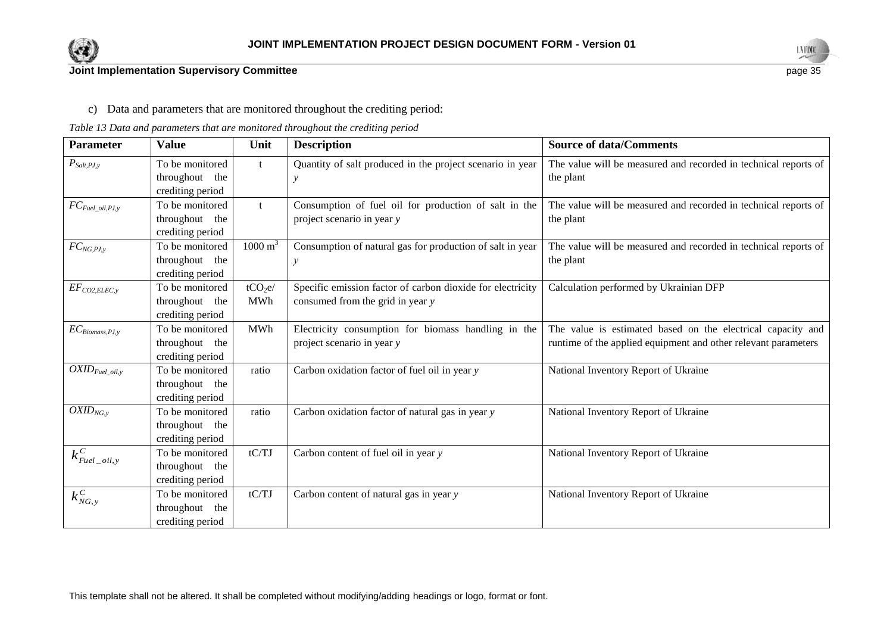c) Data and parameters that are monitored throughout the crediting period:

*Table 13 Data and parameters that are monitored throughout the crediting period*

| Parameter | Value | Unit | Description | Source of data/Comments |
|---|---|---|---|---|
| $P_{Salt,PJ,y}$ | To be monitored throughout the crediting period | t | Quantity of salt produced in the project scenario in year $y$ | The value will be measured and recorded in technical reports of the plant |
| $FC_{Fuel\_oil,PJ,y}$ | To be monitored throughout the crediting period | t | Consumption of fuel oil for production of salt in the project scenario in year $y$ | The value will be measured and recorded in technical reports of the plant |
| $FC_{NG,PJ,y}$ | To be monitored throughout the crediting period | $1000\ m^3$ | Consumption of natural gas for production of salt in year $y$ | The value will be measured and recorded in technical reports of the plant |
| $EF_{CO2,ELEC,y}$ | To be monitored throughout the crediting period | $tCO_2e$/ MWh | Specific emission factor of carbon dioxide for electricity consumed from the grid in year $y$ | Calculation performed by Ukrainian DFP |
| $EC_{Biomass,PJ,y}$ | To be monitored throughout the crediting period | MWh | Electricity consumption for biomass handling in the project scenario in year $y$ | The value is estimated based on the electrical capacity and runtime of the applied equipment and other relevant parameters |
| $OXID_{Fuel\_oil,y}$ | To be monitored throughout the crediting period | ratio | Carbon oxidation factor of fuel oil in year $y$ | National Inventory Report of Ukraine |
| $OXID_{NG,y}$ | To be monitored throughout the crediting period | ratio | Carbon oxidation factor of natural gas in year $y$ | National Inventory Report of Ukraine |
| $k^C_{Fuel\_oil,y}$ | To be monitored throughout the crediting period | tC/TJ | Carbon content of fuel oil in year $y$ | National Inventory Report of Ukraine |
| $k^C_{NG,y}$ | To be monitored throughout the crediting period | tC/TJ | Carbon content of natural gas in year $y$ | National Inventory Report of Ukraine |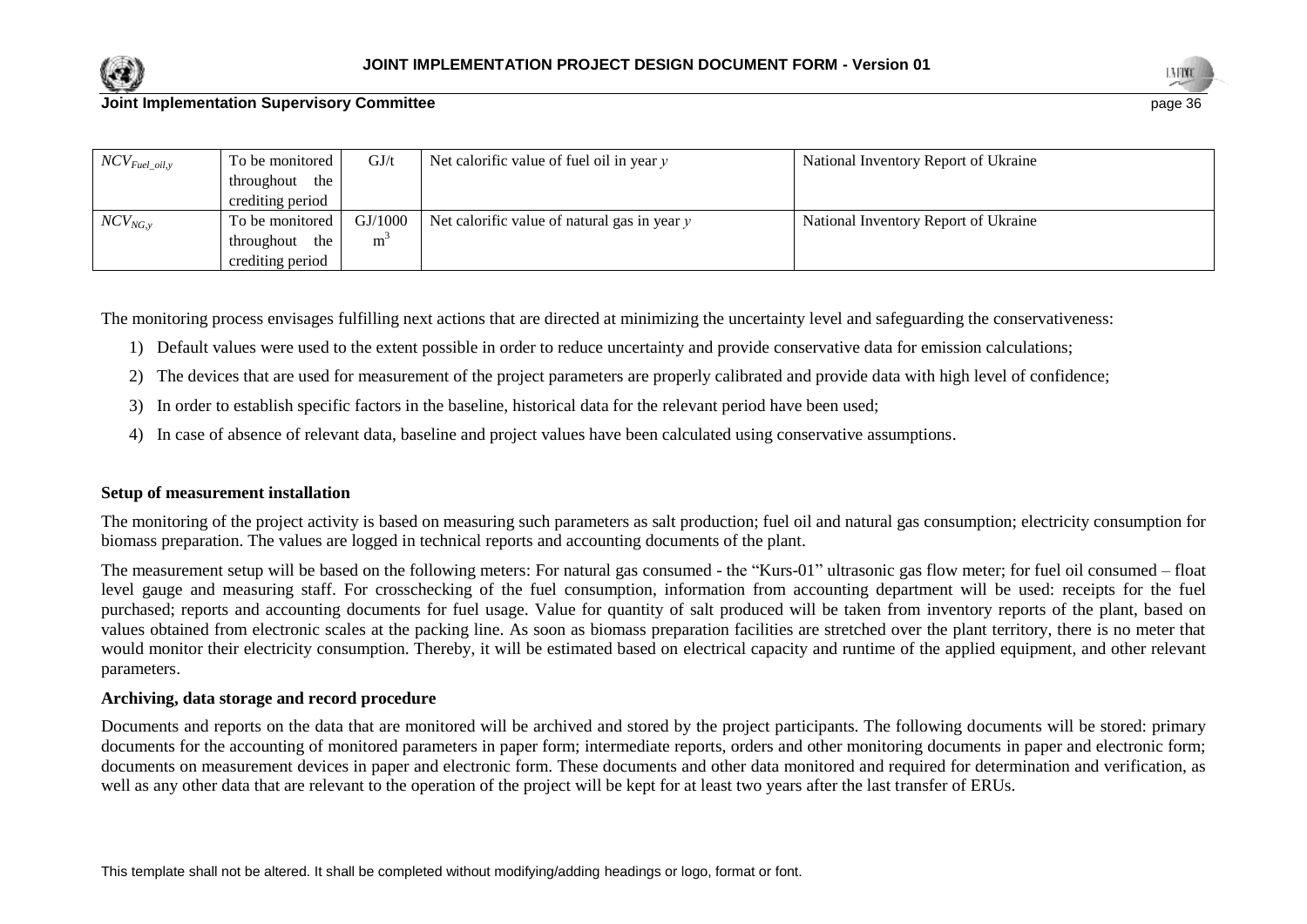| $NCV_{Fuel\_oil,y}$ | To be monitored throughout the crediting period | GJ/t | Net calorific value of fuel oil in year *y* | National Inventory Report of Ukraine |
|---|---|---|---|---|
| $NCV_{NG,y}$ | To be monitored throughout the crediting period | GJ/1000 $m^3$ | Net calorific value of natural gas in year *y* | National Inventory Report of Ukraine |

The monitoring process envisages fulfilling next actions that are directed at minimizing the uncertainty level and safeguarding the conservativeness:

1) Default values were used to the extent possible in order to reduce uncertainty and provide conservative data for emission calculations;
2) The devices that are used for measurement of the project parameters are properly calibrated and provide data with high level of confidence;
3) In order to establish specific factors in the baseline, historical data for the relevant period have been used;
4) In case of absence of relevant data, baseline and project values have been calculated using conservative assumptions.

**Setup of measurement installation**

The monitoring of the project activity is based on measuring such parameters as salt production; fuel oil and natural gas consumption; electricity consumption for biomass preparation. The values are logged in technical reports and accounting documents of the plant.

The measurement setup will be based on the following meters: For natural gas consumed - the "Kurs-01" ultrasonic gas flow meter; for fuel oil consumed – float level gauge and measuring staff. For crosschecking of the fuel consumption, information from accounting department will be used: receipts for the fuel purchased; reports and accounting documents for fuel usage. Value for quantity of salt produced will be taken from inventory reports of the plant, based on values obtained from electronic scales at the packing line. As soon as biomass preparation facilities are stretched over the plant territory, there is no meter that would monitor their electricity consumption. Thereby, it will be estimated based on electrical capacity and runtime of the applied equipment, and other relevant parameters.

**Archiving, data storage and record procedure**

Documents and reports on the data that are monitored will be archived and stored by the project participants. The following documents will be stored: primary documents for the accounting of monitored parameters in paper form; intermediate reports, orders and other monitoring documents in paper and electronic form; documents on measurement devices in paper and electronic form. These documents and other data monitored and required for determination and verification, as well as any other data that are relevant to the operation of the project will be kept for at least two years after the last transfer of ERUs.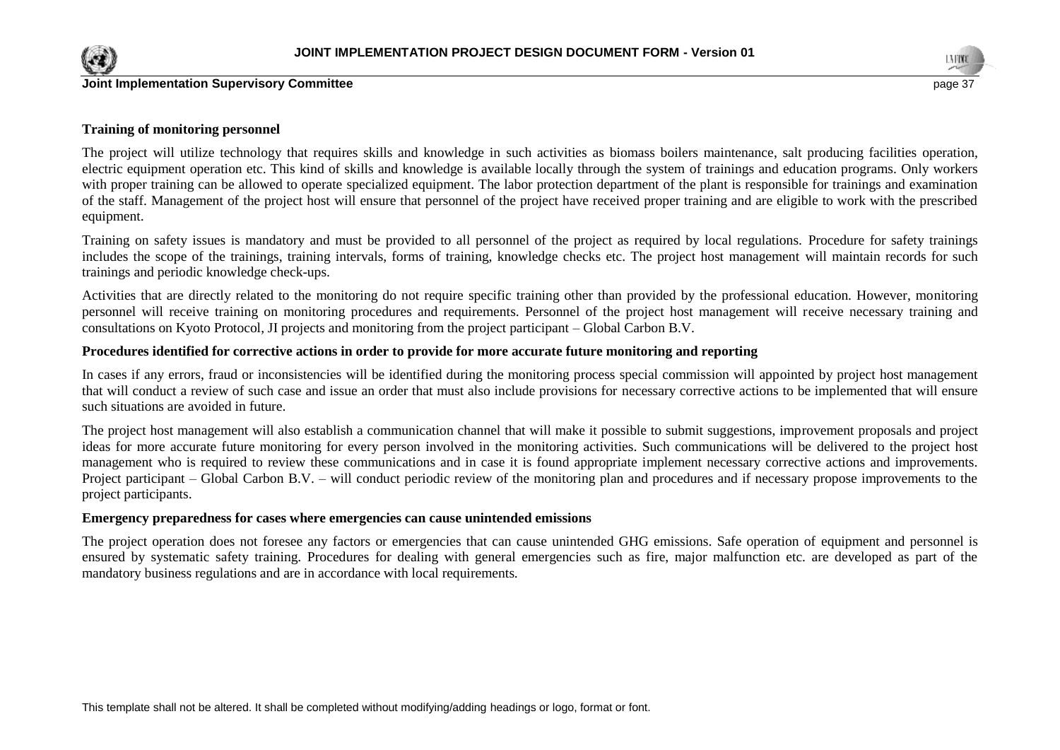**Training of monitoring personnel**

The project will utilize technology that requires skills and knowledge in such activities as biomass boilers maintenance, salt producing facilities operation, electric equipment operation etc. This kind of skills and knowledge is available locally through the system of trainings and education programs. Only workers with proper training can be allowed to operate specialized equipment. The labor protection department of the plant is responsible for trainings and examination of the staff. Management of the project host will ensure that personnel of the project have received proper training and are eligible to work with the prescribed equipment.

Training on safety issues is mandatory and must be provided to all personnel of the project as required by local regulations. Procedure for safety trainings includes the scope of the trainings, training intervals, forms of training, knowledge checks etc. The project host management will maintain records for such trainings and periodic knowledge check-ups.

Activities that are directly related to the monitoring do not require specific training other than provided by the professional education. However, monitoring personnel will receive training on monitoring procedures and requirements. Personnel of the project host management will receive necessary training and consultations on Kyoto Protocol, JI projects and monitoring from the project participant – Global Carbon B.V.

**Procedures identified for corrective actions in order to provide for more accurate future monitoring and reporting**

In cases if any errors, fraud or inconsistencies will be identified during the monitoring process special commission will appointed by project host management that will conduct a review of such case and issue an order that must also include provisions for necessary corrective actions to be implemented that will ensure such situations are avoided in future.

The project host management will also establish a communication channel that will make it possible to submit suggestions, improvement proposals and project ideas for more accurate future monitoring for every person involved in the monitoring activities. Such communications will be delivered to the project host management who is required to review these communications and in case it is found appropriate implement necessary corrective actions and improvements. Project participant – Global Carbon B.V. – will conduct periodic review of the monitoring plan and procedures and if necessary propose improvements to the project participants.

**Emergency preparedness for cases where emergencies can cause unintended emissions**

The project operation does not foresee any factors or emergencies that can cause unintended GHG emissions. Safe operation of equipment and personnel is ensured by systematic safety training. Procedures for dealing with general emergencies such as fire, major malfunction etc. are developed as part of the mandatory business regulations and are in accordance with local requirements.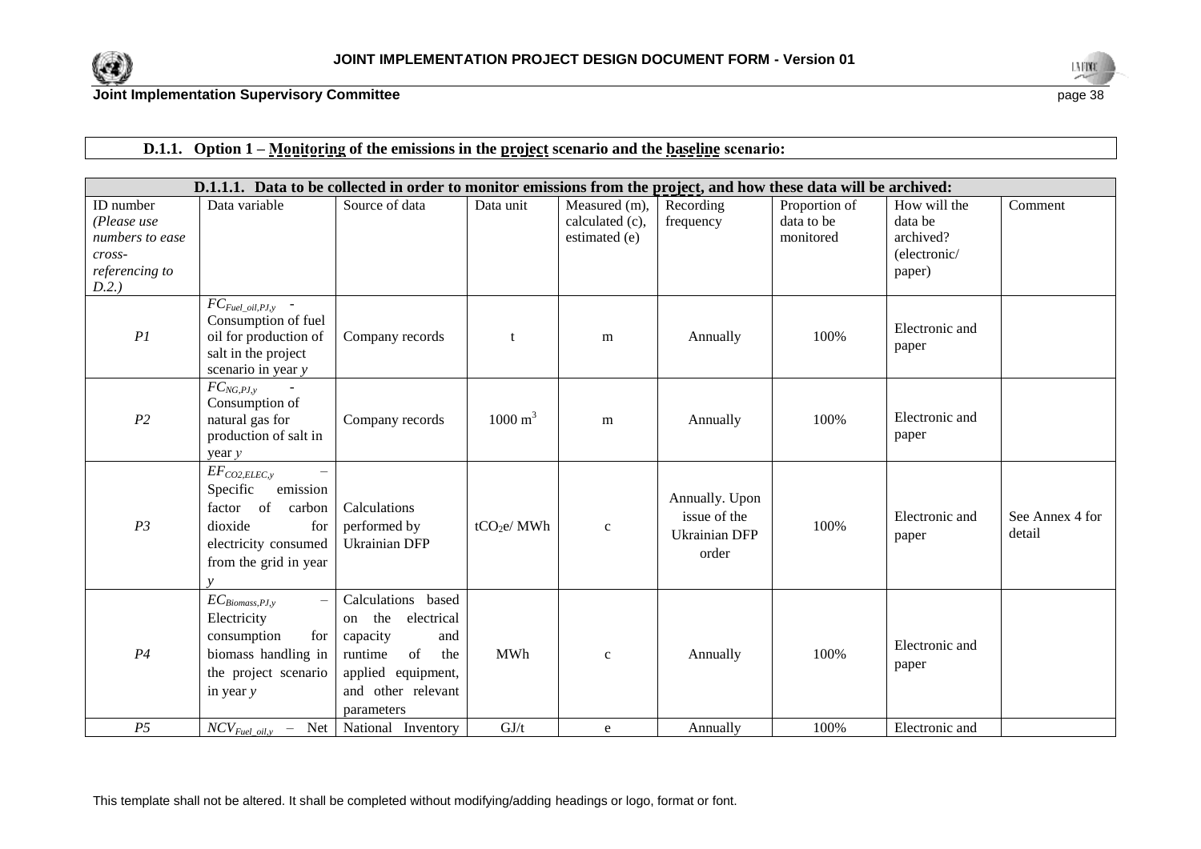**D.1.1. Option 1 – Monitoring of the emissions in the project scenario and the baseline scenario:**

| **D.1.1.1. Data to be collected in order to monitor emissions from the project, and how these data will be archived:** | | | | | | | | |
|---|---|---|---|---|---|---|---|---|
| ID number *(Please use numbers to ease cross-referencing to D.2.)* | Data variable | Source of data | Data unit | Measured (m), calculated (c), estimated (e) | Recording frequency | Proportion of data to be monitored | How will the data be archived? (electronic/ paper) | Comment |
| *P1* | $FC_{Fuel\_oil,PJ,y}$ - Consumption of fuel oil for production of salt in the project scenario in year *y* | Company records | t | m | Annually | 100% | Electronic and paper | |
| *P2* | $FC_{NG,PJ,y}$ - Consumption of natural gas for production of salt in year *y* | Company records | 1000 $m^3$ | m | Annually | 100% | Electronic and paper | |
| *P3* | $EF_{CO2,ELEC,y}$ – Specific emission factor of carbon dioxide for electricity consumed from the grid in year *y* | Calculations performed by Ukrainian DFP | $tCO_2e$/ MWh | c | Annually. Upon issue of the Ukrainian DFP order | 100% | Electronic and paper | See Annex 4 for detail |
| *P4* | $EC_{Biomass,PJ,y}$ – Electricity consumption for biomass handling in the project scenario in year *y* | Calculations based on the electrical capacity and runtime of the applied equipment, and other relevant parameters | MWh | c | Annually | 100% | Electronic and paper | |
| *P5* | $NCV_{Fuel\_oil,y}$ – Net | National Inventory | GJ/t | e | Annually | 100% | Electronic and | |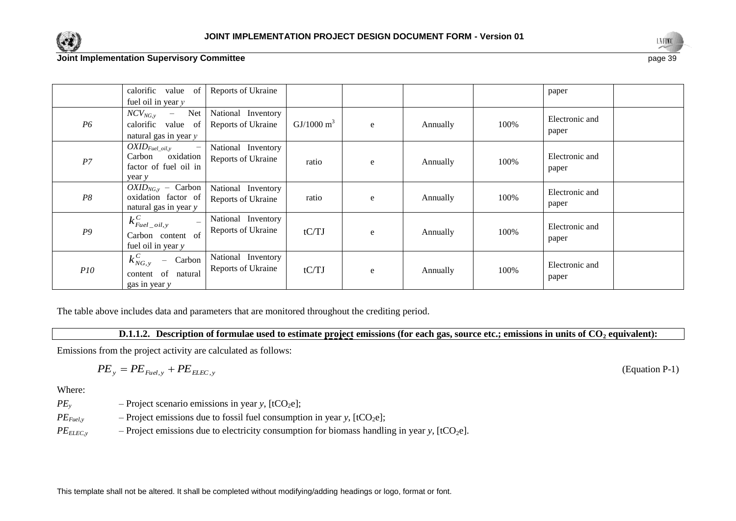|  | calorific value of fuel oil in year $y$ | Reports of Ukraine |  |  |  |  | paper |  |
|---|---|---|---|---|---|---|---|---|
| *P6* | $NCV_{NG,y}$ – Net calorific value of natural gas in year $y$ | National Inventory Reports of Ukraine | GJ/1000 $m^3$ | e | Annually | 100% | Electronic and paper |  |
| *P7* | $OXID_{Fuel\_oil,y}$ – Carbon oxidation factor of fuel oil in year $y$ | National Inventory Reports of Ukraine | ratio | e | Annually | 100% | Electronic and paper |  |
| *P8* | $OXID_{NG,y}$ – Carbon oxidation factor of natural gas in year $y$ | National Inventory Reports of Ukraine | ratio | e | Annually | 100% | Electronic and paper |  |
| *P9* | $k^C_{Fuel\_oil,y}$ – Carbon content of fuel oil in year $y$ | National Inventory Reports of Ukraine | tC/TJ | e | Annually | 100% | Electronic and paper |  |
| *P10* | $k^C_{NG,y}$ – Carbon content of natural gas in year $y$ | National Inventory Reports of Ukraine | tC/TJ | e | Annually | 100% | Electronic and paper |  |

The table above includes data and parameters that are monitored throughout the crediting period.

**D.1.1.2. Description of formulae used to estimate project emissions (for each gas, source etc.; emissions in units of $CO_2$ equivalent):**

Emissions from the project activity are calculated as follows:

$$PE_y = PE_{Fuel,y} + PE_{ELEC,y} \qquad \text{(Equation P-1)}$$

Where:

$PE_y$ – Project scenario emissions in year $y$, [$tCO_2e$];

$PE_{Fuel,y}$ – Project emissions due to fossil fuel consumption in year $y$, [$tCO_2e$];

$PE_{ELEC,y}$ – Project emissions due to electricity consumption for biomass handling in year $y$, [$tCO_2e$].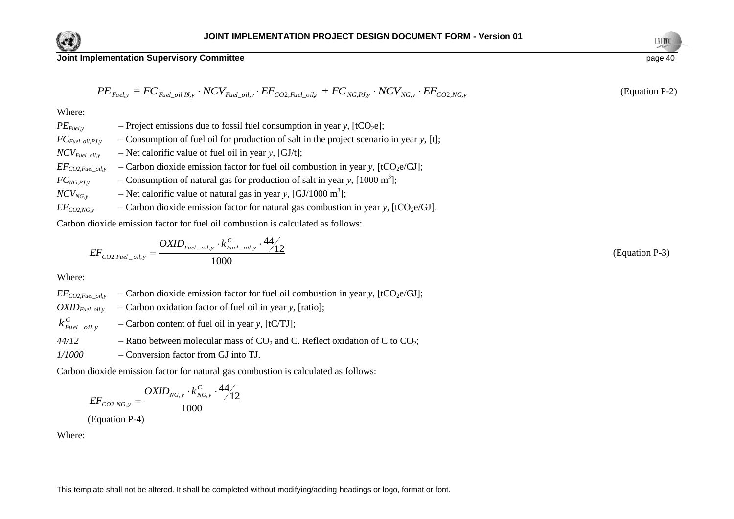$$PE_{Fuel,y} = FC_{Fuel\_oil,PJ,y} \cdot NCV_{Fuel\_oil,y} \cdot EF_{CO2,Fuel\_oily} + FC_{NG,PJ,y} \cdot NCV_{NG,y} \cdot EF_{CO2,NG,y} \qquad \text{(Equation P-2)}$$

Where:

$PE_{Fuel,y}$ – Project emissions due to fossil fuel consumption in year *y*, [$tCO_2e$];

$FC_{Fuel\_oil,PJ,y}$ – Consumption of fuel oil for production of salt in the project scenario in year *y*, [t];

$NCV_{Fuel\_oil,y}$ – Net calorific value of fuel oil in year *y*, [GJ/t];

$EF_{CO2,Fuel\_oil,y}$ – Carbon dioxide emission factor for fuel oil combustion in year *y*, [$tCO_2e$/GJ];

$FC_{NG,PJ,y}$ – Consumption of natural gas for production of salt in year *y*, [1000 $m^3$];

$NCV_{NG,y}$ – Net calorific value of natural gas in year *y*, [GJ/1000 $m^3$];

$EF_{CO2,NG,y}$ – Carbon dioxide emission factor for natural gas combustion in year *y*, [$tCO_2e$/GJ].

Carbon dioxide emission factor for fuel oil combustion is calculated as follows:

$$EF_{CO2,Fuel\_oil,y} = \frac{OXID_{Fuel\_oil,y} \cdot k^{C}_{Fuel\_oil,y} \cdot 44/12}{1000} \qquad \text{(Equation P-3)}$$

Where:

$EF_{CO2,Fuel\_oil,y}$ – Carbon dioxide emission factor for fuel oil combustion in year *y*, [$tCO_2e$/GJ];

$OXID_{Fuel\_oil,y}$ – Carbon oxidation factor of fuel oil in year *y*, [ratio];

$k^{C}_{Fuel\_oil,y}$ – Carbon content of fuel oil in year *y*, [tC/TJ];

*44/12* – Ratio between molecular mass of $CO_2$ and C. Reflect oxidation of C to $CO_2$;

*1/1000* – Conversion factor from GJ into TJ.

Carbon dioxide emission factor for natural gas combustion is calculated as follows:

$$EF_{CO2,NG,y} = \frac{OXID_{NG,y} \cdot k^{C}_{NG,y} \cdot 44/12}{1000}$$

(Equation P-4)

Where: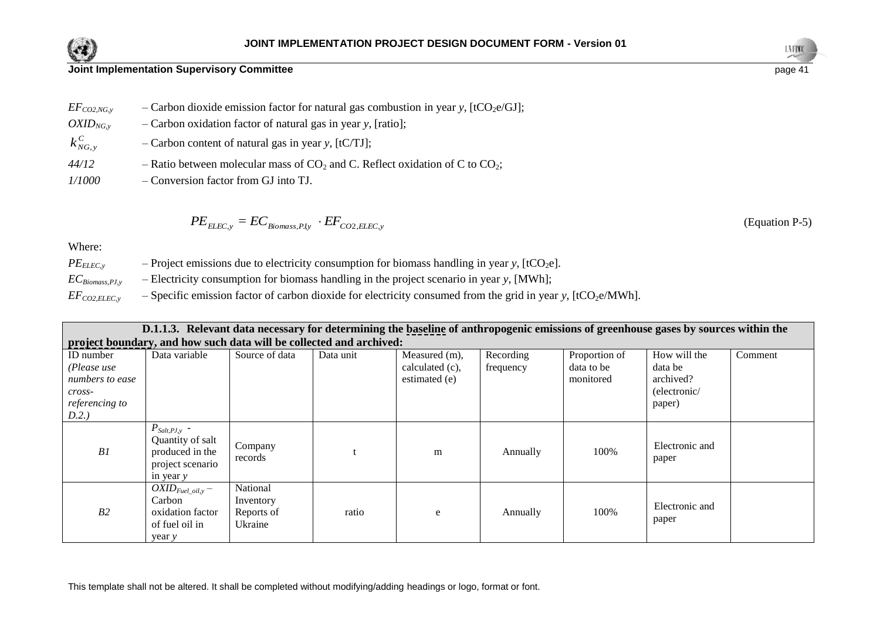$EF_{CO2,NG,y}$ – Carbon dioxide emission factor for natural gas combustion in year *y*, [$tCO_2e$/GJ];

$OXID_{NG,y}$ – Carbon oxidation factor of natural gas in year *y*, [ratio];

$k^{C}_{NG,y}$ – Carbon content of natural gas in year *y*, [tC/TJ];

*44/12* – Ratio between molecular mass of $CO_2$ and C. Reflect oxidation of C to $CO_2$;

*1/1000* – Conversion factor from GJ into TJ.

$$PE_{ELEC,y} = EC_{Biomass,PJ,y} \cdot EF_{CO2,ELEC,y} \quad \text{(Equation P-5)}$$

Where:

$PE_{ELEC,y}$ – Project emissions due to electricity consumption for biomass handling in year *y*, [$tCO_2e$].

$EC_{Biomass,PJ,y}$ – Electricity consumption for biomass handling in the project scenario in year *y*, [MWh];

$EF_{CO2,ELEC,y}$ – Specific emission factor of carbon dioxide for electricity consumed from the grid in year *y*, [$tCO_2e$/MWh].

**D.1.1.3. Relevant data necessary for determining the baseline of anthropogenic emissions of greenhouse gases by sources within the project boundary, and how such data will be collected and archived:**

| ID number (*Please use numbers to ease cross-referencing to D.2.)* | Data variable | Source of data | Data unit | Measured (m), calculated (c), estimated (e) | Recording frequency | Proportion of data to be monitored | How will the data be archived? (electronic/ paper) | Comment |
|---|---|---|---|---|---|---|---|---|
| *B1* | $P_{Salt,PJ,y}$ - Quantity of salt produced in the project scenario in year *y* | Company records | t | m | Annually | 100% | Electronic and paper | |
| *B2* | $OXID_{Fuel\_oil,y}$ – Carbon oxidation factor of fuel oil in year *y* | National Inventory Reports of Ukraine | ratio | e | Annually | 100% | Electronic and paper | |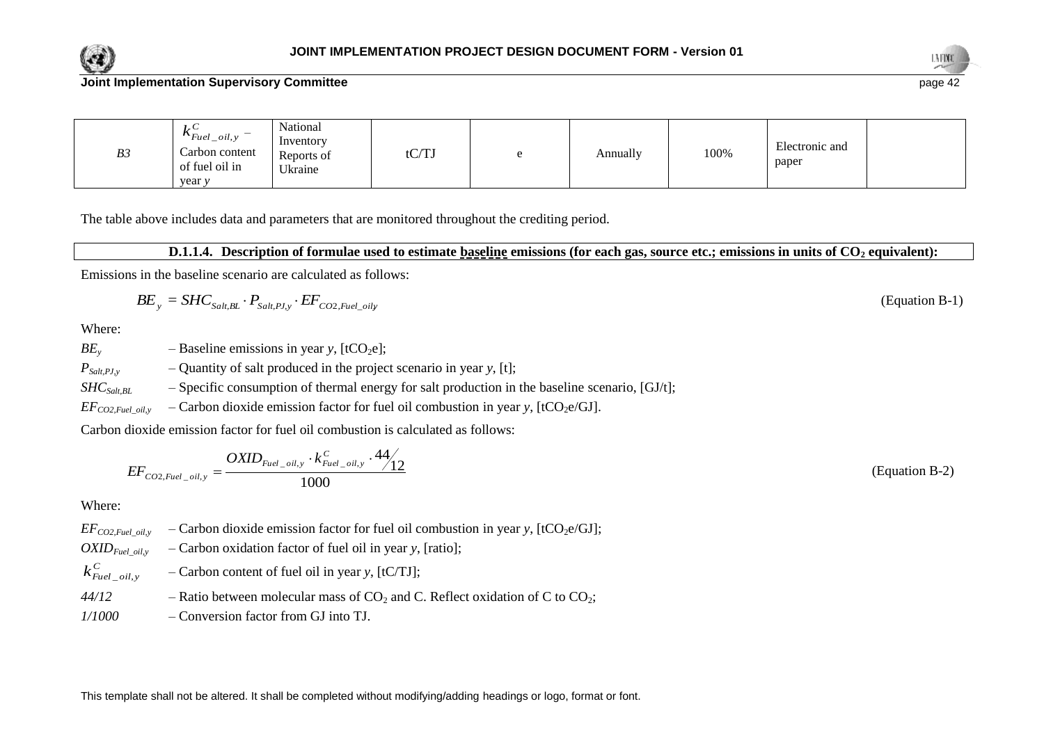| B3 | $k^{C}_{Fuel\_oil,y}$ – Carbon content of fuel oil in year *y* | National Inventory Reports of Ukraine | tC/TJ | e | Annually | 100% | Electronic and paper | |
|---|---|---|---|---|---|---|---|---|

The table above includes data and parameters that are monitored throughout the crediting period.

**D.1.1.4. Description of formulae used to estimate baseline emissions (for each gas, source etc.; emissions in units of $CO_2$ equivalent):**

Emissions in the baseline scenario are calculated as follows:

$$BE_y = SHC_{Salt,BL} \cdot P_{Salt,PJ,y} \cdot EF_{CO2,Fuel\_oily} \qquad \text{(Equation B-1)}$$

Where:

$BE_y$ – Baseline emissions in year *y*, [$tCO_2e$];

$P_{Salt,PJ,y}$ – Quantity of salt produced in the project scenario in year *y*, [t];

$SHC_{Salt,BL}$ – Specific consumption of thermal energy for salt production in the baseline scenario, [GJ/t];

$EF_{CO2,Fuel\_oil,y}$ – Carbon dioxide emission factor for fuel oil combustion in year *y*, [$tCO_2e$/GJ].

Carbon dioxide emission factor for fuel oil combustion is calculated as follows:

$$EF_{CO2,Fuel\_oil,y} = \frac{OXID_{Fuel\_oil,y} \cdot k^{C}_{Fuel\_oil,y} \cdot 44/12}{1000} \qquad \text{(Equation B-2)}$$

Where:

$EF_{CO2,Fuel\_oil,y}$ – Carbon dioxide emission factor for fuel oil combustion in year *y*, [$tCO_2e$/GJ];

$OXID_{Fuel\_oil,y}$ – Carbon oxidation factor of fuel oil in year *y*, [ratio];

$k^{C}_{Fuel\_oil,y}$ – Carbon content of fuel oil in year *y*, [tC/TJ];

*44/12* – Ratio between molecular mass of $CO_2$ and C. Reflect oxidation of C to $CO_2$;

*1/1000* – Conversion factor from GJ into TJ.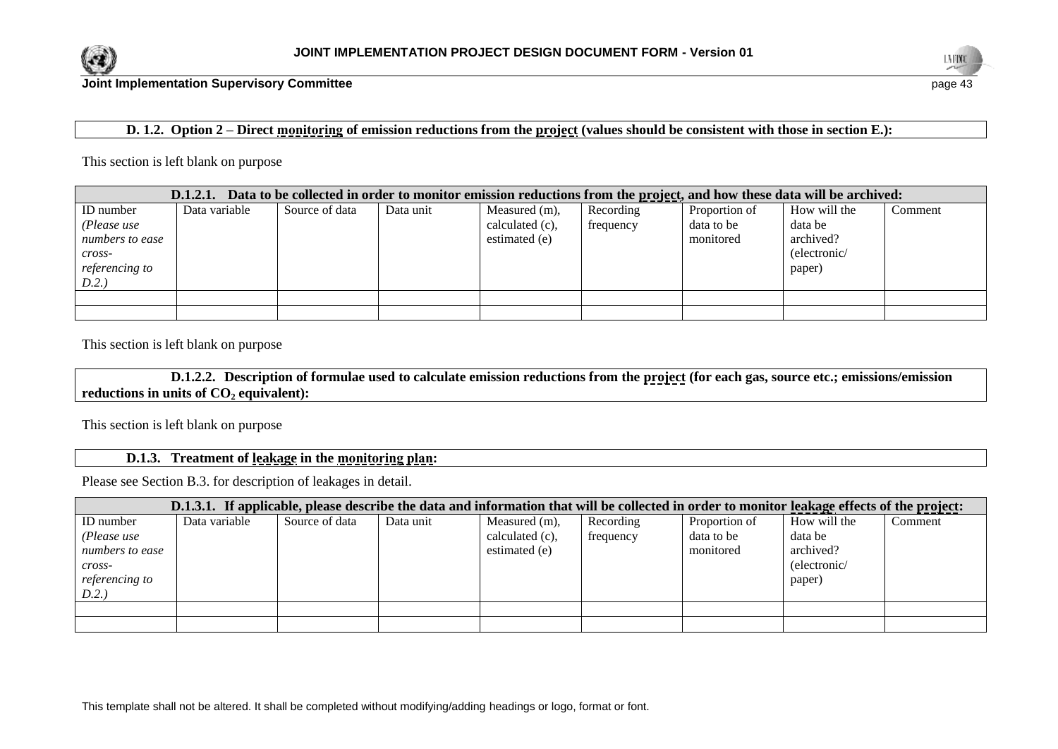**D. 1.2. Option 2 – Direct monitoring of emission reductions from the project (values should be consistent with those in section E.):**

This section is left blank on purpose

| **D.1.2.1. Data to be collected in order to monitor emission reductions from the project, and how these data will be archived:** | | | | | | | | |
|---|---|---|---|---|---|---|---|---|
| ID number *(Please use numbers to ease cross-referencing to D.2.)* | Data variable | Source of data | Data unit | Measured (m), calculated (c), estimated (e) | Recording frequency | Proportion of data to be monitored | How will the data be archived? (electronic/ paper) | Comment |
| | | | | | | | | |
| | | | | | | | | |

This section is left blank on purpose

**D.1.2.2. Description of formulae used to calculate emission reductions from the project (for each gas, source etc.; emissions/emission reductions in units of $CO_2$ equivalent):**

This section is left blank on purpose

**D.1.3. Treatment of leakage in the monitoring plan:**

Please see Section B.3. for description of leakages in detail.

| **D.1.3.1. If applicable, please describe the data and information that will be collected in order to monitor leakage effects of the project:** | | | | | | | | |
|---|---|---|---|---|---|---|---|---|
| ID number *(Please use numbers to ease cross-referencing to D.2.)* | Data variable | Source of data | Data unit | Measured (m), calculated (c), estimated (e) | Recording frequency | Proportion of data to be monitored | How will the data be archived? (electronic/ paper) | Comment |
| | | | | | | | | |
| | | | | | | | | |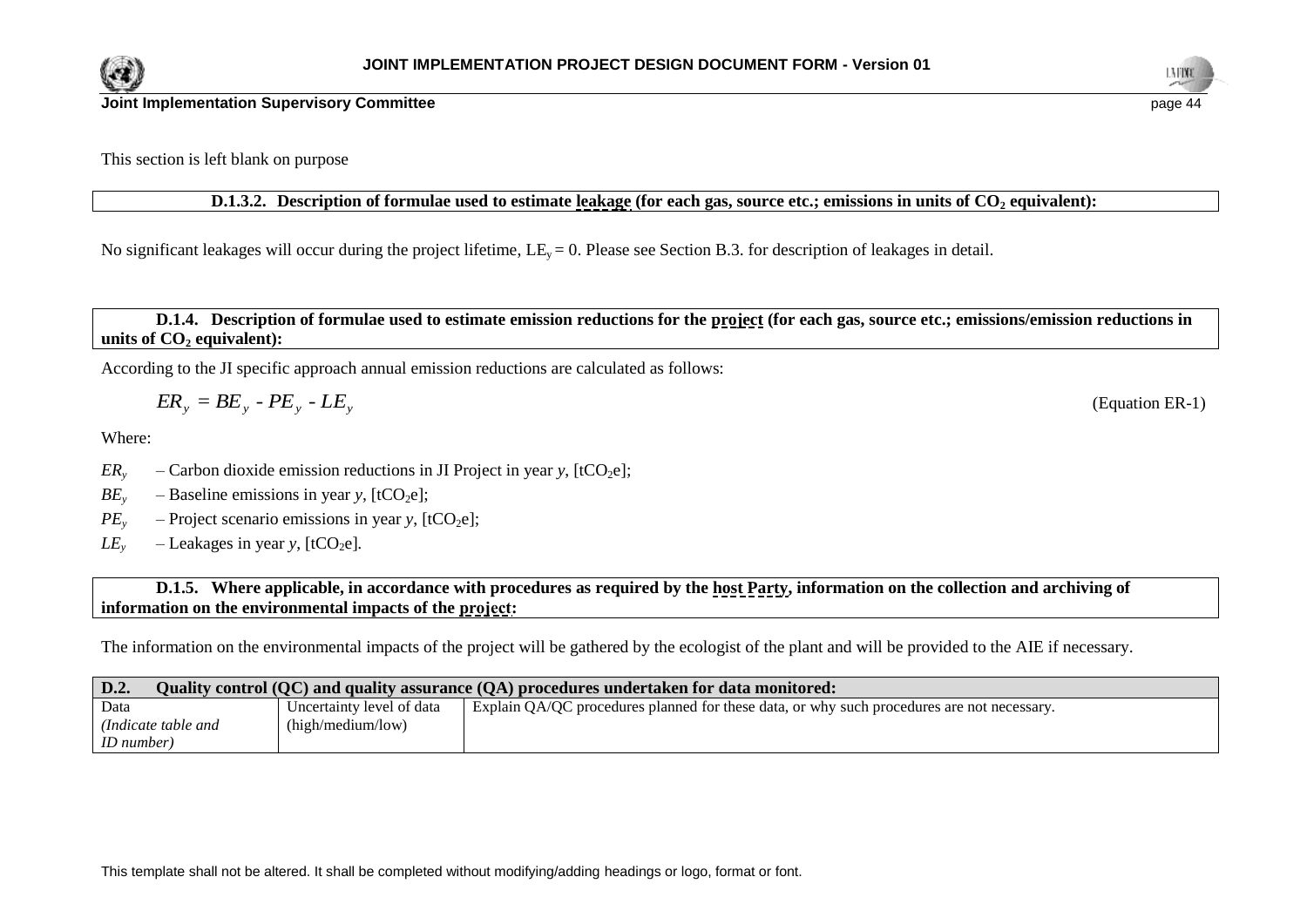This section is left blank on purpose

| **D.1.3.2. Description of formulae used to estimate leakage (for each gas, source etc.; emissions in units of $CO_2$ equivalent):** |
|---|

No significant leakages will occur during the project lifetime, $LE_y = 0$. Please see Section B.3. for description of leakages in detail.

| **D.1.4. Description of formulae used to estimate emission reductions for the project (for each gas, source etc.; emissions/emission reductions in units of $CO_2$ equivalent):** |
|---|

According to the JI specific approach annual emission reductions are calculated as follows:

$$ER_y = BE_y - PE_y - LE_y \quad \text{(Equation ER-1)}$$

Where:

$ER_y$ – Carbon dioxide emission reductions in JI Project in year *y*, [$tCO_2e$];

$BE_y$ – Baseline emissions in year *y*, [$tCO_2e$];

$PE_y$ – Project scenario emissions in year *y*, [$tCO_2e$];

$LE_y$ – Leakages in year *y*, [$tCO_2e$].

| **D.1.5. Where applicable, in accordance with procedures as required by the host Party, information on the collection and archiving of information on the environmental impacts of the project:** |
|---|

The information on the environmental impacts of the project will be gathered by the ecologist of the plant and will be provided to the AIE if necessary.

| **D.2. Quality control (QC) and quality assurance (QA) procedures undertaken for data monitored:** | | |
|---|---|---|
| Data *(Indicate table and ID number)* | Uncertainty level of data (high/medium/low) | Explain QA/QC procedures planned for these data, or why such procedures are not necessary. |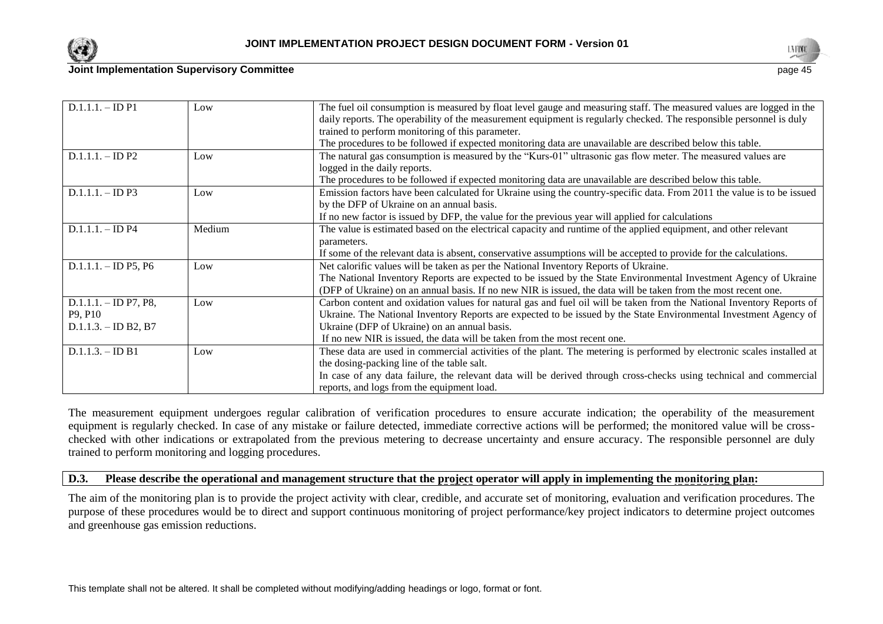| D.1.1.1. – ID P1 | Low | The fuel oil consumption is measured by float level gauge and measuring staff. The measured values are logged in the daily reports. The operability of the measurement equipment is regularly checked. The responsible personnel is duly trained to perform monitoring of this parameter. The procedures to be followed if expected monitoring data are unavailable are described below this table. |
|---|---|---|
| D.1.1.1. – ID P2 | Low | The natural gas consumption is measured by the "Kurs-01" ultrasonic gas flow meter. The measured values are logged in the daily reports. The procedures to be followed if expected monitoring data are unavailable are described below this table. |
| D.1.1.1. – ID P3 | Low | Emission factors have been calculated for Ukraine using the country-specific data. From 2011 the value is to be issued by the DFP of Ukraine on an annual basis. If no new factor is issued by DFP, the value for the previous year will applied for calculations |
| D.1.1.1. – ID P4 | Medium | The value is estimated based on the electrical capacity and runtime of the applied equipment, and other relevant parameters. If some of the relevant data is absent, conservative assumptions will be accepted to provide for the calculations. |
| D.1.1.1. – ID P5, P6 | Low | Net calorific values will be taken as per the National Inventory Reports of Ukraine. The National Inventory Reports are expected to be issued by the State Environmental Investment Agency of Ukraine (DFP of Ukraine) on an annual basis. If no new NIR is issued, the data will be taken from the most recent one. |
| D.1.1.1. – ID P7, P8, P9, P10 D.1.1.3. – ID B2, B7 | Low | Carbon content and oxidation values for natural gas and fuel oil will be taken from the National Inventory Reports of Ukraine. The National Inventory Reports are expected to be issued by the State Environmental Investment Agency of Ukraine (DFP of Ukraine) on an annual basis. If no new NIR is issued, the data will be taken from the most recent one. |
| D.1.1.3. – ID B1 | Low | These data are used in commercial activities of the plant. The metering is performed by electronic scales installed at the dosing-packing line of the table salt. In case of any data failure, the relevant data will be derived through cross-checks using technical and commercial reports, and logs from the equipment load. |

The measurement equipment undergoes regular calibration of verification procedures to ensure accurate indication; the operability of the measurement equipment is regularly checked. In case of any mistake or failure detected, immediate corrective actions will be performed; the monitored value will be cross-checked with other indications or extrapolated from the previous metering to decrease uncertainty and ensure accuracy. The responsible personnel are duly trained to perform monitoring and logging procedures.

**D.3. Please describe the operational and management structure that the project operator will apply in implementing the monitoring plan:**

The aim of the monitoring plan is to provide the project activity with clear, credible, and accurate set of monitoring, evaluation and verification procedures. The purpose of these procedures would be to direct and support continuous monitoring of project performance/key project indicators to determine project outcomes and greenhouse gas emission reductions.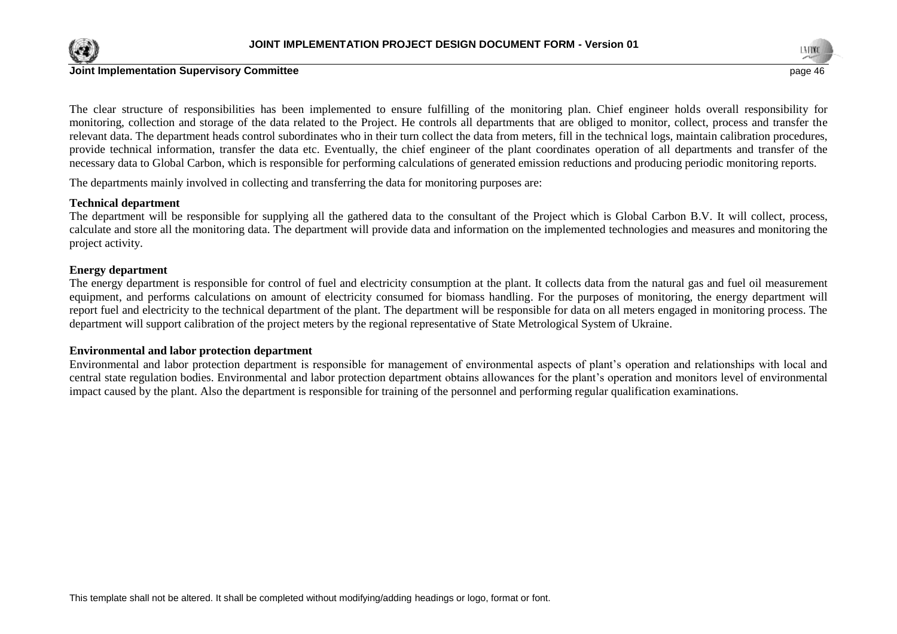The clear structure of responsibilities has been implemented to ensure fulfilling of the monitoring plan. Chief engineer holds overall responsibility for monitoring, collection and storage of the data related to the Project. He controls all departments that are obliged to monitor, collect, process and transfer the relevant data. The department heads control subordinates who in their turn collect the data from meters, fill in the technical logs, maintain calibration procedures, provide technical information, transfer the data etc. Eventually, the chief engineer of the plant coordinates operation of all departments and transfer of the necessary data to Global Carbon, which is responsible for performing calculations of generated emission reductions and producing periodic monitoring reports.

The departments mainly involved in collecting and transferring the data for monitoring purposes are:

**Technical department**
The department will be responsible for supplying all the gathered data to the consultant of the Project which is Global Carbon B.V. It will collect, process, calculate and store all the monitoring data. The department will provide data and information on the implemented technologies and measures and monitoring the project activity.

**Energy department**
The energy department is responsible for control of fuel and electricity consumption at the plant. It collects data from the natural gas and fuel oil measurement equipment, and performs calculations on amount of electricity consumed for biomass handling. For the purposes of monitoring, the energy department will report fuel and electricity to the technical department of the plant. The department will be responsible for data on all meters engaged in monitoring process. The department will support calibration of the project meters by the regional representative of State Metrological System of Ukraine.

**Environmental and labor protection department**
Environmental and labor protection department is responsible for management of environmental aspects of plant's operation and relationships with local and central state regulation bodies. Environmental and labor protection department obtains allowances for the plant's operation and monitors level of environmental impact caused by the plant. Also the department is responsible for training of the personnel and performing regular qualification examinations.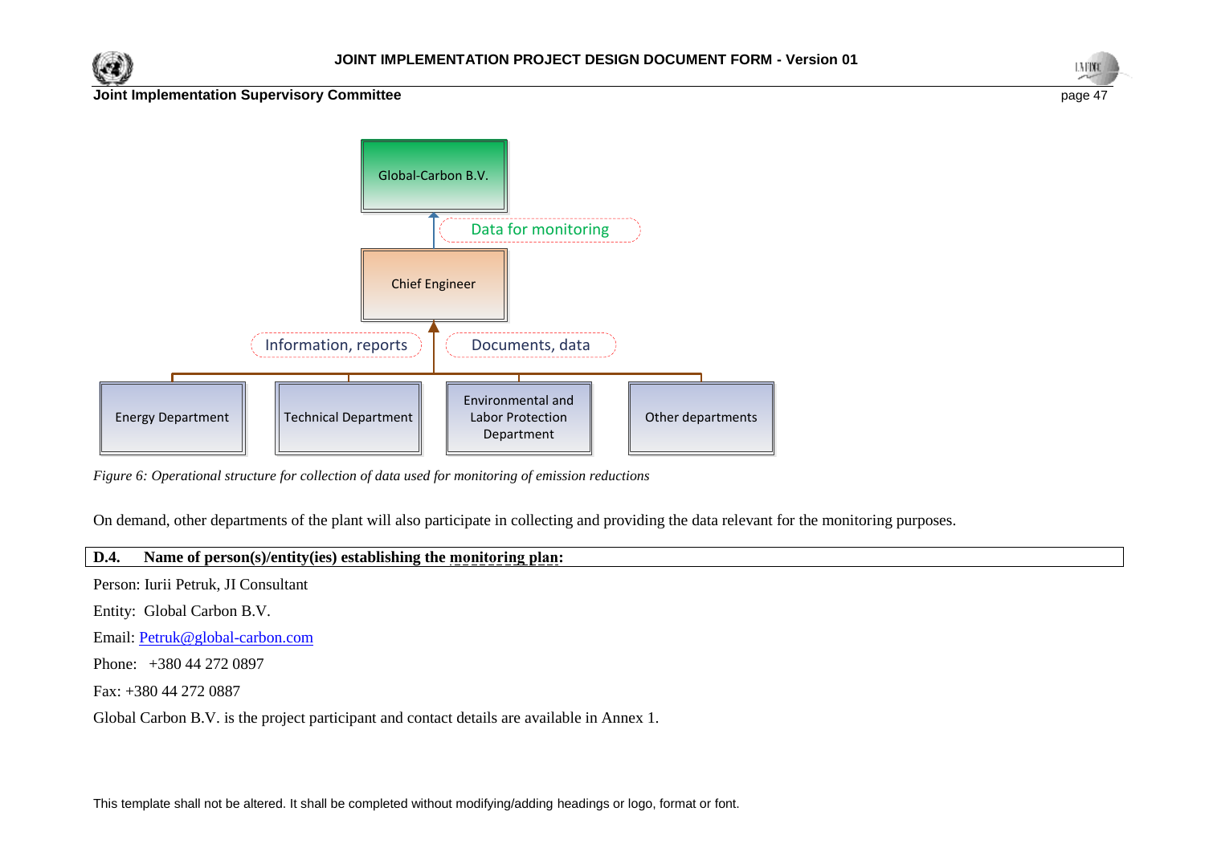*Figure 6: Operational structure for collection of data used for monitoring of emission reductions*

On demand, other departments of the plant will also participate in collecting and providing the data relevant for the monitoring purposes.

**D.4. Name of person(s)/entity(ies) establishing the monitoring plan:**

Person: Iurii Petruk, JI Consultant

Entity: Global Carbon B.V.

Email: Petruk@global-carbon.com

Phone: +380 44 272 0897

Fax: +380 44 272 0887

Global Carbon B.V. is the project participant and contact details are available in Annex 1.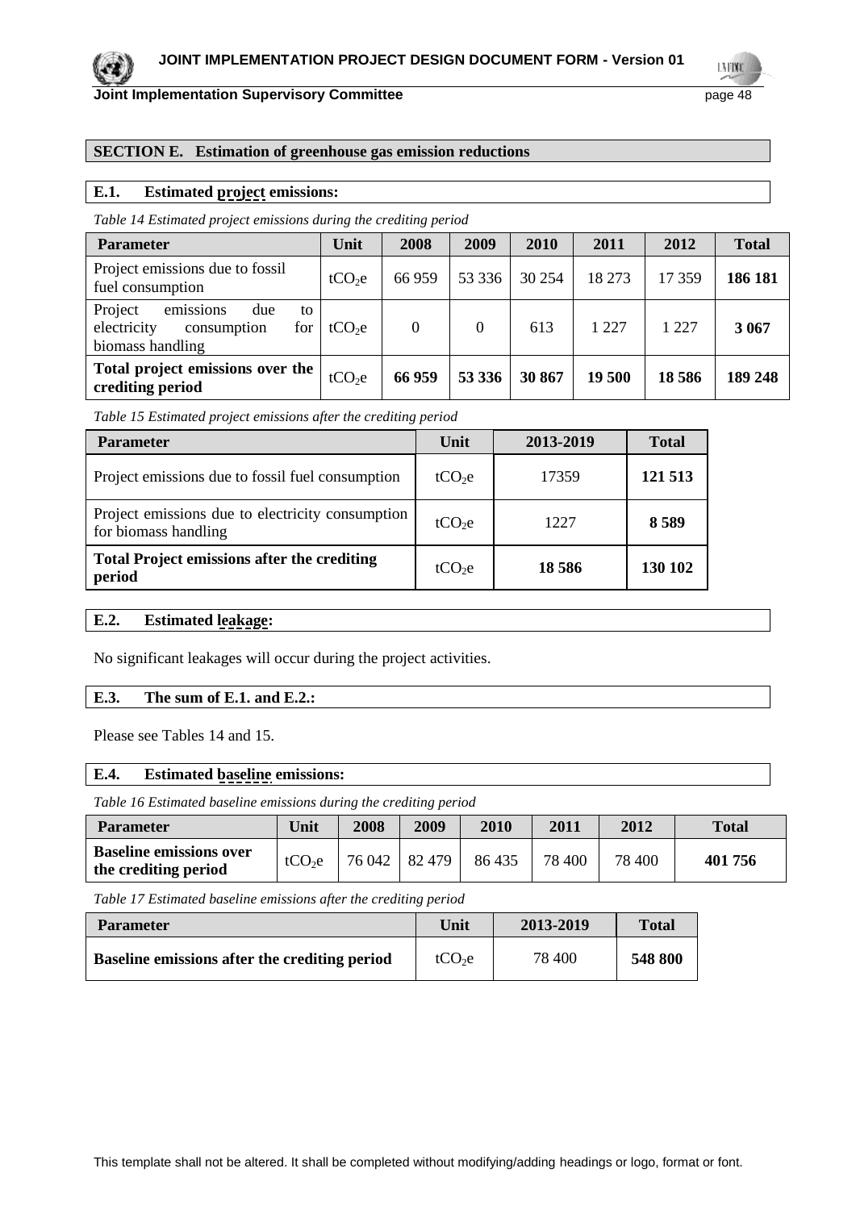## SECTION E. Estimation of greenhouse gas emission reductions

### E.1. Estimated project emissions:

*Table 14 Estimated project emissions during the crediting period*

| Parameter | Unit | 2008 | 2009 | 2010 | 2011 | 2012 | Total |
|---|---|---|---|---|---|---|---|
| Project emissions due to fossil fuel consumption | $tCO_2e$ | 66 959 | 53 336 | 30 254 | 18 273 | 17 359 | **186 181** |
| Project emissions due to electricity consumption for biomass handling | $tCO_2e$ | 0 | 0 | 613 | 1 227 | 1 227 | **3 067** |
| **Total project emissions over the crediting period** | $tCO_2e$ | **66 959** | **53 336** | **30 867** | **19 500** | **18 586** | **189 248** |

*Table 15 Estimated project emissions after the crediting period*

| Parameter | Unit | 2013-2019 | Total |
|---|---|---|---|
| Project emissions due to fossil fuel consumption | $tCO_2e$ | 17359 | **121 513** |
| Project emissions due to electricity consumption for biomass handling | $tCO_2e$ | 1227 | **8 589** |
| **Total Project emissions after the crediting period** | $tCO_2e$ | **18 586** | **130 102** |

### E.2. Estimated leakage:

No significant leakages will occur during the project activities.

### E.3. The sum of E.1. and E.2.:

Please see Tables 14 and 15.

### E.4. Estimated baseline emissions:

*Table 16 Estimated baseline emissions during the crediting period*

| Parameter | Unit | 2008 | 2009 | 2010 | 2011 | 2012 | Total |
|---|---|---|---|---|---|---|---|
| **Baseline emissions over the crediting period** | $tCO_2e$ | 76 042 | 82 479 | 86 435 | 78 400 | 78 400 | **401 756** |

*Table 17 Estimated baseline emissions after the crediting period*

| Parameter | Unit | 2013-2019 | Total |
|---|---|---|---|
| **Baseline emissions after the crediting period** | $tCO_2e$ | 78 400 | **548 800** |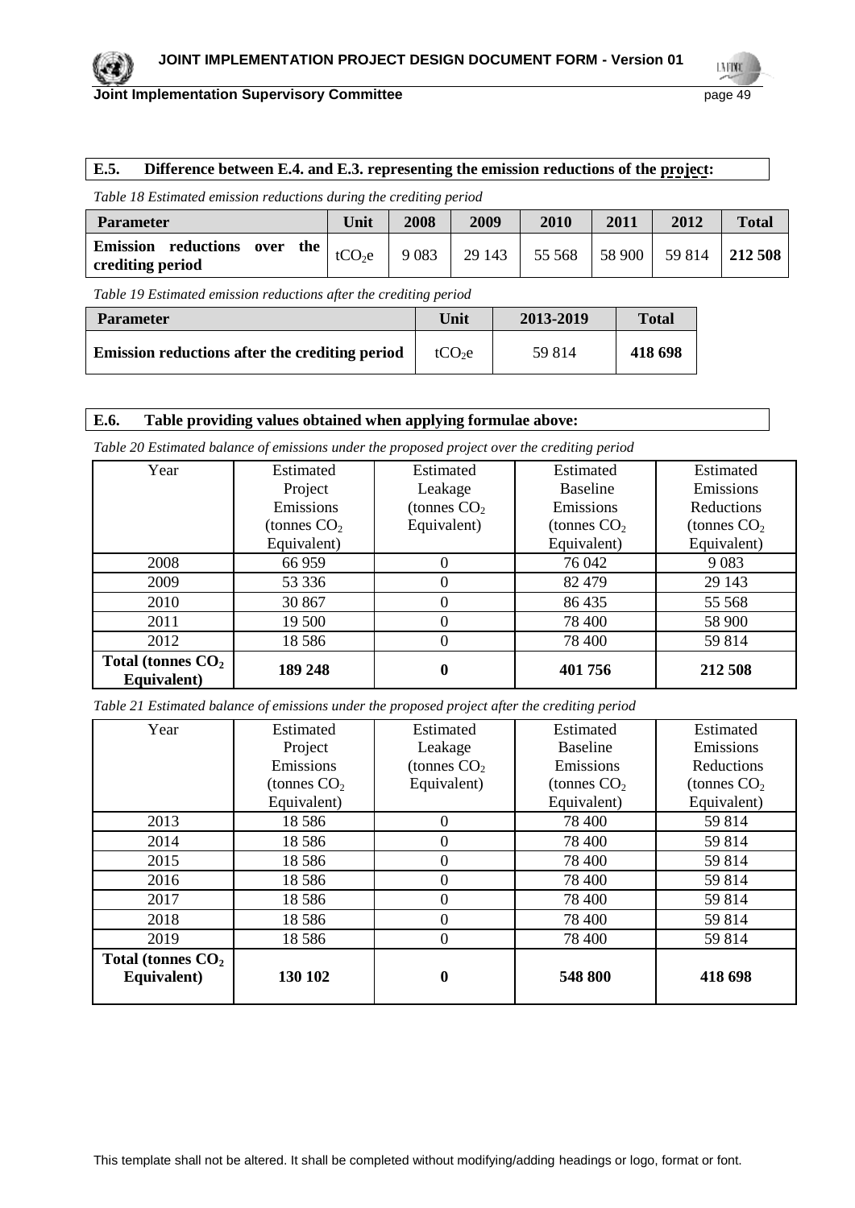## E.5. Difference between E.4. and E.3. representing the emission reductions of the project:

*Table 18 Estimated emission reductions during the crediting period*

| Parameter | Unit | 2008 | 2009 | 2010 | 2011 | 2012 | Total |
|---|---|---|---|---|---|---|---|
| **Emission reductions over the crediting period** | $tCO_2e$ | 9 083 | 29 143 | 55 568 | 58 900 | 59 814 | **212 508** |

*Table 19 Estimated emission reductions after the crediting period*

| Parameter | Unit | 2013-2019 | Total |
|---|---|---|---|
| **Emission reductions after the crediting period** | $tCO_2e$ | 59 814 | **418 698** |

## E.6. Table providing values obtained when applying formulae above:

*Table 20 Estimated balance of emissions under the proposed project over the crediting period*

| Year | Estimated Project Emissions (tonnes $CO_2$ Equivalent) | Estimated Leakage (tonnes $CO_2$ Equivalent) | Estimated Baseline Emissions (tonnes $CO_2$ Equivalent) | Estimated Emissions Reductions (tonnes $CO_2$ Equivalent) |
|---|---|---|---|---|
| 2008 | 66 959 | 0 | 76 042 | 9 083 |
| 2009 | 53 336 | 0 | 82 479 | 29 143 |
| 2010 | 30 867 | 0 | 86 435 | 55 568 |
| 2011 | 19 500 | 0 | 78 400 | 58 900 |
| 2012 | 18 586 | 0 | 78 400 | 59 814 |
| **Total (tonnes $CO_2$ Equivalent)** | **189 248** | **0** | **401 756** | **212 508** |

*Table 21 Estimated balance of emissions under the proposed project after the crediting period*

| Year | Estimated Project Emissions (tonnes $CO_2$ Equivalent) | Estimated Leakage (tonnes $CO_2$ Equivalent) | Estimated Baseline Emissions (tonnes $CO_2$ Equivalent) | Estimated Emissions Reductions (tonnes $CO_2$ Equivalent) |
|---|---|---|---|---|
| 2013 | 18 586 | 0 | 78 400 | 59 814 |
| 2014 | 18 586 | 0 | 78 400 | 59 814 |
| 2015 | 18 586 | 0 | 78 400 | 59 814 |
| 2016 | 18 586 | 0 | 78 400 | 59 814 |
| 2017 | 18 586 | 0 | 78 400 | 59 814 |
| 2018 | 18 586 | 0 | 78 400 | 59 814 |
| 2019 | 18 586 | 0 | 78 400 | 59 814 |
| **Total (tonnes $CO_2$ Equivalent)** | **130 102** | **0** | **548 800** | **418 698** |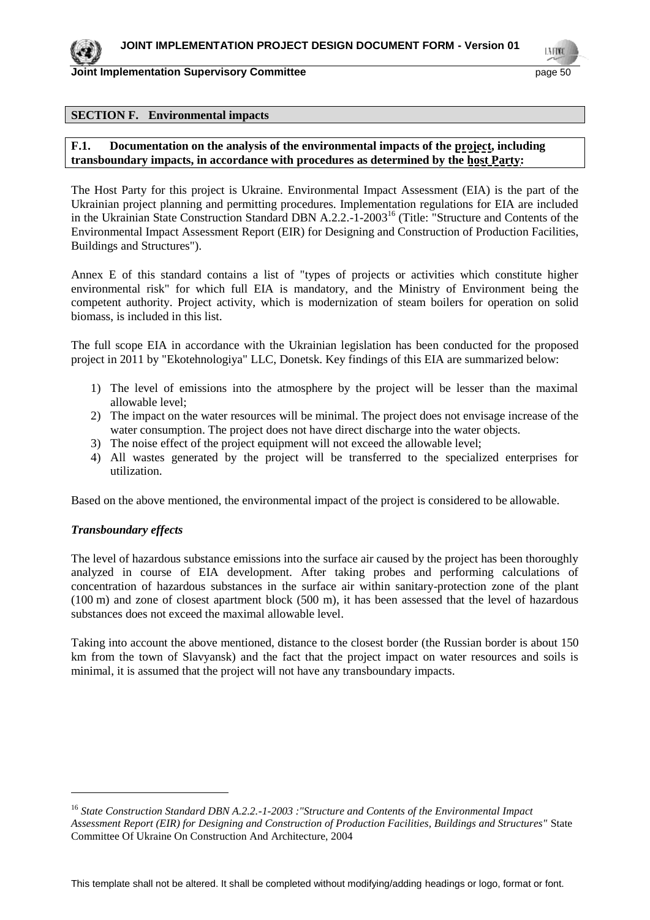## SECTION F. Environmental impacts

**F.1. Documentation on the analysis of the environmental impacts of the project, including transboundary impacts, in accordance with procedures as determined by the host Party:**

The Host Party for this project is Ukraine. Environmental Impact Assessment (EIA) is the part of the Ukrainian project planning and permitting procedures. Implementation regulations for EIA are included in the Ukrainian State Construction Standard DBN A.2.2.-1-2003[16] (Title: "Structure and Contents of the Environmental Impact Assessment Report (EIR) for Designing and Construction of Production Facilities, Buildings and Structures").

Annex E of this standard contains a list of "types of projects or activities which constitute higher environmental risk" for which full EIA is mandatory, and the Ministry of Environment being the competent authority. Project activity, which is modernization of steam boilers for operation on solid biomass, is included in this list.

The full scope EIA in accordance with the Ukrainian legislation has been conducted for the proposed project in 2011 by "Ekotehnologiya" LLC, Donetsk. Key findings of this EIA are summarized below:

1) The level of emissions into the atmosphere by the project will be lesser than the maximal allowable level;
2) The impact on the water resources will be minimal. The project does not envisage increase of the water consumption. The project does not have direct discharge into the water objects.
3) The noise effect of the project equipment will not exceed the allowable level;
4) All wastes generated by the project will be transferred to the specialized enterprises for utilization.

Based on the above mentioned, the environmental impact of the project is considered to be allowable.

***Transboundary effects***

The level of hazardous substance emissions into the surface air caused by the project has been thoroughly analyzed in course of EIA development. After taking probes and performing calculations of concentration of hazardous substances in the surface air within sanitary-protection zone of the plant (100 m) and zone of closest apartment block (500 m), it has been assessed that the level of hazardous substances does not exceed the maximal allowable level.

Taking into account the above mentioned, distance to the closest border (the Russian border is about 150 km from the town of Slavyansk) and the fact that the project impact on water resources and soils is minimal, it is assumed that the project will not have any transboundary impacts.

---

[16] *State Construction Standard DBN A.2.2.-1-2003 :"Structure and Contents of the Environmental Impact Assessment Report (EIR) for Designing and Construction of Production Facilities, Buildings and Structures"* State Committee Of Ukraine On Construction And Architecture, 2004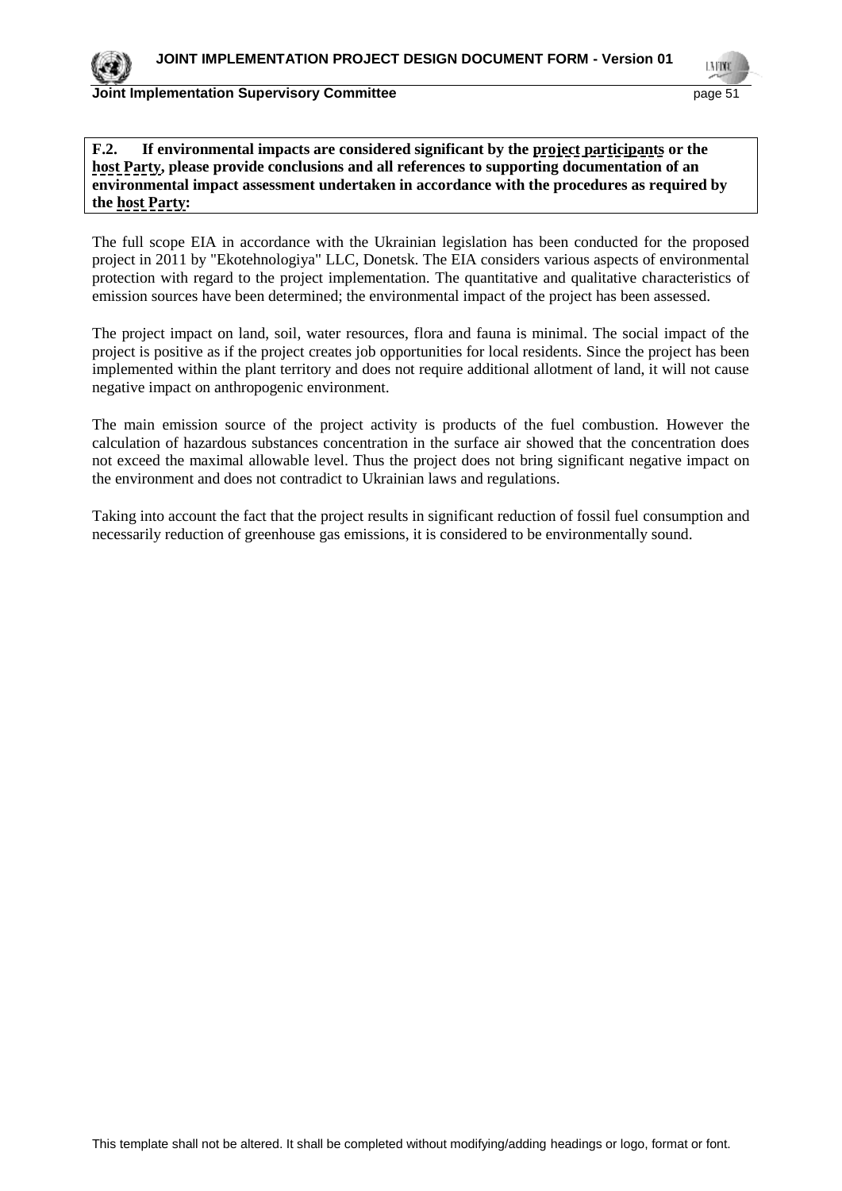**F.2. If environmental impacts are considered significant by the project participants or the host Party, please provide conclusions and all references to supporting documentation of an environmental impact assessment undertaken in accordance with the procedures as required by the host Party:**

The full scope EIA in accordance with the Ukrainian legislation has been conducted for the proposed project in 2011 by "Ekotehnologiya" LLC, Donetsk. The EIA considers various aspects of environmental protection with regard to the project implementation. The quantitative and qualitative characteristics of emission sources have been determined; the environmental impact of the project has been assessed.

The project impact on land, soil, water resources, flora and fauna is minimal. The social impact of the project is positive as if the project creates job opportunities for local residents. Since the project has been implemented within the plant territory and does not require additional allotment of land, it will not cause negative impact on anthropogenic environment.

The main emission source of the project activity is products of the fuel combustion. However the calculation of hazardous substances concentration in the surface air showed that the concentration does not exceed the maximal allowable level. Thus the project does not bring significant negative impact on the environment and does not contradict to Ukrainian laws and regulations.

Taking into account the fact that the project results in significant reduction of fossil fuel consumption and necessarily reduction of greenhouse gas emissions, it is considered to be environmentally sound.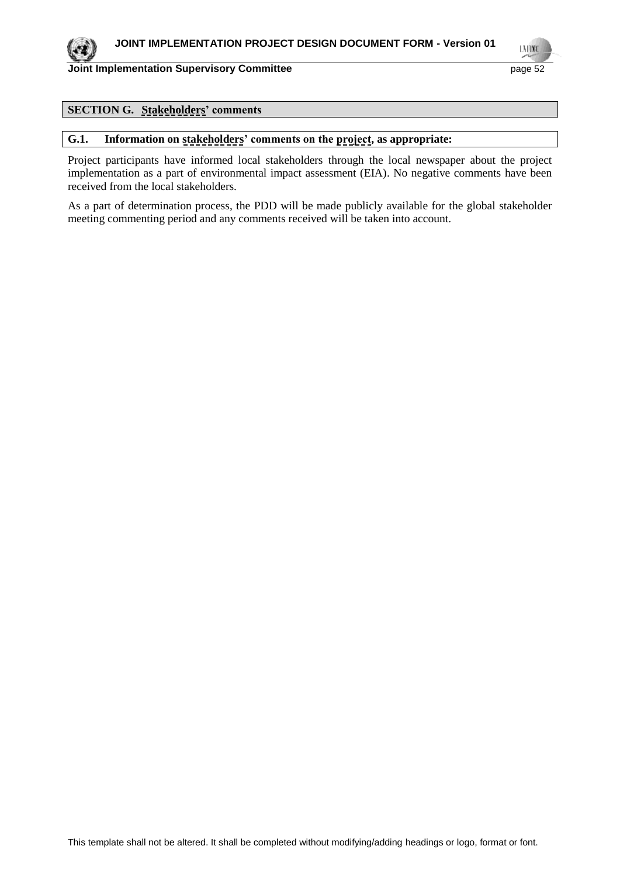## SECTION G. Stakeholders' comments

### G.1. Information on stakeholders' comments on the project, as appropriate:

Project participants have informed local stakeholders through the local newspaper about the project implementation as a part of environmental impact assessment (EIA). No negative comments have been received from the local stakeholders.

As a part of determination process, the PDD will be made publicly available for the global stakeholder meeting commenting period and any comments received will be taken into account.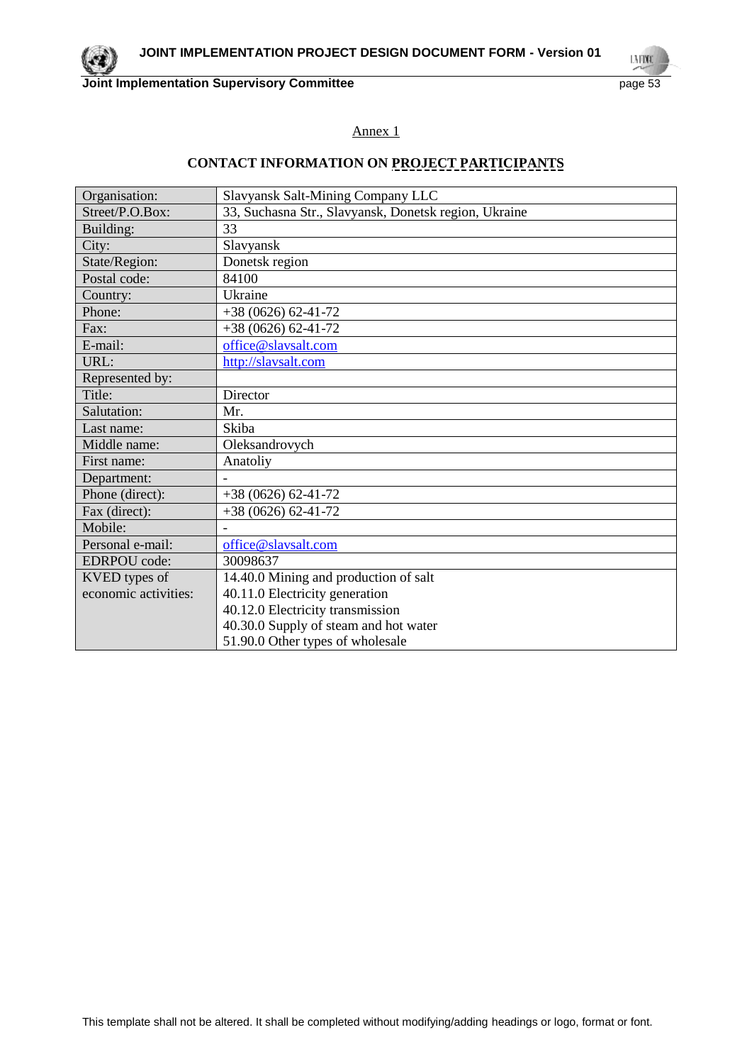Annex 1

## CONTACT INFORMATION ON PROJECT PARTICIPANTS

| | |
|---|---|
| Organisation: | Slavyansk Salt-Mining Company LLC |
| Street/P.O.Box: | 33, Suchasna Str., Slavyansk, Donetsk region, Ukraine |
| Building: | 33 |
| City: | Slavyansk |
| State/Region: | Donetsk region |
| Postal code: | 84100 |
| Country: | Ukraine |
| Phone: | +38 (0626) 62-41-72 |
| Fax: | +38 (0626) 62-41-72 |
| E-mail: | office@slavsalt.com |
| URL: | http://slavsalt.com |
| Represented by: | |
| Title: | Director |
| Salutation: | Mr. |
| Last name: | Skiba |
| Middle name: | Oleksandrovych |
| First name: | Anatoliy |
| Department: | - |
| Phone (direct): | +38 (0626) 62-41-72 |
| Fax (direct): | +38 (0626) 62-41-72 |
| Mobile: | - |
| Personal e-mail: | office@slavsalt.com |
| EDRPOU code: | 30098637 |
| KVED types of economic activities: | 14.40.0 Mining and production of salt<br>40.11.0 Electricity generation<br>40.12.0 Electricity transmission<br>40.30.0 Supply of steam and hot water<br>51.90.0 Other types of wholesale |

This template shall not be altered. It shall be completed without modifying/adding headings or logo, format or font.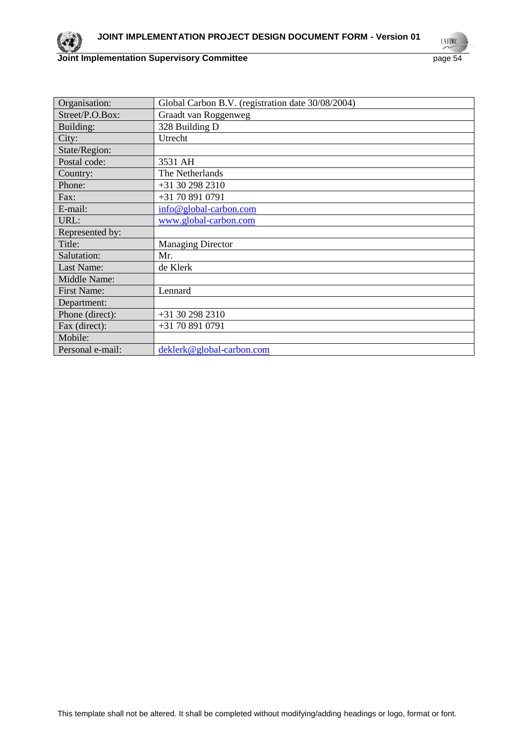| Organisation: | Global Carbon B.V. (registration date 30/08/2004) |
|---|---|
| Street/P.O.Box: | Graadt van Roggenweg |
| Building: | 328 Building D |
| City: | Utrecht |
| State/Region: | |
| Postal code: | 3531 AH |
| Country: | The Netherlands |
| Phone: | +31 30 298 2310 |
| Fax: | +31 70 891 0791 |
| E-mail: | info@global-carbon.com |
| URL: | www.global-carbon.com |
| Represented by: | |
| Title: | Managing Director |
| Salutation: | Mr. |
| Last Name: | de Klerk |
| Middle Name: | |
| First Name: | Lennard |
| Department: | |
| Phone (direct): | +31 30 298 2310 |
| Fax (direct): | +31 70 891 0791 |
| Mobile: | |
| Personal e-mail: | deklerk@global-carbon.com |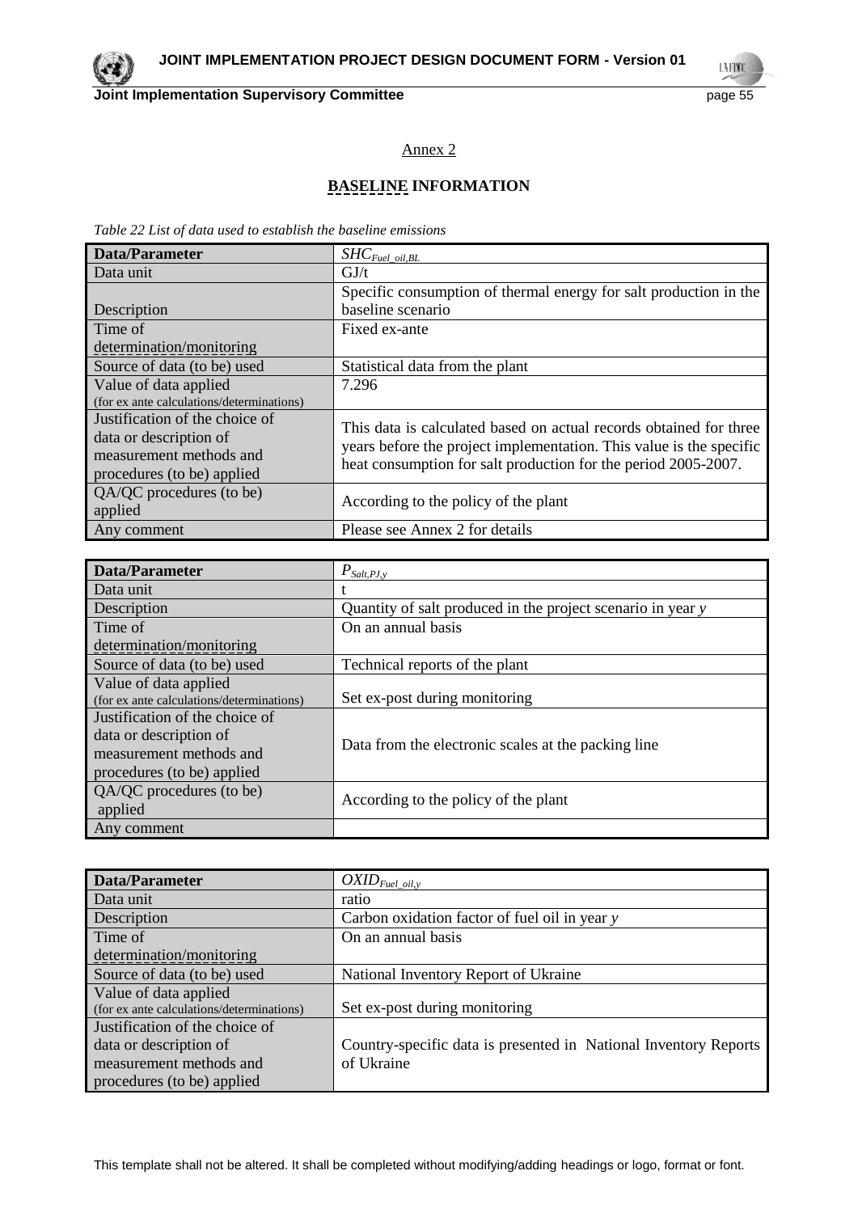Annex 2

## BASELINE INFORMATION

*Table 22 List of data used to establish the baseline emissions*

| Data/Parameter | $SHC_{Fuel\_oil,BL}$ |
|---|---|
| Data unit | GJ/t |
| Description | Specific consumption of thermal energy for salt production in the baseline scenario |
| Time of determination/monitoring | Fixed ex-ante |
| Source of data (to be) used | Statistical data from the plant |
| Value of data applied (for ex ante calculations/determinations) | 7.296 |
| Justification of the choice of data or description of measurement methods and procedures (to be) applied | This data is calculated based on actual records obtained for three years before the project implementation. This value is the specific heat consumption for salt production for the period 2005-2007. |
| QA/QC procedures (to be) applied | According to the policy of the plant |
| Any comment | Please see Annex 2 for details |

| Data/Parameter | $P_{Salt,PJ,y}$ |
|---|---|
| Data unit | t |
| Description | Quantity of salt produced in the project scenario in year *y* |
| Time of determination/monitoring | On an annual basis |
| Source of data (to be) used | Technical reports of the plant |
| Value of data applied (for ex ante calculations/determinations) | Set ex-post during monitoring |
| Justification of the choice of data or description of measurement methods and procedures (to be) applied | Data from the electronic scales at the packing line |
| QA/QC procedures (to be) applied | According to the policy of the plant |
| Any comment | |

| Data/Parameter | $OXID_{Fuel\_oil,y}$ |
|---|---|
| Data unit | ratio |
| Description | Carbon oxidation factor of fuel oil in year *y* |
| Time of determination/monitoring | On an annual basis |
| Source of data (to be) used | National Inventory Report of Ukraine |
| Value of data applied (for ex ante calculations/determinations) | Set ex-post during monitoring |
| Justification of the choice of data or description of measurement methods and procedures (to be) applied | Country-specific data is presented in National Inventory Reports of Ukraine |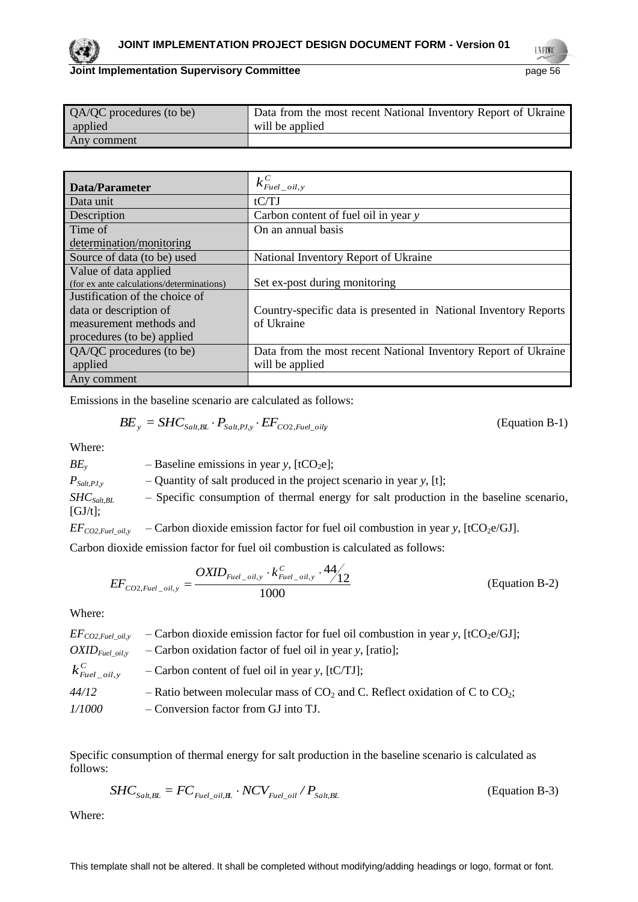| QA/QC procedures (to be) applied | Data from the most recent National Inventory Report of Ukraine will be applied |
|---|---|
| Any comment | |

| Data/Parameter | $k^C_{Fuel\_oil,y}$ |
|---|---|
| Data unit | tC/TJ |
| Description | Carbon content of fuel oil in year *y* |
| Time of determination/monitoring | On an annual basis |
| Source of data (to be) used | National Inventory Report of Ukraine |
| Value of data applied (for ex ante calculations/determinations) | Set ex-post during monitoring |
| Justification of the choice of data or description of measurement methods and procedures (to be) applied | Country-specific data is presented in National Inventory Reports of Ukraine |
| QA/QC procedures (to be) applied | Data from the most recent National Inventory Report of Ukraine will be applied |
| Any comment | |

Emissions in the baseline scenario are calculated as follows:

$$BE_y = SHC_{Salt,BL} \cdot P_{Salt,PJ,y} \cdot EF_{CO2,Fuel\_oily} \quad \text{(Equation B-1)}$$

Where:

$BE_y$ – Baseline emissions in year *y*, [$tCO_2e$];

$P_{Salt,PJ,y}$ – Quantity of salt produced in the project scenario in year *y*, [t];

$SHC_{Salt,BL}$ – Specific consumption of thermal energy for salt production in the baseline scenario, [GJ/t];

$EF_{CO2,Fuel\_oil,y}$ – Carbon dioxide emission factor for fuel oil combustion in year *y*, [$tCO_2e$/GJ].

Carbon dioxide emission factor for fuel oil combustion is calculated as follows:

$$EF_{CO2,Fuel\_oil,y} = \frac{OXID_{Fuel\_oil,y} \cdot k^C_{Fuel\_oil,y} \cdot 44/12}{1000} \quad \text{(Equation B-2)}$$

Where:

$EF_{CO2,Fuel\_oil,y}$ – Carbon dioxide emission factor for fuel oil combustion in year *y*, [$tCO_2e$/GJ];

$OXID_{Fuel\_oil,y}$ – Carbon oxidation factor of fuel oil in year *y*, [ratio];

$k^C_{Fuel\_oil,y}$ – Carbon content of fuel oil in year *y*, [tC/TJ];

*44/12* – Ratio between molecular mass of $CO_2$ and C. Reflect oxidation of C to $CO_2$;

*1/1000* – Conversion factor from GJ into TJ.

Specific consumption of thermal energy for salt production in the baseline scenario is calculated as follows:

$$SHC_{Salt,BL} = FC_{Fuel\_oil,BL} \cdot NCV_{Fuel\_oil} / P_{Salt,BL} \quad \text{(Equation B-3)}$$

Where: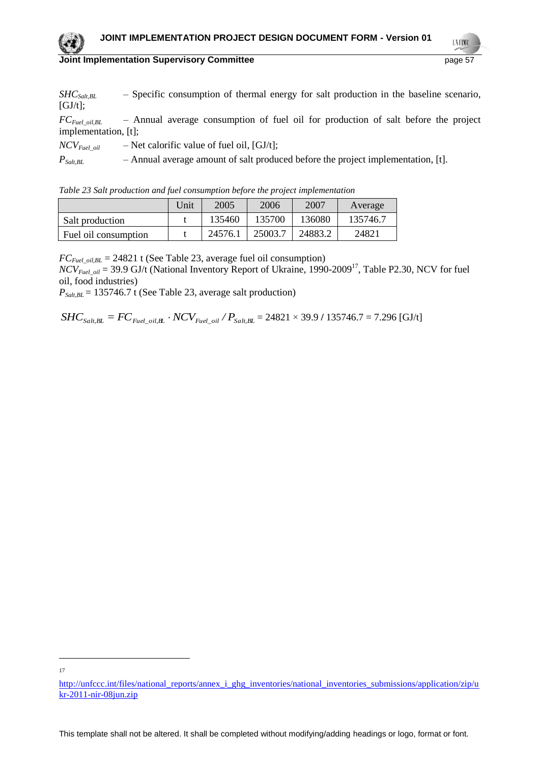$SHC_{Salt,BL}$ – Specific consumption of thermal energy for salt production in the baseline scenario, [GJ/t];

$FC_{Fuel\_oil,BL}$ – Annual average consumption of fuel oil for production of salt before the project implementation, [t];

$NCV_{Fuel\_oil}$ – Net calorific value of fuel oil, [GJ/t];

$P_{Salt,BL}$ – Annual average amount of salt produced before the project implementation, [t].

*Table 23 Salt production and fuel consumption before the project implementation*

| | Unit | 2005 | 2006 | 2007 | Average |
|---|---|---|---|---|---|
| Salt production | t | 135460 | 135700 | 136080 | 135746.7 |
| Fuel oil consumption | t | 24576.1 | 25003.7 | 24883.2 | 24821 |

$FC_{Fuel\_oil,BL}$ = 24821 t (See Table 23, average fuel oil consumption)
$NCV_{Fuel\_oil}$ = 39.9 GJ/t (National Inventory Report of Ukraine, 1990-2009[17], Table P2.30, NCV for fuel oil, food industries)
$P_{Salt,BL}$ = 135746.7 t (See Table 23, average salt production)

$$SHC_{Salt,BL} = FC_{Fuel\_oil,BL} \cdot NCV_{Fuel\_oil} / P_{Salt,BL} = 24821 \times 39.9 / 135746.7 = 7.296 \text{ [GJ/t]}$$

---

[17] http://unfccc.int/files/national_reports/annex_i_ghg_inventories/national_inventories_submissions/application/zip/ukr-2011-nir-08jun.zip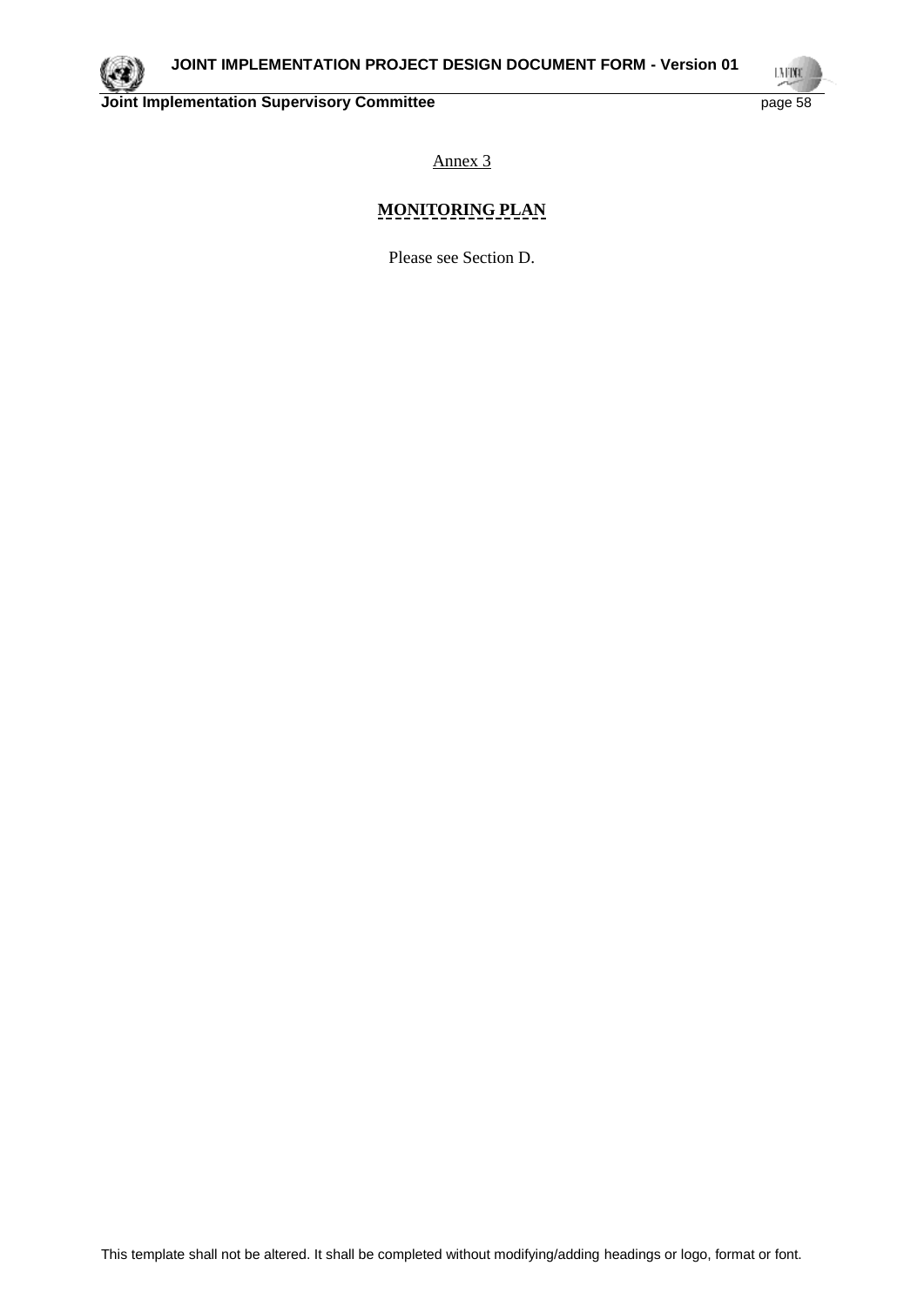Annex 3

## MONITORING PLAN

Please see Section D.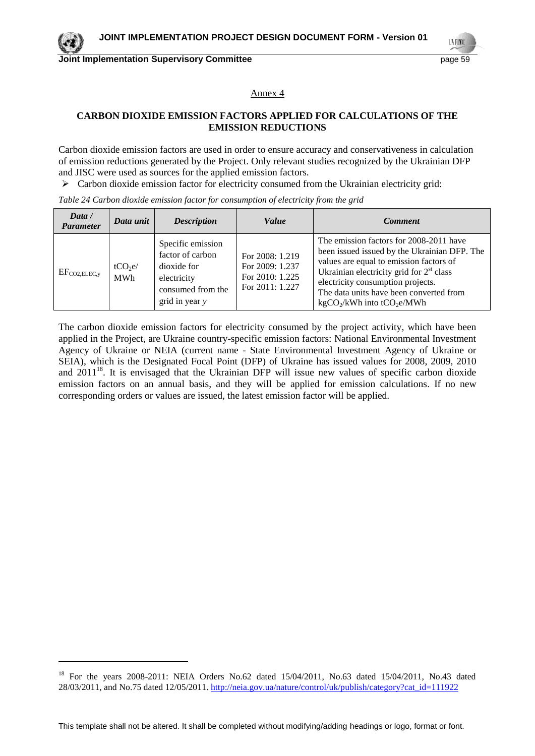Annex 4

## CARBON DIOXIDE EMISSION FACTORS APPLIED FOR CALCULATIONS OF THE EMISSION REDUCTIONS

Carbon dioxide emission factors are used in order to ensure accuracy and conservativeness in calculation of emission reductions generated by the Project. Only relevant studies recognized by the Ukrainian DFP and JISC were used as sources for the applied emission factors.

- Carbon dioxide emission factor for electricity consumed from the Ukrainian electricity grid:

*Table 24 Carbon dioxide emission factor for consumption of electricity from the grid*

| ***Data / Parameter*** | ***Data unit*** | ***Description*** | ***Value*** | ***Comment*** |
|---|---|---|---|---|
| $EF_{CO2,ELEC,y}$ | $tCO_2e$/ MWh | Specific emission factor of carbon dioxide for electricity consumed from the grid in year *y* | For 2008: 1.219<br>For 2009: 1.237<br>For 2010: 1.225<br>For 2011: 1.227 | The emission factors for 2008-2011 have been issued issued by the Ukrainian DFP. The values are equal to emission factors of Ukrainian electricity grid for 2[st] class electricity consumption projects.<br>The data units have been converted from $kgCO_2$/kWh into $tCO_2e$/MWh |

The carbon dioxide emission factors for electricity consumed by the project activity, which have been applied in the Project, are Ukraine country-specific emission factors: National Environmental Investment Agency of Ukraine or NEIA (current name - State Environmental Investment Agency of Ukraine or SEIA), which is the Designated Focal Point (DFP) of Ukraine has issued values for 2008, 2009, 2010 and 2011[18]. It is envisaged that the Ukrainian DFP will issue new values of specific carbon dioxide emission factors on an annual basis, and they will be applied for emission calculations. If no new corresponding orders or values are issued, the latest emission factor will be applied.

[18] For the years 2008-2011: NEIA Orders No.62 dated 15/04/2011, No.63 dated 15/04/2011, No.43 dated 28/03/2011, and No.75 dated 12/05/2011. http://neia.gov.ua/nature/control/uk/publish/category?cat_id=111922